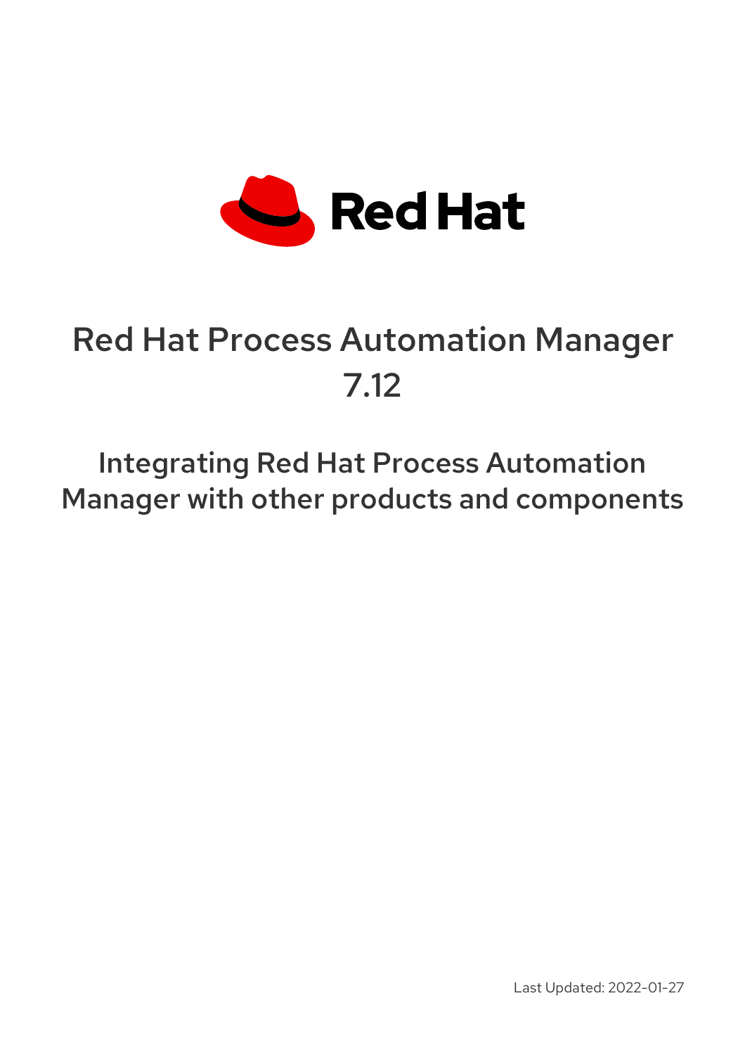Red Hat

# Red Hat Process Automation Manager 7.12

## Integrating Red Hat Process Automation Manager with other products and components

Last Updated: 2022-01-27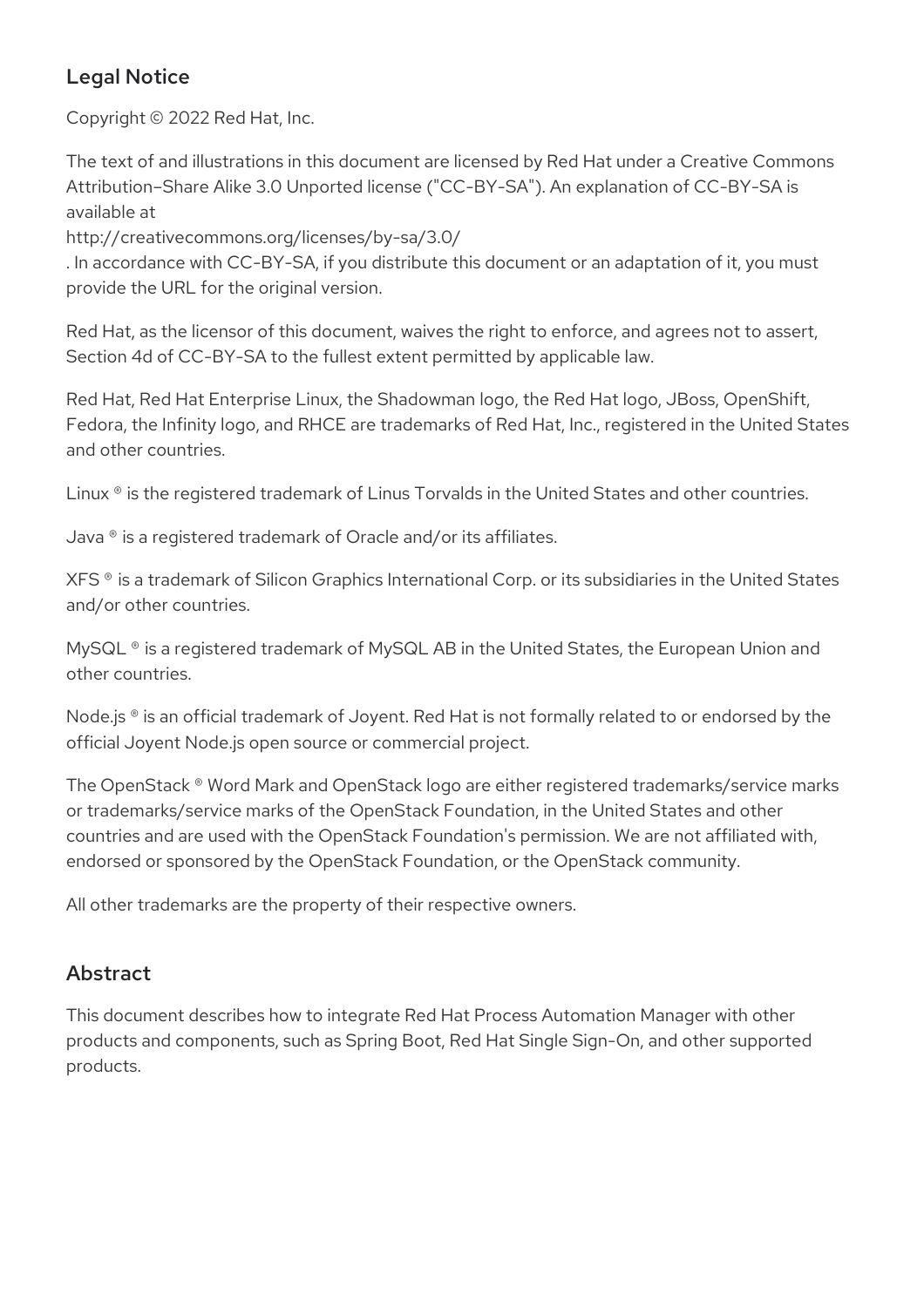## Legal Notice

Copyright © 2022 Red Hat, Inc.

The text of and illustrations in this document are licensed by Red Hat under a Creative Commons Attribution–Share Alike 3.0 Unported license ("CC-BY-SA"). An explanation of CC-BY-SA is available at
http://creativecommons.org/licenses/by-sa/3.0/
. In accordance with CC-BY-SA, if you distribute this document or an adaptation of it, you must provide the URL for the original version.

Red Hat, as the licensor of this document, waives the right to enforce, and agrees not to assert, Section 4d of CC-BY-SA to the fullest extent permitted by applicable law.

Red Hat, Red Hat Enterprise Linux, the Shadowman logo, the Red Hat logo, JBoss, OpenShift, Fedora, the Infinity logo, and RHCE are trademarks of Red Hat, Inc., registered in the United States and other countries.

Linux ® is the registered trademark of Linus Torvalds in the United States and other countries.

Java ® is a registered trademark of Oracle and/or its affiliates.

XFS ® is a trademark of Silicon Graphics International Corp. or its subsidiaries in the United States and/or other countries.

MySQL ® is a registered trademark of MySQL AB in the United States, the European Union and other countries.

Node.js ® is an official trademark of Joyent. Red Hat is not formally related to or endorsed by the official Joyent Node.js open source or commercial project.

The OpenStack ® Word Mark and OpenStack logo are either registered trademarks/service marks or trademarks/service marks of the OpenStack Foundation, in the United States and other countries and are used with the OpenStack Foundation's permission. We are not affiliated with, endorsed or sponsored by the OpenStack Foundation, or the OpenStack community.

All other trademarks are the property of their respective owners.

## Abstract

This document describes how to integrate Red Hat Process Automation Manager with other products and components, such as Spring Boot, Red Hat Single Sign-On, and other supported products.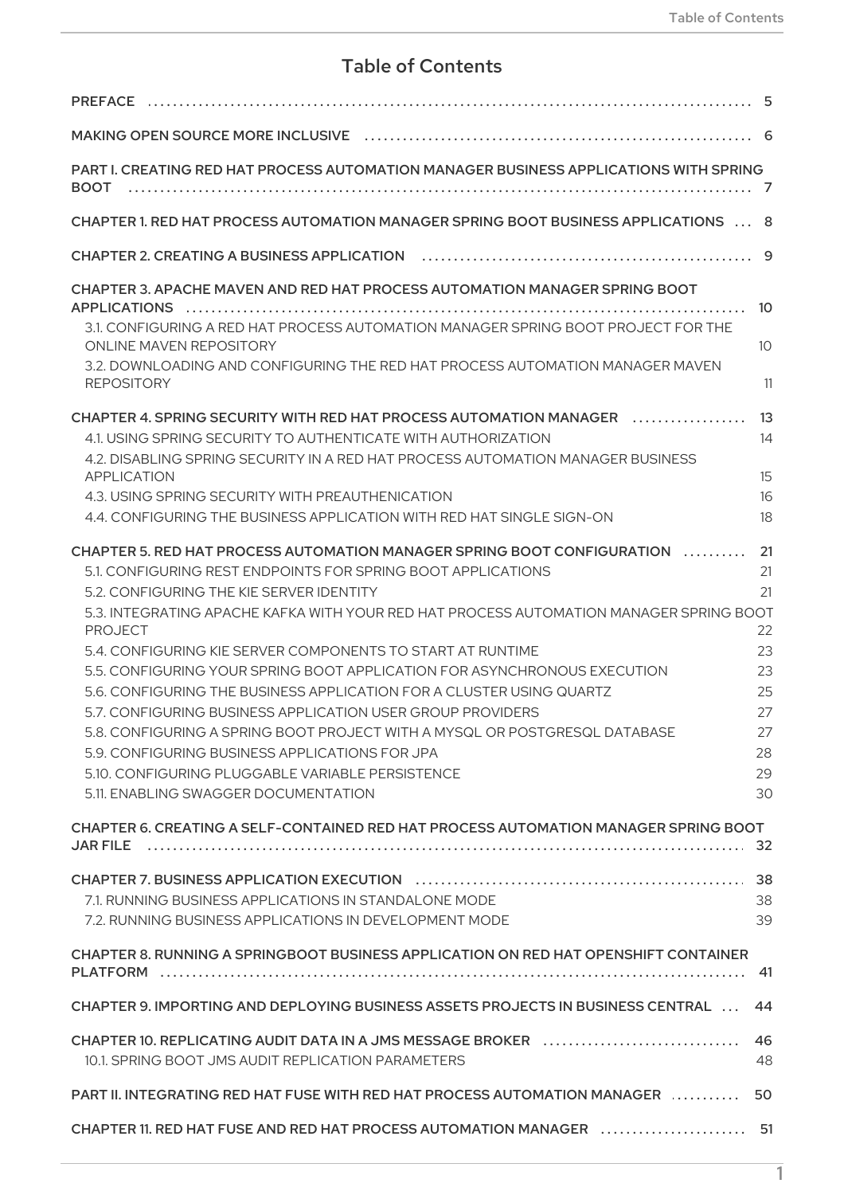# Table of Contents

PREFACE ..... 5

MAKING OPEN SOURCE MORE INCLUSIVE ..... 6

PART I. CREATING RED HAT PROCESS AUTOMATION MANAGER BUSINESS APPLICATIONS WITH SPRING BOOT ..... 7

CHAPTER 1. RED HAT PROCESS AUTOMATION MANAGER SPRING BOOT BUSINESS APPLICATIONS ..... 8

CHAPTER 2. CREATING A BUSINESS APPLICATION ..... 9

CHAPTER 3. APACHE MAVEN AND RED HAT PROCESS AUTOMATION MANAGER SPRING BOOT APPLICATIONS ..... 10

- 3.1. CONFIGURING A RED HAT PROCESS AUTOMATION MANAGER SPRING BOOT PROJECT FOR THE ONLINE MAVEN REPOSITORY 10
- 3.2. DOWNLOADING AND CONFIGURING THE RED HAT PROCESS AUTOMATION MANAGER MAVEN REPOSITORY 11

CHAPTER 4. SPRING SECURITY WITH RED HAT PROCESS AUTOMATION MANAGER ..... 13

- 4.1. USING SPRING SECURITY TO AUTHENTICATE WITH AUTHORIZATION 14
- 4.2. DISABLING SPRING SECURITY IN A RED HAT PROCESS AUTOMATION MANAGER BUSINESS APPLICATION 15
- 4.3. USING SPRING SECURITY WITH PREAUTHENICATION 16
- 4.4. CONFIGURING THE BUSINESS APPLICATION WITH RED HAT SINGLE SIGN-ON 18

CHAPTER 5. RED HAT PROCESS AUTOMATION MANAGER SPRING BOOT CONFIGURATION ..... 21

- 5.1. CONFIGURING REST ENDPOINTS FOR SPRING BOOT APPLICATIONS 21
- 5.2. CONFIGURING THE KIE SERVER IDENTITY 21
- 5.3. INTEGRATING APACHE KAFKA WITH YOUR RED HAT PROCESS AUTOMATION MANAGER SPRING BOOT PROJECT 22
- 5.4. CONFIGURING KIE SERVER COMPONENTS TO START AT RUNTIME 23
- 5.5. CONFIGURING YOUR SPRING BOOT APPLICATION FOR ASYNCHRONOUS EXECUTION 23
- 5.6. CONFIGURING THE BUSINESS APPLICATION FOR A CLUSTER USING QUARTZ 25
- 5.7. CONFIGURING BUSINESS APPLICATION USER GROUP PROVIDERS 27
- 5.8. CONFIGURING A SPRING BOOT PROJECT WITH A MYSQL OR POSTGRESQL DATABASE 27
- 5.9. CONFIGURING BUSINESS APPLICATIONS FOR JPA 28
- 5.10. CONFIGURING PLUGGABLE VARIABLE PERSISTENCE 29
- 5.11. ENABLING SWAGGER DOCUMENTATION 30

CHAPTER 6. CREATING A SELF-CONTAINED RED HAT PROCESS AUTOMATION MANAGER SPRING BOOT JAR FILE ..... 32

CHAPTER 7. BUSINESS APPLICATION EXECUTION ..... 38

- 7.1. RUNNING BUSINESS APPLICATIONS IN STANDALONE MODE 38
- 7.2. RUNNING BUSINESS APPLICATIONS IN DEVELOPMENT MODE 39

CHAPTER 8. RUNNING A SPRINGBOOT BUSINESS APPLICATION ON RED HAT OPENSHIFT CONTAINER PLATFORM ..... 41

CHAPTER 9. IMPORTING AND DEPLOYING BUSINESS ASSETS PROJECTS IN BUSINESS CENTRAL ..... 44

CHAPTER 10. REPLICATING AUDIT DATA IN A JMS MESSAGE BROKER ..... 46

- 10.1. SPRING BOOT JMS AUDIT REPLICATION PARAMETERS 48

PART II. INTEGRATING RED HAT FUSE WITH RED HAT PROCESS AUTOMATION MANAGER ..... 50

CHAPTER 11. RED HAT FUSE AND RED HAT PROCESS AUTOMATION MANAGER ..... 51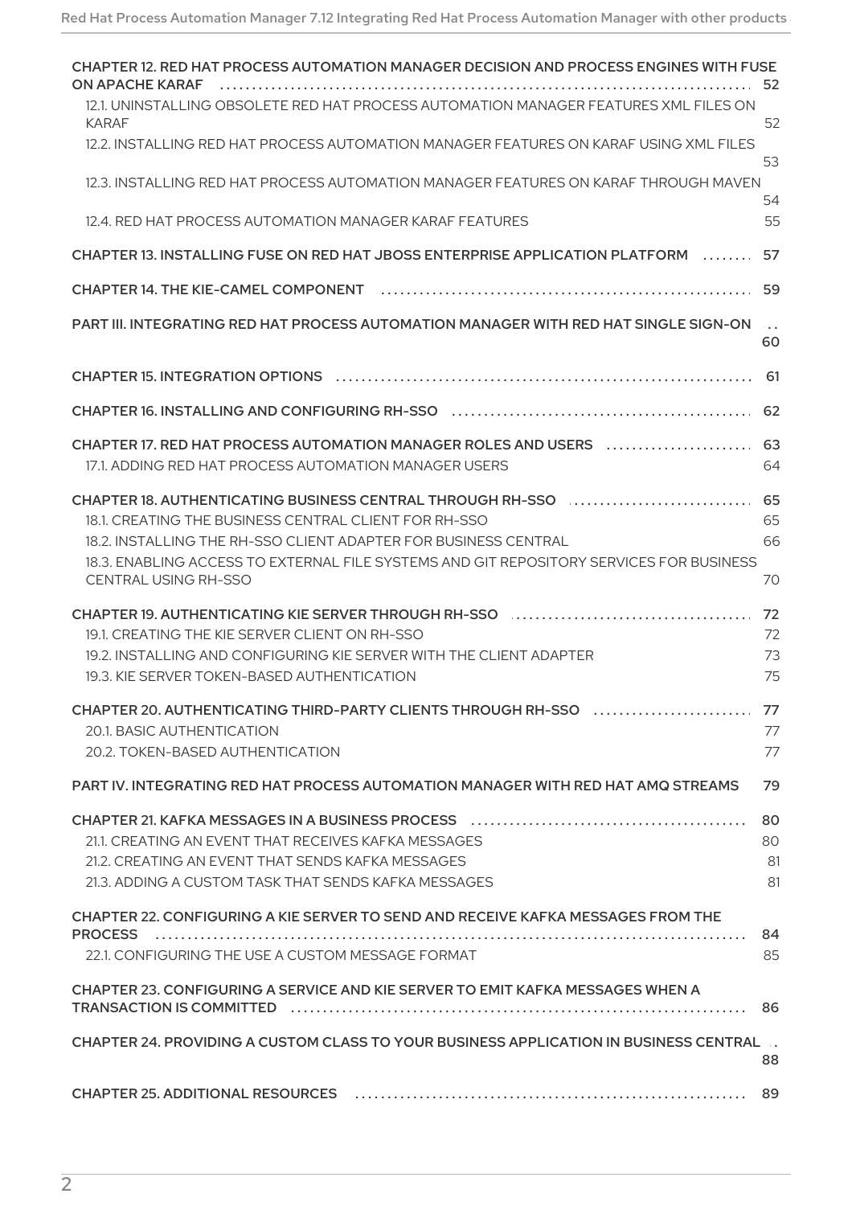CHAPTER 12. RED HAT PROCESS AUTOMATION MANAGER DECISION AND PROCESS ENGINES WITH FUSE ON APACHE KARAF ... 52
- 12.1. UNINSTALLING OBSOLETE RED HAT PROCESS AUTOMATION MANAGER FEATURES XML FILES ON KARAF ... 52
- 12.2. INSTALLING RED HAT PROCESS AUTOMATION MANAGER FEATURES ON KARAF USING XML FILES ... 53
- 12.3. INSTALLING RED HAT PROCESS AUTOMATION MANAGER FEATURES ON KARAF THROUGH MAVEN ... 54
- 12.4. RED HAT PROCESS AUTOMATION MANAGER KARAF FEATURES ... 55

CHAPTER 13. INSTALLING FUSE ON RED HAT JBOSS ENTERPRISE APPLICATION PLATFORM ... 57

CHAPTER 14. THE KIE-CAMEL COMPONENT ... 59

PART III. INTEGRATING RED HAT PROCESS AUTOMATION MANAGER WITH RED HAT SINGLE SIGN-ON ... 60

CHAPTER 15. INTEGRATION OPTIONS ... 61

CHAPTER 16. INSTALLING AND CONFIGURING RH-SSO ... 62

CHAPTER 17. RED HAT PROCESS AUTOMATION MANAGER ROLES AND USERS ... 63
- 17.1. ADDING RED HAT PROCESS AUTOMATION MANAGER USERS ... 64

CHAPTER 18. AUTHENTICATING BUSINESS CENTRAL THROUGH RH-SSO ... 65
- 18.1. CREATING THE BUSINESS CENTRAL CLIENT FOR RH-SSO ... 65
- 18.2. INSTALLING THE RH-SSO CLIENT ADAPTER FOR BUSINESS CENTRAL ... 66
- 18.3. ENABLING ACCESS TO EXTERNAL FILE SYSTEMS AND GIT REPOSITORY SERVICES FOR BUSINESS CENTRAL USING RH-SSO ... 70

CHAPTER 19. AUTHENTICATING KIE SERVER THROUGH RH-SSO ... 72
- 19.1. CREATING THE KIE SERVER CLIENT ON RH-SSO ... 72
- 19.2. INSTALLING AND CONFIGURING KIE SERVER WITH THE CLIENT ADAPTER ... 73
- 19.3. KIE SERVER TOKEN-BASED AUTHENTICATION ... 75

CHAPTER 20. AUTHENTICATING THIRD-PARTY CLIENTS THROUGH RH-SSO ... 77
- 20.1. BASIC AUTHENTICATION ... 77
- 20.2. TOKEN-BASED AUTHENTICATION ... 77

PART IV. INTEGRATING RED HAT PROCESS AUTOMATION MANAGER WITH RED HAT AMQ STREAMS ... 79

CHAPTER 21. KAFKA MESSAGES IN A BUSINESS PROCESS ... 80
- 21.1. CREATING AN EVENT THAT RECEIVES KAFKA MESSAGES ... 80
- 21.2. CREATING AN EVENT THAT SENDS KAFKA MESSAGES ... 81
- 21.3. ADDING A CUSTOM TASK THAT SENDS KAFKA MESSAGES ... 81

CHAPTER 22. CONFIGURING A KIE SERVER TO SEND AND RECEIVE KAFKA MESSAGES FROM THE PROCESS ... 84
- 22.1. CONFIGURING THE USE A CUSTOM MESSAGE FORMAT ... 85

CHAPTER 23. CONFIGURING A SERVICE AND KIE SERVER TO EMIT KAFKA MESSAGES WHEN A TRANSACTION IS COMMITTED ... 86

CHAPTER 24. PROVIDING A CUSTOM CLASS TO YOUR BUSINESS APPLICATION IN BUSINESS CENTRAL ... 88

CHAPTER 25. ADDITIONAL RESOURCES ... 89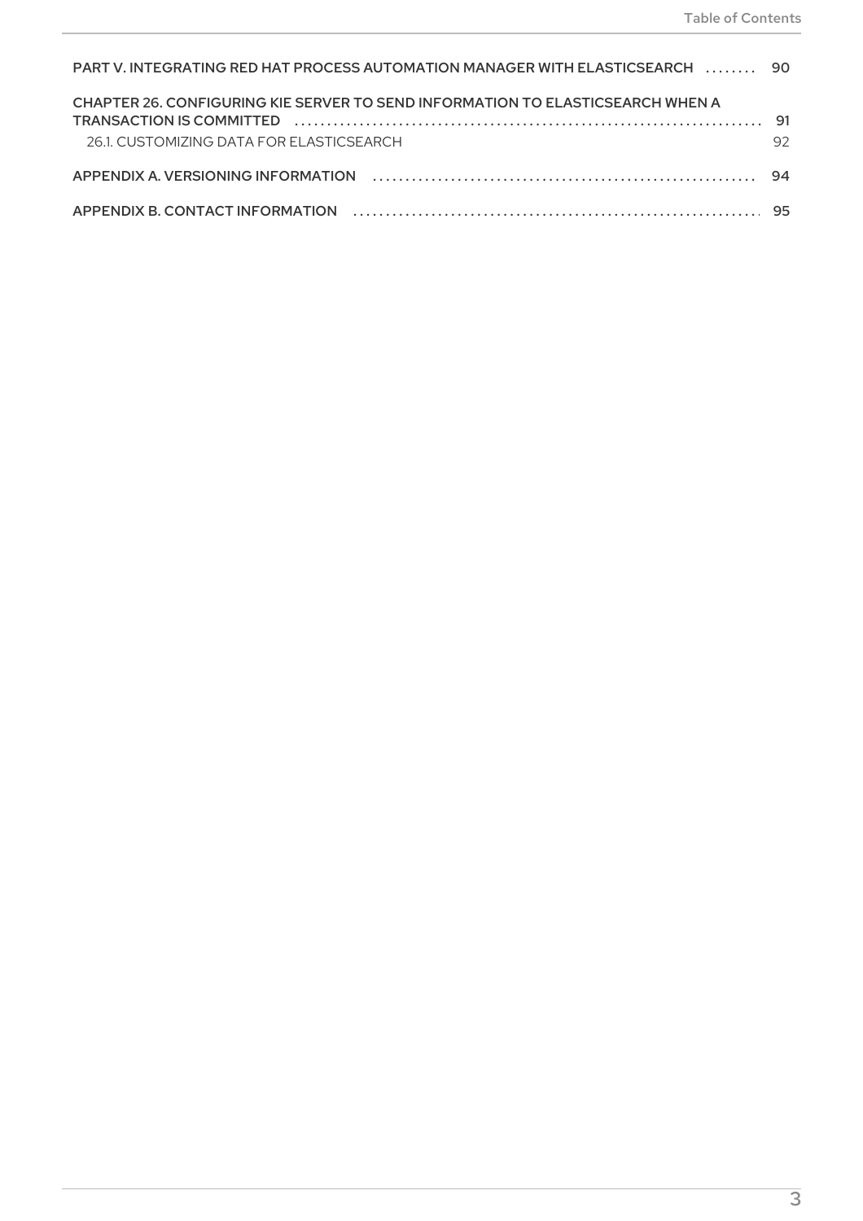PART V. INTEGRATING RED HAT PROCESS AUTOMATION MANAGER WITH ELASTICSEARCH ........ 90

CHAPTER 26. CONFIGURING KIE SERVER TO SEND INFORMATION TO ELASTICSEARCH WHEN A TRANSACTION IS COMMITTED ........ 91

26.1. CUSTOMIZING DATA FOR ELASTICSEARCH ........ 92

APPENDIX A. VERSIONING INFORMATION ........ 94

APPENDIX B. CONTACT INFORMATION ........ 95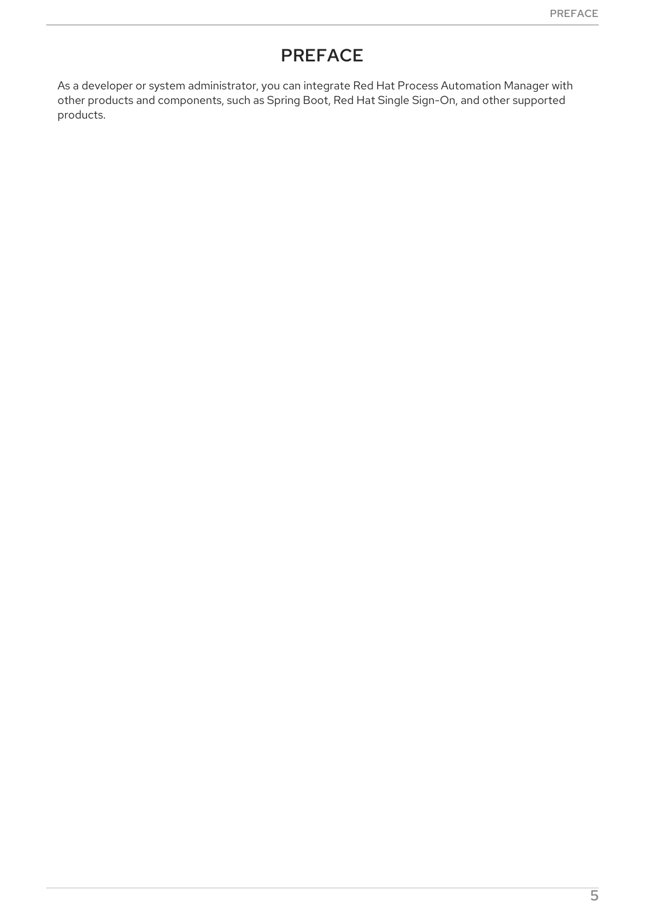# PREFACE

As a developer or system administrator, you can integrate Red Hat Process Automation Manager with other products and components, such as Spring Boot, Red Hat Single Sign-On, and other supported products.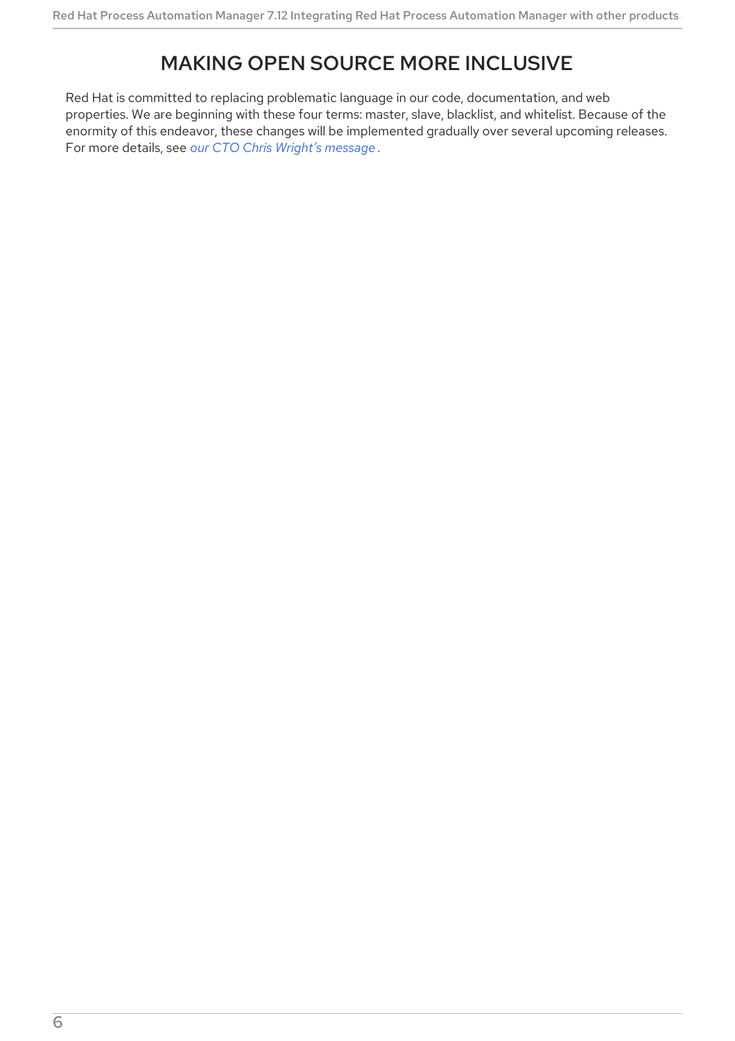# MAKING OPEN SOURCE MORE INCLUSIVE

Red Hat is committed to replacing problematic language in our code, documentation, and web properties. We are beginning with these four terms: master, slave, blacklist, and whitelist. Because of the enormity of this endeavor, these changes will be implemented gradually over several upcoming releases. For more details, see *our CTO Chris Wright's message* .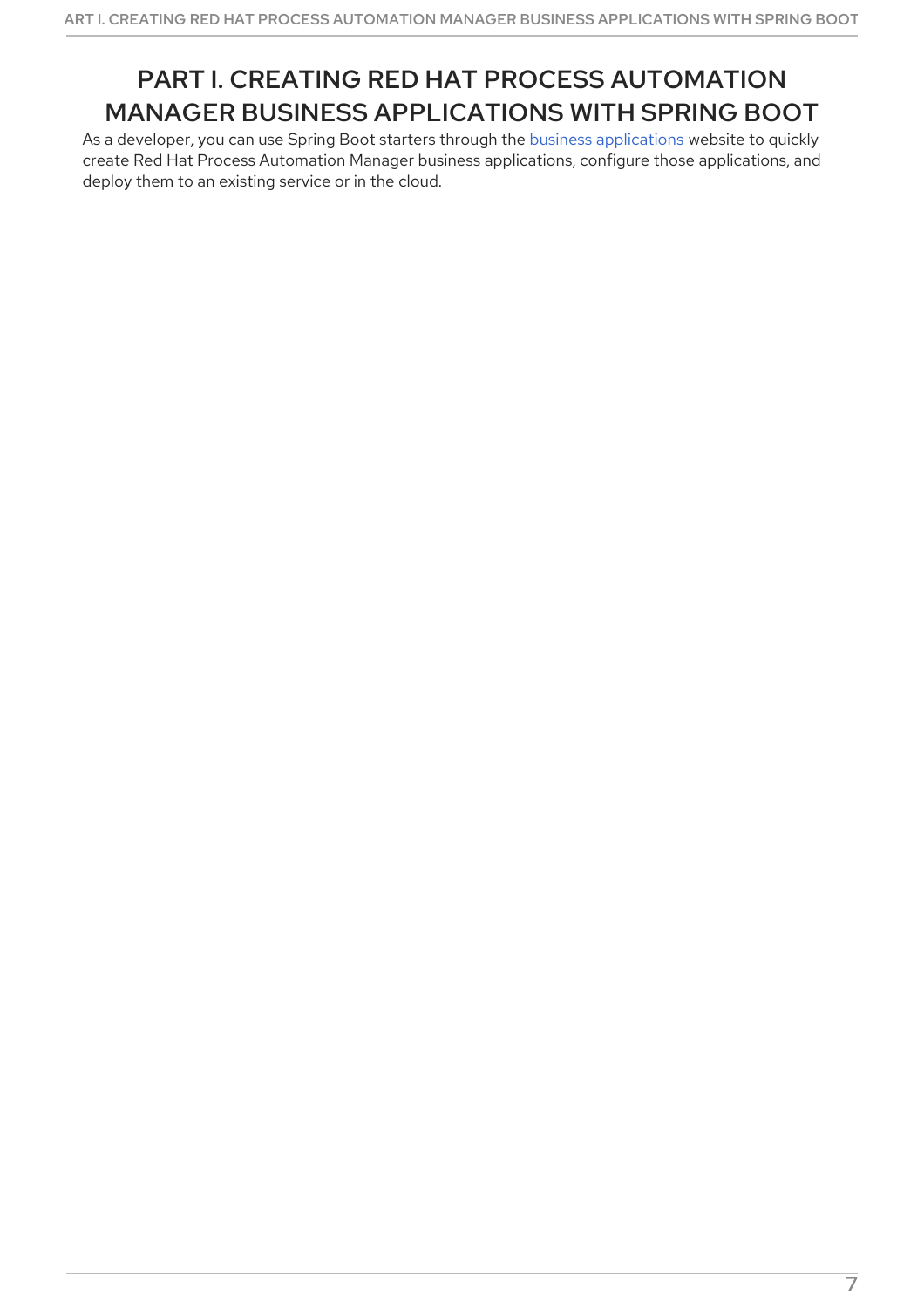# PART I. CREATING RED HAT PROCESS AUTOMATION MANAGER BUSINESS APPLICATIONS WITH SPRING BOOT

As a developer, you can use Spring Boot starters through the business applications website to quickly create Red Hat Process Automation Manager business applications, configure those applications, and deploy them to an existing service or in the cloud.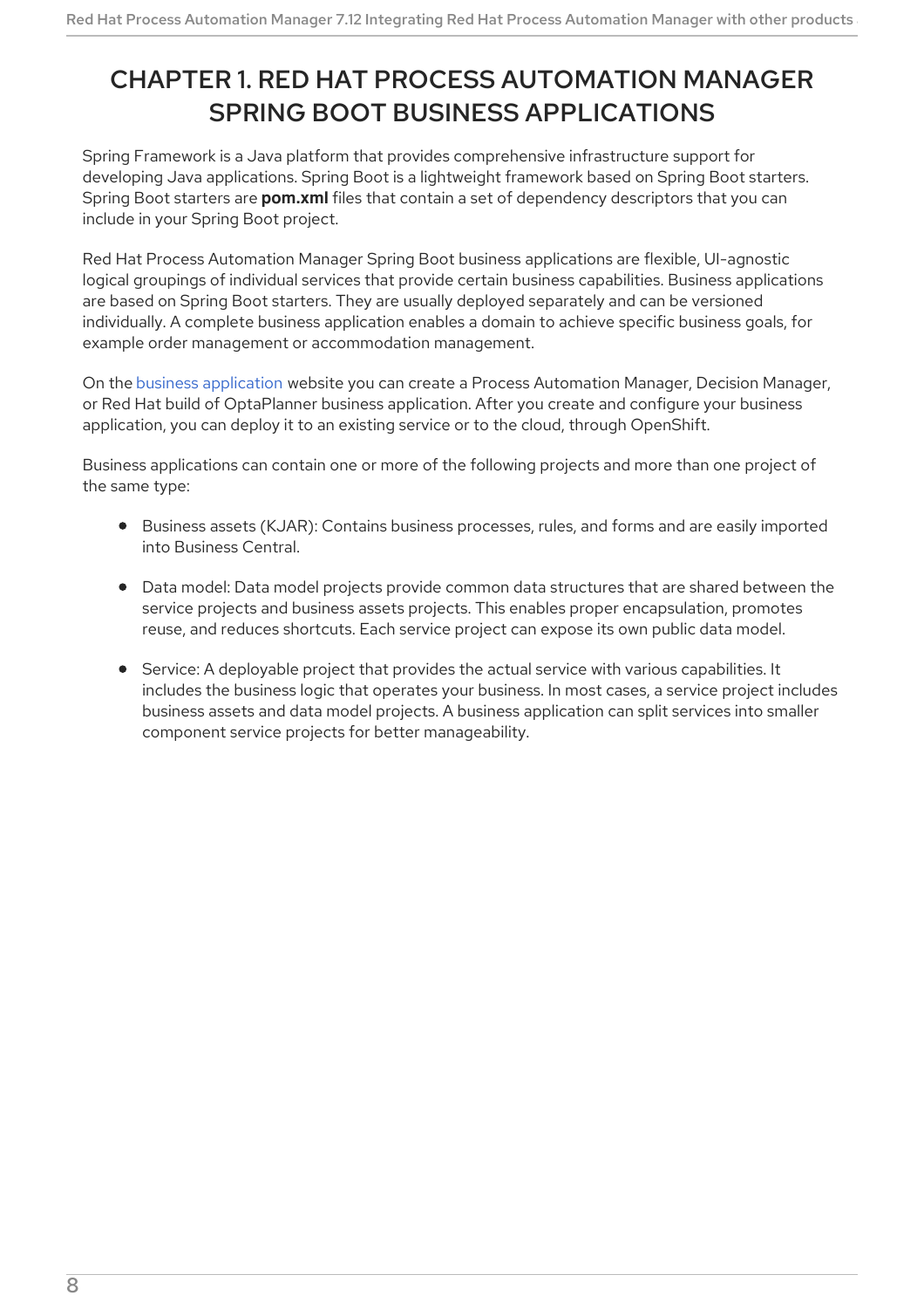# CHAPTER 1. RED HAT PROCESS AUTOMATION MANAGER SPRING BOOT BUSINESS APPLICATIONS

Spring Framework is a Java platform that provides comprehensive infrastructure support for developing Java applications. Spring Boot is a lightweight framework based on Spring Boot starters. Spring Boot starters are **pom.xml** files that contain a set of dependency descriptors that you can include in your Spring Boot project.

Red Hat Process Automation Manager Spring Boot business applications are flexible, UI-agnostic logical groupings of individual services that provide certain business capabilities. Business applications are based on Spring Boot starters. They are usually deployed separately and can be versioned individually. A complete business application enables a domain to achieve specific business goals, for example order management or accommodation management.

On the business application website you can create a Process Automation Manager, Decision Manager, or Red Hat build of OptaPlanner business application. After you create and configure your business application, you can deploy it to an existing service or to the cloud, through OpenShift.

Business applications can contain one or more of the following projects and more than one project of the same type:

- Business assets (KJAR): Contains business processes, rules, and forms and are easily imported into Business Central.
- Data model: Data model projects provide common data structures that are shared between the service projects and business assets projects. This enables proper encapsulation, promotes reuse, and reduces shortcuts. Each service project can expose its own public data model.
- Service: A deployable project that provides the actual service with various capabilities. It includes the business logic that operates your business. In most cases, a service project includes business assets and data model projects. A business application can split services into smaller component service projects for better manageability.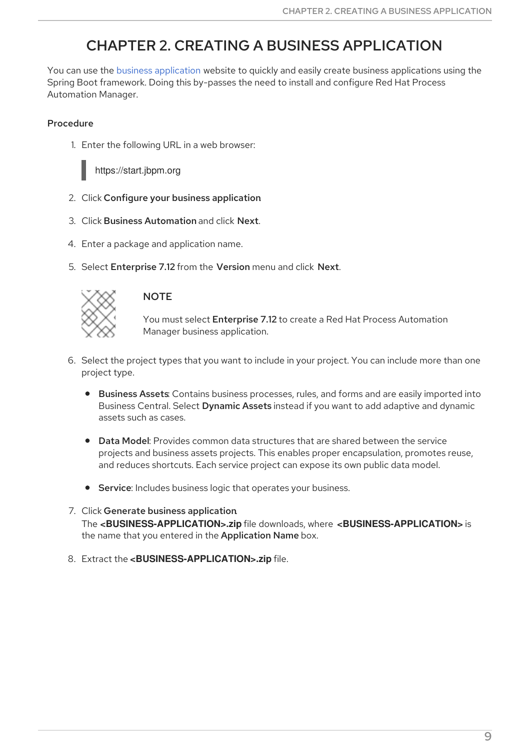# CHAPTER 2. CREATING A BUSINESS APPLICATION

You can use the business application website to quickly and easily create business applications using the Spring Boot framework. Doing this by-passes the need to install and configure Red Hat Process Automation Manager.

**Procedure**

1. Enter the following URL in a web browser:

```
https://start.jbpm.org
```

2. Click **Configure your business application**
3. Click **Business Automation** and click **Next**.
4. Enter a package and application name.
5. Select **Enterprise 7.12** from the **Version** menu and click **Next**.

> **NOTE**
>
> You must select **Enterprise 7.12** to create a Red Hat Process Automation Manager business application.

6. Select the project types that you want to include in your project. You can include more than one project type.
   - **Business Assets**: Contains business processes, rules, and forms and are easily imported into Business Central. Select **Dynamic Assets** instead if you want to add adaptive and dynamic assets such as cases.
   - **Data Model**: Provides common data structures that are shared between the service projects and business assets projects. This enables proper encapsulation, promotes reuse, and reduces shortcuts. Each service project can expose its own public data model.
   - **Service**: Includes business logic that operates your business.
7. Click **Generate business application**.
   The **<BUSINESS-APPLICATION>.zip** file downloads, where **<BUSINESS-APPLICATION>** is the name that you entered in the **Application Name** box.
8. Extract the **<BUSINESS-APPLICATION>.zip** file.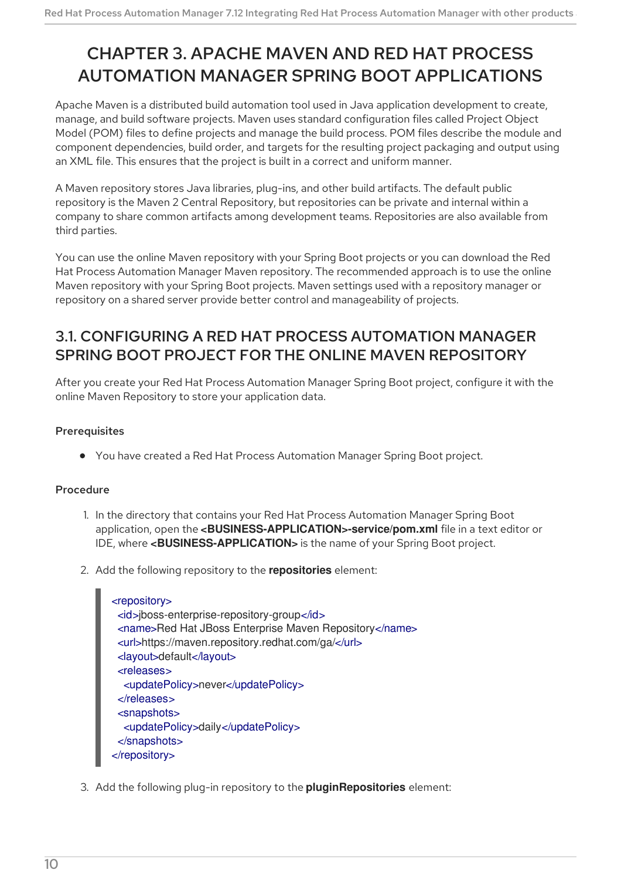# CHAPTER 3. APACHE MAVEN AND RED HAT PROCESS AUTOMATION MANAGER SPRING BOOT APPLICATIONS

Apache Maven is a distributed build automation tool used in Java application development to create, manage, and build software projects. Maven uses standard configuration files called Project Object Model (POM) files to define projects and manage the build process. POM files describe the module and component dependencies, build order, and targets for the resulting project packaging and output using an XML file. This ensures that the project is built in a correct and uniform manner.

A Maven repository stores Java libraries, plug-ins, and other build artifacts. The default public repository is the Maven 2 Central Repository, but repositories can be private and internal within a company to share common artifacts among development teams. Repositories are also available from third parties.

You can use the online Maven repository with your Spring Boot projects or you can download the Red Hat Process Automation Manager Maven repository. The recommended approach is to use the online Maven repository with your Spring Boot projects. Maven settings used with a repository manager or repository on a shared server provide better control and manageability of projects.

## 3.1. CONFIGURING A RED HAT PROCESS AUTOMATION MANAGER SPRING BOOT PROJECT FOR THE ONLINE MAVEN REPOSITORY

After you create your Red Hat Process Automation Manager Spring Boot project, configure it with the online Maven Repository to store your application data.

### Prerequisites

- You have created a Red Hat Process Automation Manager Spring Boot project.

### Procedure

1. In the directory that contains your Red Hat Process Automation Manager Spring Boot application, open the **<BUSINESS-APPLICATION>-service/pom.xml** file in a text editor or IDE, where **<BUSINESS-APPLICATION>** is the name of your Spring Boot project.

2. Add the following repository to the **repositories** element:

```
<repository>
  <id>jboss-enterprise-repository-group</id>
  <name>Red Hat JBoss Enterprise Maven Repository</name>
  <url>https://maven.repository.redhat.com/ga/</url>
  <layout>default</layout>
  <releases>
    <updatePolicy>never</updatePolicy>
  </releases>
  <snapshots>
    <updatePolicy>daily</updatePolicy>
  </snapshots>
</repository>
```

3. Add the following plug-in repository to the **pluginRepositories** element: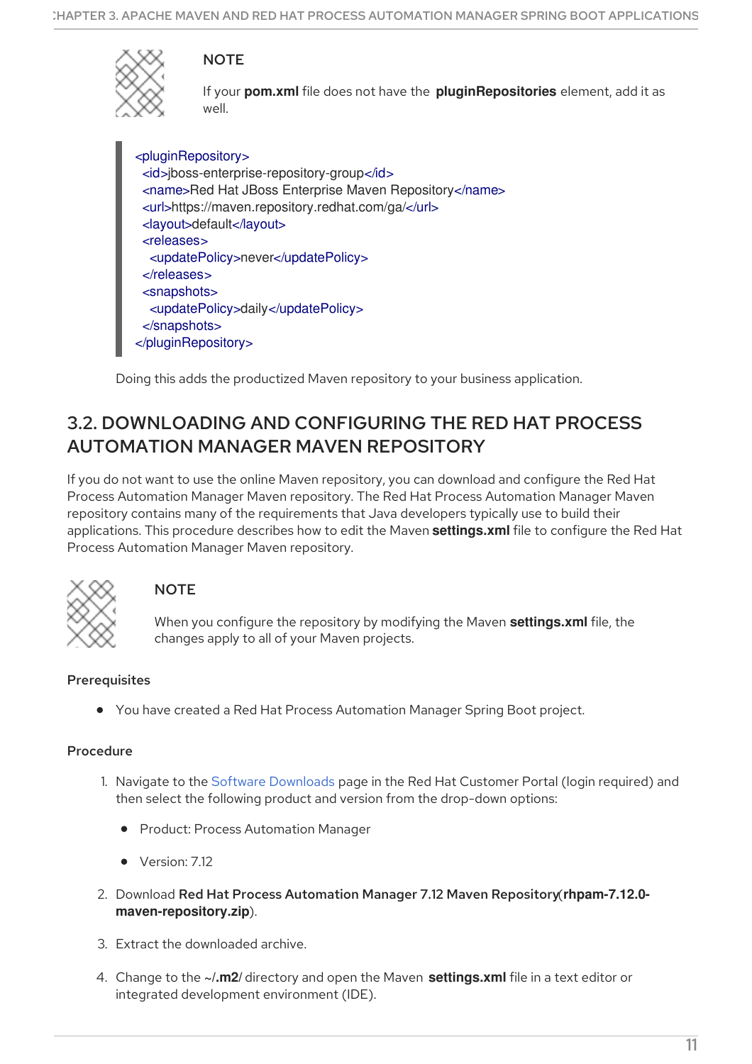> **NOTE**
>
> If your **pom.xml** file does not have the **pluginRepositories** element, add it as well.

```
<pluginRepository>
  <id>jboss-enterprise-repository-group</id>
  <name>Red Hat JBoss Enterprise Maven Repository</name>
  <url>https://maven.repository.redhat.com/ga/</url>
  <layout>default</layout>
  <releases>
    <updatePolicy>never</updatePolicy>
  </releases>
  <snapshots>
    <updatePolicy>daily</updatePolicy>
  </snapshots>
</pluginRepository>
```

Doing this adds the productized Maven repository to your business application.

## 3.2. DOWNLOADING AND CONFIGURING THE RED HAT PROCESS AUTOMATION MANAGER MAVEN REPOSITORY

If you do not want to use the online Maven repository, you can download and configure the Red Hat Process Automation Manager Maven repository. The Red Hat Process Automation Manager Maven repository contains many of the requirements that Java developers typically use to build their applications. This procedure describes how to edit the Maven **settings.xml** file to configure the Red Hat Process Automation Manager Maven repository.

> **NOTE**
>
> When you configure the repository by modifying the Maven **settings.xml** file, the changes apply to all of your Maven projects.

**Prerequisites**

- You have created a Red Hat Process Automation Manager Spring Boot project.

**Procedure**

1. Navigate to the Software Downloads page in the Red Hat Customer Portal (login required) and then select the following product and version from the drop-down options:
   - Product: Process Automation Manager
   - Version: 7.12
2. Download **Red Hat Process Automation Manager 7.12 Maven Repository** (**rhpam-7.12.0-maven-repository.zip**).
3. Extract the downloaded archive.
4. Change to the **~/.m2/** directory and open the Maven **settings.xml** file in a text editor or integrated development environment (IDE).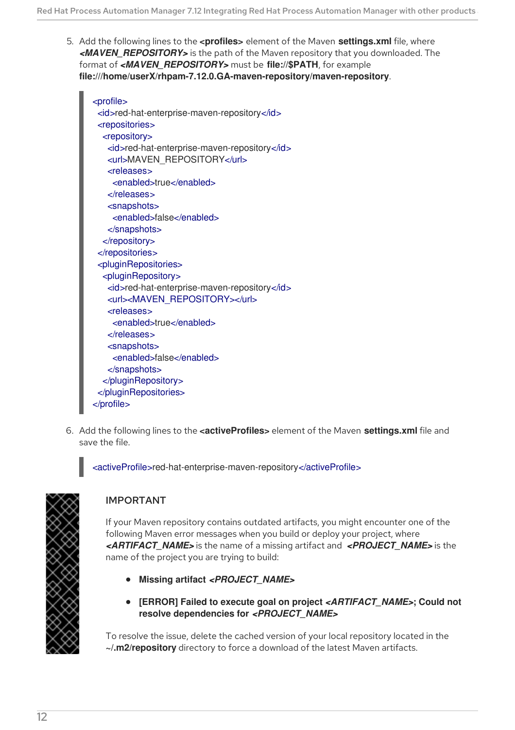5. Add the following lines to the **<profiles>** element of the Maven **settings.xml** file, where ***<MAVEN_REPOSITORY>*** is the path of the Maven repository that you downloaded. The format of ***<MAVEN_REPOSITORY>*** must be **file://$PATH**, for example **file:///home/userX/rhpam-7.12.0.GA-maven-repository/maven-repository**.

```
<profile>
  <id>red-hat-enterprise-maven-repository</id>
  <repositories>
    <repository>
      <id>red-hat-enterprise-maven-repository</id>
      <url>MAVEN_REPOSITORY</url>
      <releases>
        <enabled>true</enabled>
      </releases>
      <snapshots>
        <enabled>false</enabled>
      </snapshots>
    </repository>
  </repositories>
  <pluginRepositories>
    <pluginRepository>
      <id>red-hat-enterprise-maven-repository</id>
      <url><MAVEN_REPOSITORY></url>
      <releases>
        <enabled>true</enabled>
      </releases>
      <snapshots>
        <enabled>false</enabled>
      </snapshots>
    </pluginRepository>
  </pluginRepositories>
</profile>
```

6. Add the following lines to the **<activeProfiles>** element of the Maven **settings.xml** file and save the file.

```
<activeProfile>red-hat-enterprise-maven-repository</activeProfile>
```

IMPORTANT

If your Maven repository contains outdated artifacts, you might encounter one of the following Maven error messages when you build or deploy your project, where ***<ARTIFACT_NAME>*** is the name of a missing artifact and ***<PROJECT_NAME>*** is the name of the project you are trying to build:

- **Missing artifact *<PROJECT_NAME>***
- **[ERROR] Failed to execute goal on project *<ARTIFACT_NAME>*; Could not resolve dependencies for *<PROJECT_NAME>***

To resolve the issue, delete the cached version of your local repository located in the **~/.m2/repository** directory to force a download of the latest Maven artifacts.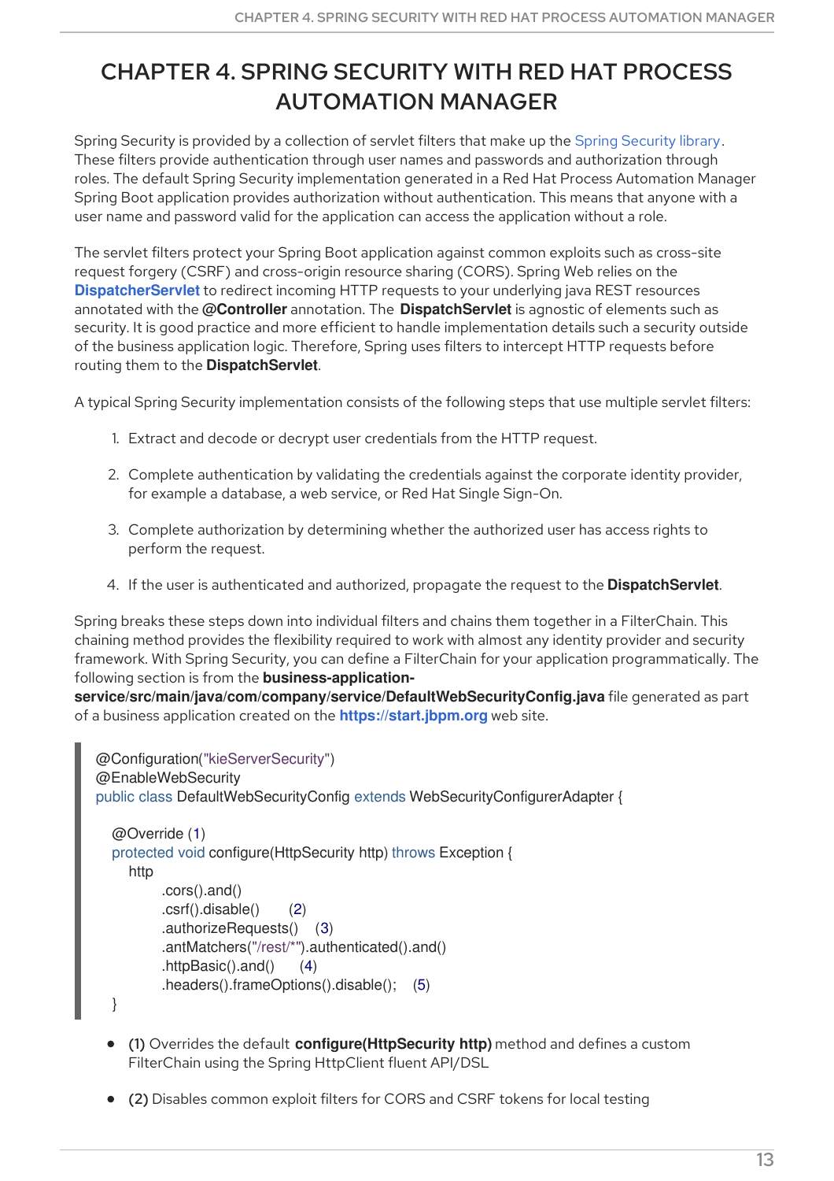# CHAPTER 4. SPRING SECURITY WITH RED HAT PROCESS AUTOMATION MANAGER

Spring Security is provided by a collection of servlet filters that make up the Spring Security library. These filters provide authentication through user names and passwords and authorization through roles. The default Spring Security implementation generated in a Red Hat Process Automation Manager Spring Boot application provides authorization without authentication. This means that anyone with a user name and password valid for the application can access the application without a role.

The servlet filters protect your Spring Boot application against common exploits such as cross-site request forgery (CSRF) and cross-origin resource sharing (CORS). Spring Web relies on the **DispatcherServlet** to redirect incoming HTTP requests to your underlying java REST resources annotated with the **@Controller** annotation. The **DispatchServlet** is agnostic of elements such as security. It is good practice and more efficient to handle implementation details such a security outside of the business application logic. Therefore, Spring uses filters to intercept HTTP requests before routing them to the **DispatchServlet**.

A typical Spring Security implementation consists of the following steps that use multiple servlet filters:

1. Extract and decode or decrypt user credentials from the HTTP request.
2. Complete authentication by validating the credentials against the corporate identity provider, for example a database, a web service, or Red Hat Single Sign-On.
3. Complete authorization by determining whether the authorized user has access rights to perform the request.
4. If the user is authenticated and authorized, propagate the request to the **DispatchServlet**.

Spring breaks these steps down into individual filters and chains them together in a FilterChain. This chaining method provides the flexibility required to work with almost any identity provider and security framework. With Spring Security, you can define a FilterChain for your application programmatically. The following section is from the **business-application-service/src/main/java/com/company/service/DefaultWebSecurityConfig.java** file generated as part of a business application created on the **https://start.jbpm.org** web site.

```
@Configuration("kieServerSecurity")
@EnableWebSecurity
public class DefaultWebSecurityConfig extends WebSecurityConfigurerAdapter {

  @Override (1)
  protected void configure(HttpSecurity http) throws Exception {
    http
        .cors().and()
        .csrf().disable()      (2)
        .authorizeRequests()    (3)
        .antMatchers("/rest/*").authenticated().and()
        .httpBasic().and()      (4)
        .headers().frameOptions().disable();    (5)
  }
```

- **(1)** Overrides the default **configure(HttpSecurity http)** method and defines a custom FilterChain using the Spring HttpClient fluent API/DSL
- **(2)** Disables common exploit filters for CORS and CSRF tokens for local testing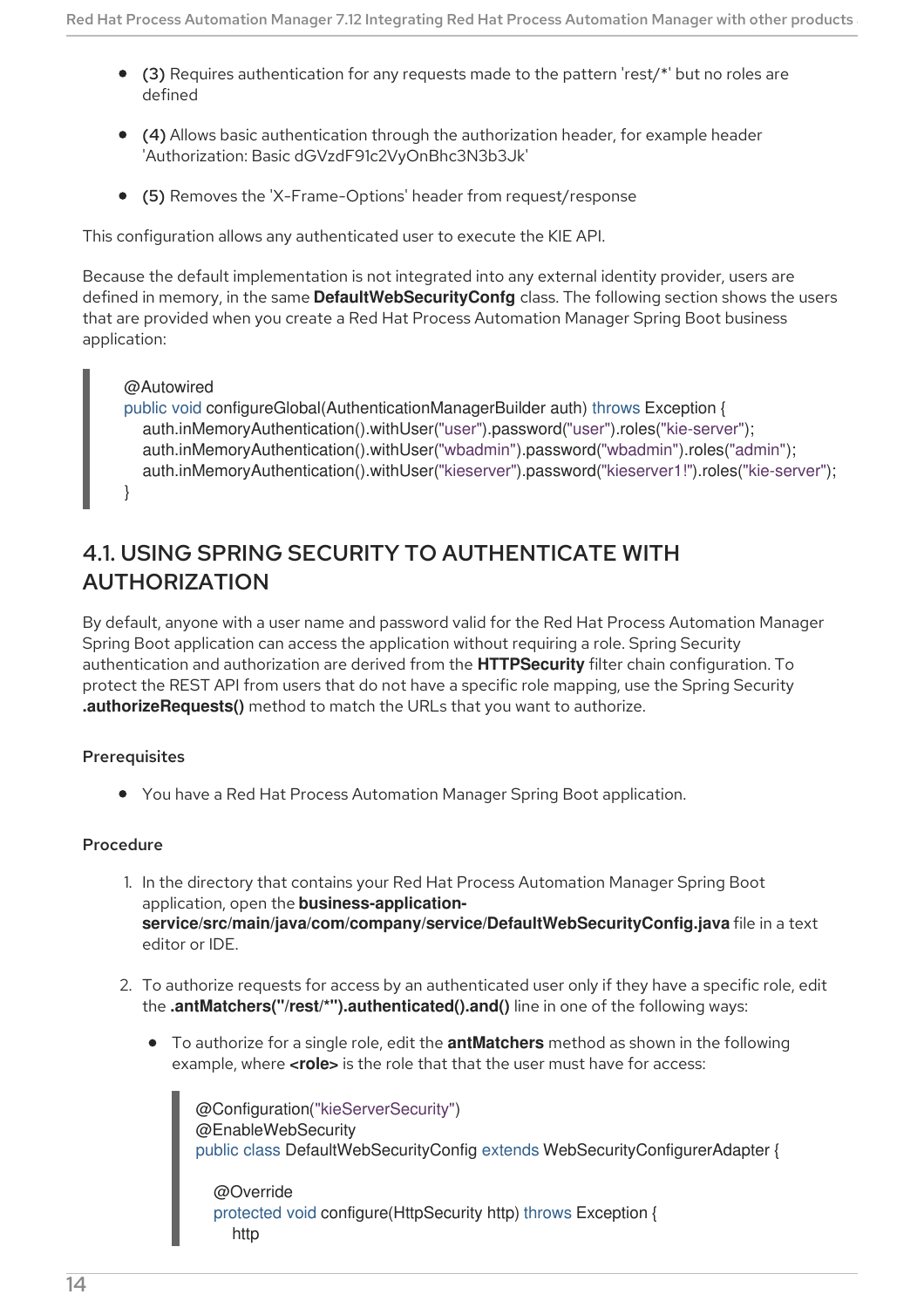- **(3)** Requires authentication for any requests made to the pattern 'rest/*' but no roles are defined
- **(4)** Allows basic authentication through the authorization header, for example header 'Authorization: Basic dGVzdF91c2VyOnBhc3N3b3Jk'
- **(5)** Removes the 'X-Frame-Options' header from request/response

This configuration allows any authenticated user to execute the KIE API.

Because the default implementation is not integrated into any external identity provider, users are defined in memory, in the same **DefaultWebSecurityConfg** class. The following section shows the users that are provided when you create a Red Hat Process Automation Manager Spring Boot business application:

```
@Autowired
public void configureGlobal(AuthenticationManagerBuilder auth) throws Exception {
    auth.inMemoryAuthentication().withUser("user").password("user").roles("kie-server");
    auth.inMemoryAuthentication().withUser("wbadmin").password("wbadmin").roles("admin");
    auth.inMemoryAuthentication().withUser("kieserver").password("kieserver1!").roles("kie-server");
}
```

## 4.1. USING SPRING SECURITY TO AUTHENTICATE WITH AUTHORIZATION

By default, anyone with a user name and password valid for the Red Hat Process Automation Manager Spring Boot application can access the application without requiring a role. Spring Security authentication and authorization are derived from the **HTTPSecurity** filter chain configuration. To protect the REST API from users that do not have a specific role mapping, use the Spring Security **.authorizeRequests()** method to match the URLs that you want to authorize.

### Prerequisites

- You have a Red Hat Process Automation Manager Spring Boot application.

### Procedure

1. In the directory that contains your Red Hat Process Automation Manager Spring Boot application, open the **business-application-service/src/main/java/com/company/service/DefaultWebSecurityConfig.java** file in a text editor or IDE.
2. To authorize requests for access by an authenticated user only if they have a specific role, edit the **.antMatchers("/rest/*").authenticated().and()** line in one of the following ways:
   - To authorize for a single role, edit the **antMatchers** method as shown in the following example, where **<role>** is the role that that the user must have for access:

```
@Configuration("kieServerSecurity")
@EnableWebSecurity
public class DefaultWebSecurityConfig extends WebSecurityConfigurerAdapter {

    @Override
    protected void configure(HttpSecurity http) throws Exception {
        http
```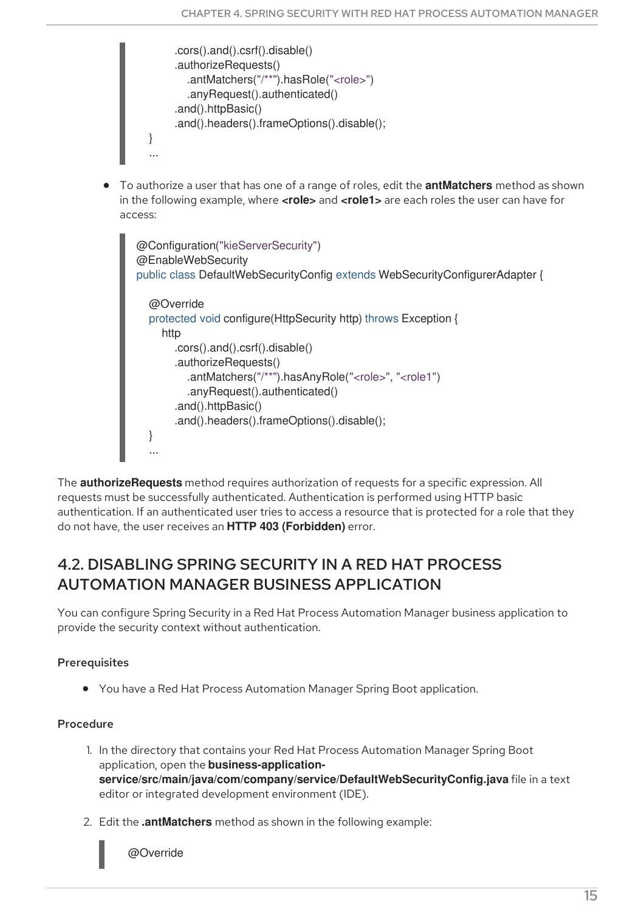```
        .cors().and().csrf().disable()
        .authorizeRequests()
            .antMatchers("/**").hasRole("<role>")
            .anyRequest().authenticated()
        .and().httpBasic()
        .and().headers().frameOptions().disable();
}
...
```

- To authorize a user that has one of a range of roles, edit the **antMatchers** method as shown in the following example, where **<role>** and **<role1>** are each roles the user can have for access:

```
@Configuration("kieServerSecurity")
@EnableWebSecurity
public class DefaultWebSecurityConfig extends WebSecurityConfigurerAdapter {

    @Override
    protected void configure(HttpSecurity http) throws Exception {
        http
        .cors().and().csrf().disable()
        .authorizeRequests()
            .antMatchers("/**").hasAnyRole("<role>", "<role1")
            .anyRequest().authenticated()
        .and().httpBasic()
        .and().headers().frameOptions().disable();
    }
    ...
```

The **authorizeRequests** method requires authorization of requests for a specific expression. All requests must be successfully authenticated. Authentication is performed using HTTP basic authentication. If an authenticated user tries to access a resource that is protected for a role that they do not have, the user receives an **HTTP 403 (Forbidden)** error.

## 4.2. DISABLING SPRING SECURITY IN A RED HAT PROCESS AUTOMATION MANAGER BUSINESS APPLICATION

You can configure Spring Security in a Red Hat Process Automation Manager business application to provide the security context without authentication.

### Prerequisites

- You have a Red Hat Process Automation Manager Spring Boot application.

### Procedure

1. In the directory that contains your Red Hat Process Automation Manager Spring Boot application, open the **business-application-service/src/main/java/com/company/service/DefaultWebSecurityConfig.java** file in a text editor or integrated development environment (IDE).

2. Edit the **.antMatchers** method as shown in the following example:

```
@Override
```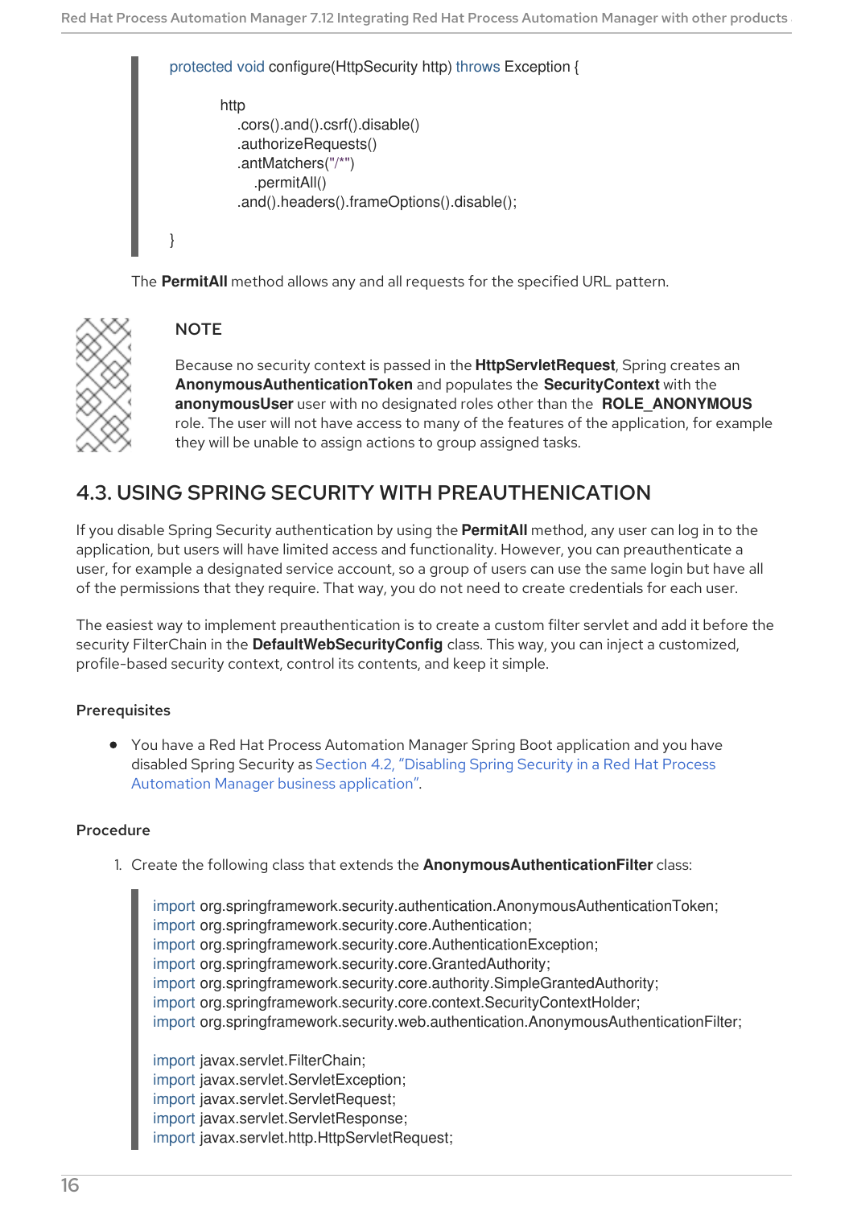```
protected void configure(HttpSecurity http) throws Exception {

        http
            .cors().and().csrf().disable()
            .authorizeRequests()
            .antMatchers("/*")
              .permitAll()
            .and().headers().frameOptions().disable();

}
```

The **PermitAll** method allows any and all requests for the specified URL pattern.

> **NOTE**
>
> Because no security context is passed in the **HttpServletRequest**, Spring creates an **AnonymousAuthenticationToken** and populates the **SecurityContext** with the **anonymousUser** user with no designated roles other than the **ROLE_ANONYMOUS** role. The user will not have access to many of the features of the application, for example they will be unable to assign actions to group assigned tasks.

## 4.3. USING SPRING SECURITY WITH PREAUTHENICATION

If you disable Spring Security authentication by using the **PermitAll** method, any user can log in to the application, but users will have limited access and functionality. However, you can preauthenticate a user, for example a designated service account, so a group of users can use the same login but have all of the permissions that they require. That way, you do not need to create credentials for each user.

The easiest way to implement preauthentication is to create a custom filter servlet and add it before the security FilterChain in the **DefaultWebSecurityConfig** class. This way, you can inject a customized, profile-based security context, control its contents, and keep it simple.

### Prerequisites

- You have a Red Hat Process Automation Manager Spring Boot application and you have disabled Spring Security as Section 4.2, “Disabling Spring Security in a Red Hat Process Automation Manager business application”.

### Procedure

1. Create the following class that extends the **AnonymousAuthenticationFilter** class:

```
import org.springframework.security.authentication.AnonymousAuthenticationToken;
import org.springframework.security.core.Authentication;
import org.springframework.security.core.AuthenticationException;
import org.springframework.security.core.GrantedAuthority;
import org.springframework.security.core.authority.SimpleGrantedAuthority;
import org.springframework.security.core.context.SecurityContextHolder;
import org.springframework.security.web.authentication.AnonymousAuthenticationFilter;

import javax.servlet.FilterChain;
import javax.servlet.ServletException;
import javax.servlet.ServletRequest;
import javax.servlet.ServletResponse;
import javax.servlet.http.HttpServletRequest;
```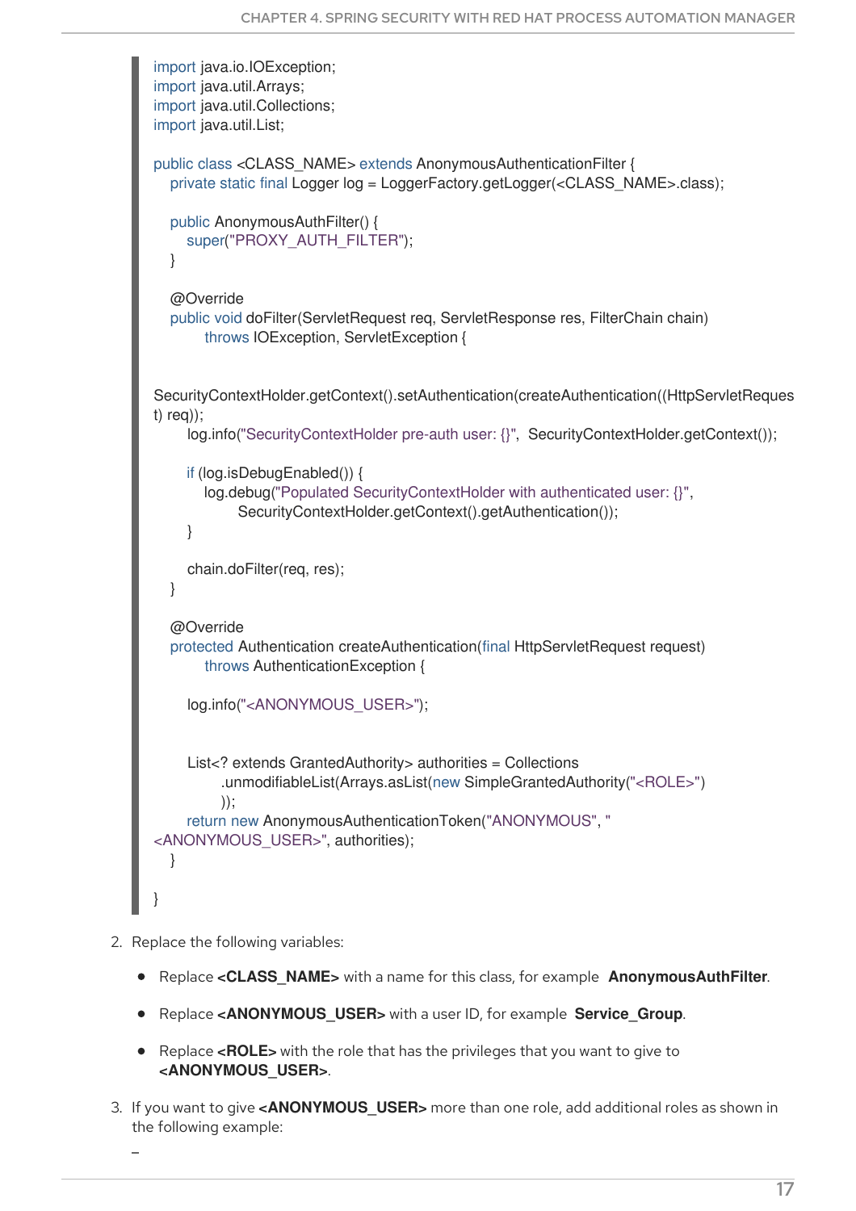```
import java.io.IOException;
import java.util.Arrays;
import java.util.Collections;
import java.util.List;

public class <CLASS_NAME> extends AnonymousAuthenticationFilter {
    private static final Logger log = LoggerFactory.getLogger(<CLASS_NAME>.class);

    public AnonymousAuthFilter() {
        super("PROXY_AUTH_FILTER");
    }

    @Override
    public void doFilter(ServletRequest req, ServletResponse res, FilterChain chain)
            throws IOException, ServletException {

SecurityContextHolder.getContext().setAuthentication(createAuthentication((HttpServletRequest) req));
        log.info("SecurityContextHolder pre-auth user: {}",  SecurityContextHolder.getContext());

        if (log.isDebugEnabled()) {
            log.debug("Populated SecurityContextHolder with authenticated user: {}",
                    SecurityContextHolder.getContext().getAuthentication());
        }

        chain.doFilter(req, res);
    }

    @Override
    protected Authentication createAuthentication(final HttpServletRequest request)
            throws AuthenticationException {

        log.info("<ANONYMOUS_USER>");


        List<? extends GrantedAuthority> authorities = Collections
                .unmodifiableList(Arrays.asList(new SimpleGrantedAuthority("<ROLE>")
                ));
        return new AnonymousAuthenticationToken("ANONYMOUS", "
<ANONYMOUS_USER>", authorities);
    }

}
```

2. Replace the following variables:
   - Replace **<CLASS_NAME>** with a name for this class, for example **AnonymousAuthFilter**.
   - Replace **<ANONYMOUS_USER>** with a user ID, for example **Service_Group**.
   - Replace **<ROLE>** with the role that has the privileges that you want to give to **<ANONYMOUS_USER>**.
3. If you want to give **<ANONYMOUS_USER>** more than one role, add additional roles as shown in the following example: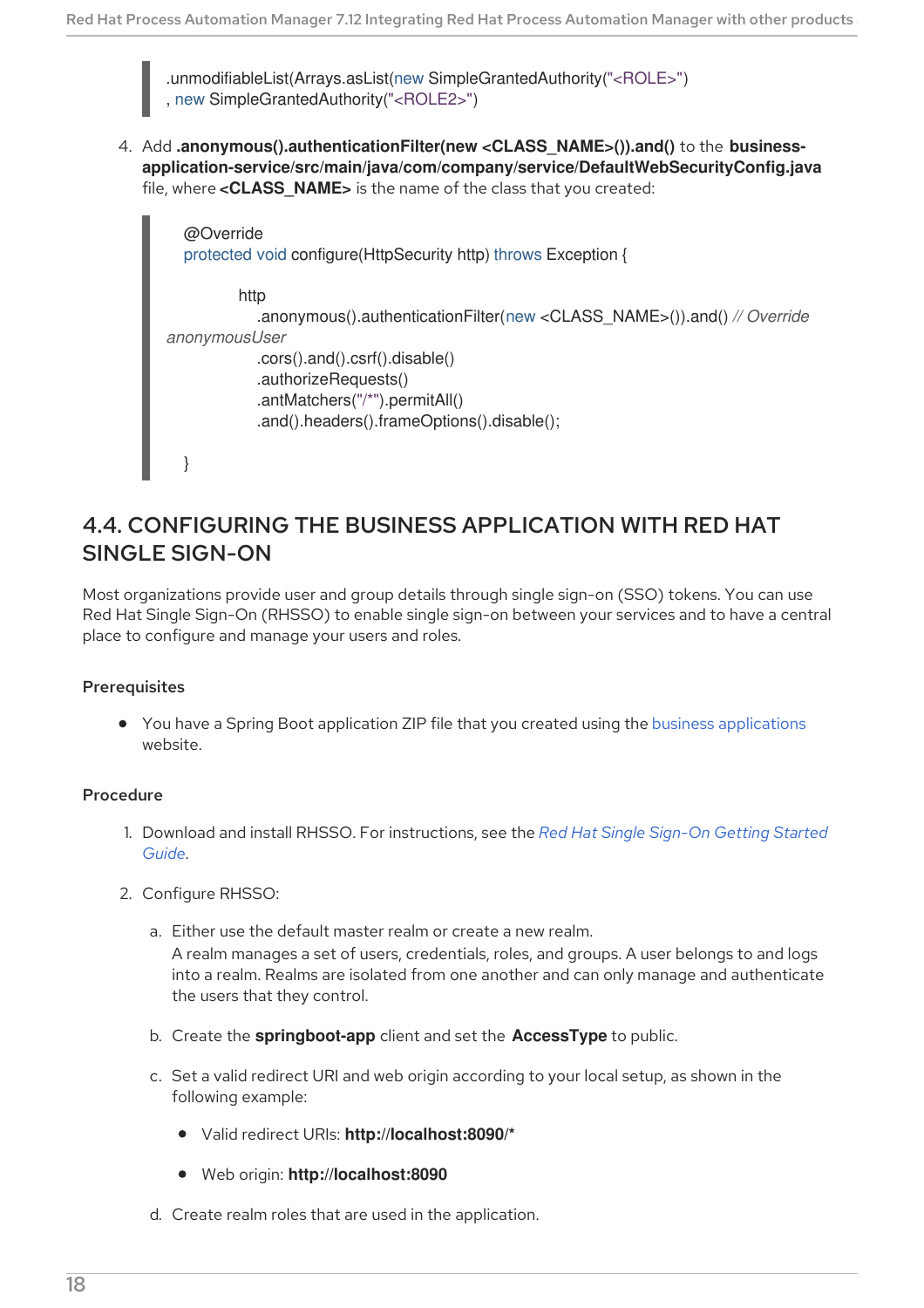```
.unmodifiableList(Arrays.asList(new SimpleGrantedAuthority("<ROLE>")
, new SimpleGrantedAuthority("<ROLE2>")
```

4. Add **.anonymous().authenticationFilter(new <CLASS_NAME>()).and()** to the **business-application-service/src/main/java/com/company/service/DefaultWebSecurityConfig.java** file, where **<CLASS_NAME>** is the name of the class that you created:

```
@Override
protected void configure(HttpSecurity http) throws Exception {

        http
          .anonymous().authenticationFilter(new <CLASS_NAME>()).and() // Override
anonymousUser
          .cors().and().csrf().disable()
          .authorizeRequests()
          .antMatchers("/*").permitAll()
          .and().headers().frameOptions().disable();

}
```

## 4.4. CONFIGURING THE BUSINESS APPLICATION WITH RED HAT SINGLE SIGN-ON

Most organizations provide user and group details through single sign-on (SSO) tokens. You can use Red Hat Single Sign-On (RHSSO) to enable single sign-on between your services and to have a central place to configure and manage your users and roles.

### Prerequisites

- You have a Spring Boot application ZIP file that you created using the business applications website.

### Procedure

1. Download and install RHSSO. For instructions, see the *Red Hat Single Sign-On Getting Started Guide*.
2. Configure RHSSO:
   a. Either use the default master realm or create a new realm.
      A realm manages a set of users, credentials, roles, and groups. A user belongs to and logs into a realm. Realms are isolated from one another and can only manage and authenticate the users that they control.
   b. Create the **springboot-app** client and set the **AccessType** to public.
   c. Set a valid redirect URI and web origin according to your local setup, as shown in the following example:
      - Valid redirect URIs: **http://localhost:8090/***
      - Web origin: **http://localhost:8090**
   d. Create realm roles that are used in the application.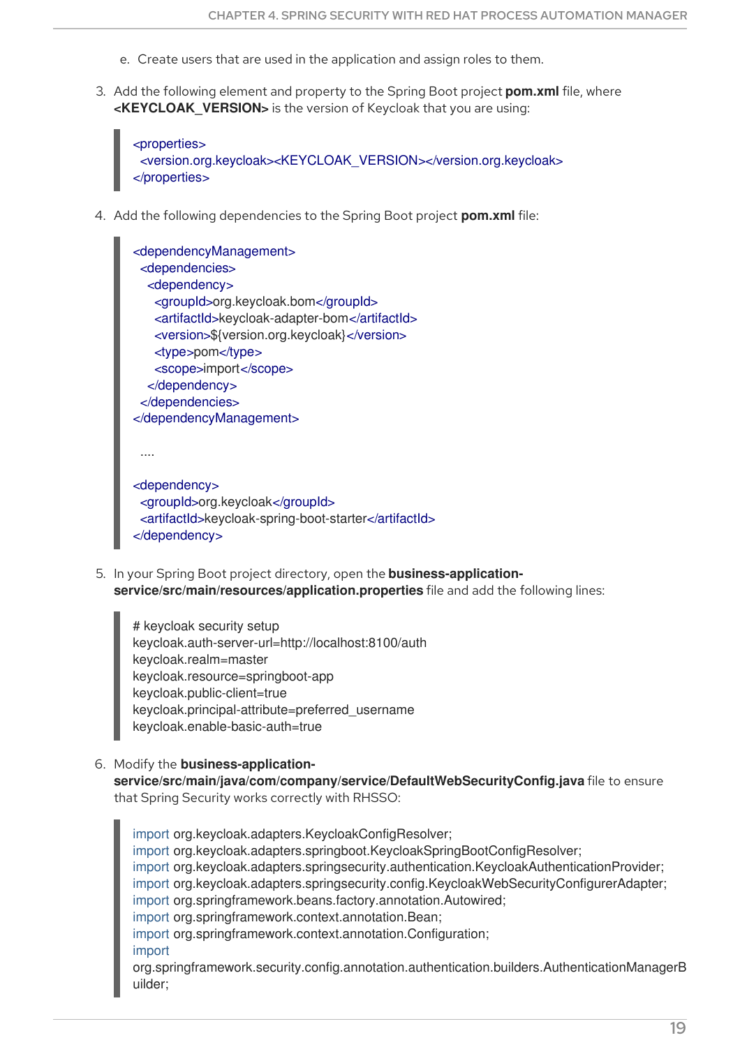e. Create users that are used in the application and assign roles to them.

3. Add the following element and property to the Spring Boot project **pom.xml** file, where **<KEYCLOAK_VERSION>** is the version of Keycloak that you are using:

```
<properties>
  <version.org.keycloak><KEYCLOAK_VERSION></version.org.keycloak>
</properties>
```

4. Add the following dependencies to the Spring Boot project **pom.xml** file:

```
<dependencyManagement>
  <dependencies>
    <dependency>
      <groupId>org.keycloak.bom</groupId>
      <artifactId>keycloak-adapter-bom</artifactId>
      <version>${version.org.keycloak}</version>
      <type>pom</type>
      <scope>import</scope>
    </dependency>
  </dependencies>
</dependencyManagement>

  ....

<dependency>
  <groupId>org.keycloak</groupId>
  <artifactId>keycloak-spring-boot-starter</artifactId>
</dependency>
```

5. In your Spring Boot project directory, open the **business-application-service/src/main/resources/application.properties** file and add the following lines:

```
# keycloak security setup
keycloak.auth-server-url=http://localhost:8100/auth
keycloak.realm=master
keycloak.resource=springboot-app
keycloak.public-client=true
keycloak.principal-attribute=preferred_username
keycloak.enable-basic-auth=true
```

6. Modify the **business-application-service/src/main/java/com/company/service/DefaultWebSecurityConfig.java** file to ensure that Spring Security works correctly with RHSSO:

```
import org.keycloak.adapters.KeycloakConfigResolver;
import org.keycloak.adapters.springboot.KeycloakSpringBootConfigResolver;
import org.keycloak.adapters.springsecurity.authentication.KeycloakAuthenticationProvider;
import org.keycloak.adapters.springsecurity.config.KeycloakWebSecurityConfigurerAdapter;
import org.springframework.beans.factory.annotation.Autowired;
import org.springframework.context.annotation.Bean;
import org.springframework.context.annotation.Configuration;
import
org.springframework.security.config.annotation.authentication.builders.AuthenticationManagerBuilder;
```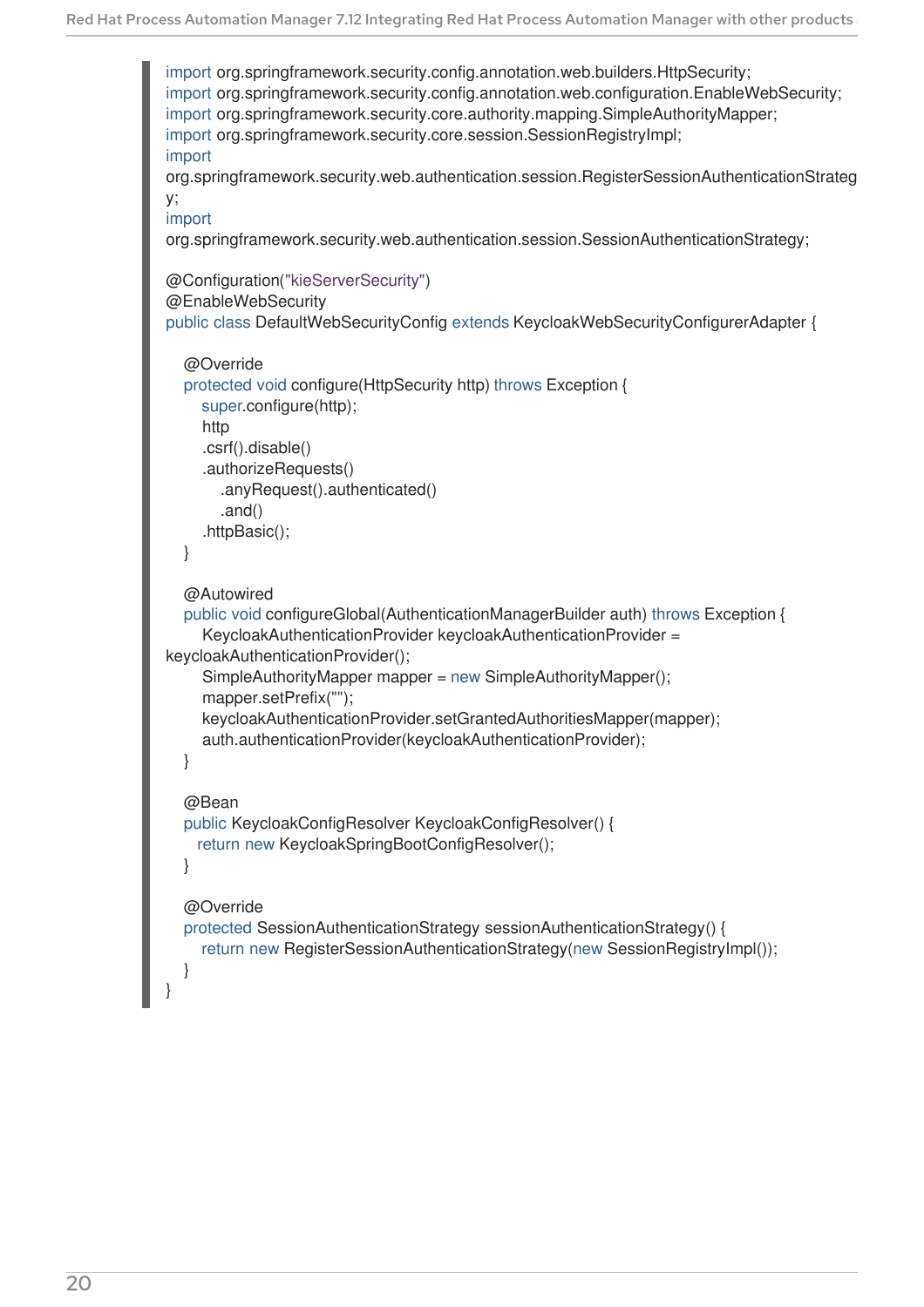```
import org.springframework.security.config.annotation.web.builders.HttpSecurity;
import org.springframework.security.config.annotation.web.configuration.EnableWebSecurity;
import org.springframework.security.core.authority.mapping.SimpleAuthorityMapper;
import org.springframework.security.core.session.SessionRegistryImpl;
import
org.springframework.security.web.authentication.session.RegisterSessionAuthenticationStrateg
y;
import
org.springframework.security.web.authentication.session.SessionAuthenticationStrategy;

@Configuration("kieServerSecurity")
@EnableWebSecurity
public class DefaultWebSecurityConfig extends KeycloakWebSecurityConfigurerAdapter {

   @Override
   protected void configure(HttpSecurity http) throws Exception {
      super.configure(http);
      http
      .csrf().disable()
      .authorizeRequests()
         .anyRequest().authenticated()
         .and()
      .httpBasic();
   }

   @Autowired
   public void configureGlobal(AuthenticationManagerBuilder auth) throws Exception {
      KeycloakAuthenticationProvider keycloakAuthenticationProvider =
keycloakAuthenticationProvider();
      SimpleAuthorityMapper mapper = new SimpleAuthorityMapper();
      mapper.setPrefix("");
      keycloakAuthenticationProvider.setGrantedAuthoritiesMapper(mapper);
      auth.authenticationProvider(keycloakAuthenticationProvider);
   }

   @Bean
   public KeycloakConfigResolver KeycloakConfigResolver() {
     return new KeycloakSpringBootConfigResolver();
   }

   @Override
   protected SessionAuthenticationStrategy sessionAuthenticationStrategy() {
      return new RegisterSessionAuthenticationStrategy(new SessionRegistryImpl());
   }
}
```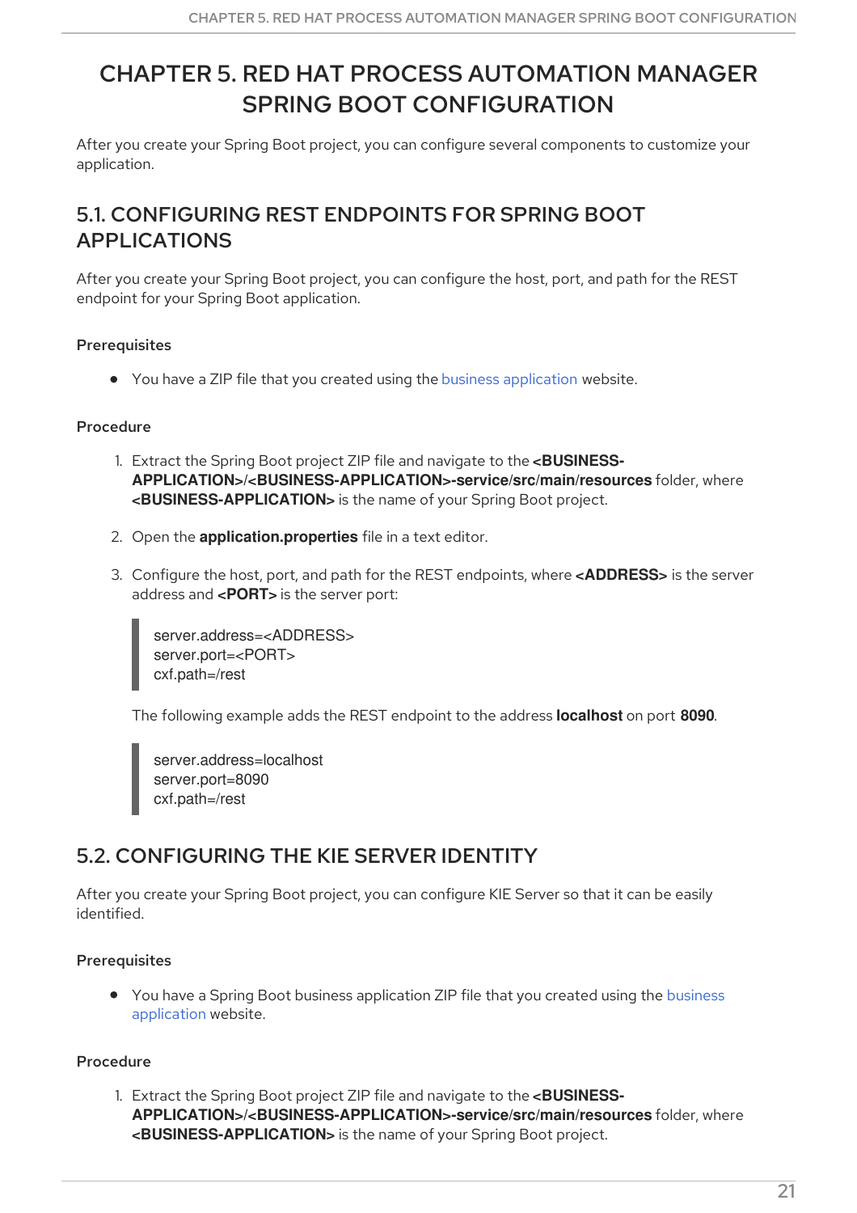# CHAPTER 5. RED HAT PROCESS AUTOMATION MANAGER SPRING BOOT CONFIGURATION

After you create your Spring Boot project, you can configure several components to customize your application.

## 5.1. CONFIGURING REST ENDPOINTS FOR SPRING BOOT APPLICATIONS

After you create your Spring Boot project, you can configure the host, port, and path for the REST endpoint for your Spring Boot application.

### Prerequisites

- You have a ZIP file that you created using the business application website.

### Procedure

1. Extract the Spring Boot project ZIP file and navigate to the **<BUSINESS-APPLICATION>/<BUSINESS-APPLICATION>-service/src/main/resources** folder, where **<BUSINESS-APPLICATION>** is the name of your Spring Boot project.
2. Open the **application.properties** file in a text editor.
3. Configure the host, port, and path for the REST endpoints, where **<ADDRESS>** is the server address and **<PORT>** is the server port:

```
server.address=<ADDRESS>
server.port=<PORT>
cxf.path=/rest
```

The following example adds the REST endpoint to the address **localhost** on port **8090**.

```
server.address=localhost
server.port=8090
cxf.path=/rest
```

## 5.2. CONFIGURING THE KIE SERVER IDENTITY

After you create your Spring Boot project, you can configure KIE Server so that it can be easily identified.

### Prerequisites

- You have a Spring Boot business application ZIP file that you created using the business application website.

### Procedure

1. Extract the Spring Boot project ZIP file and navigate to the **<BUSINESS-APPLICATION>/<BUSINESS-APPLICATION>-service/src/main/resources** folder, where **<BUSINESS-APPLICATION>** is the name of your Spring Boot project.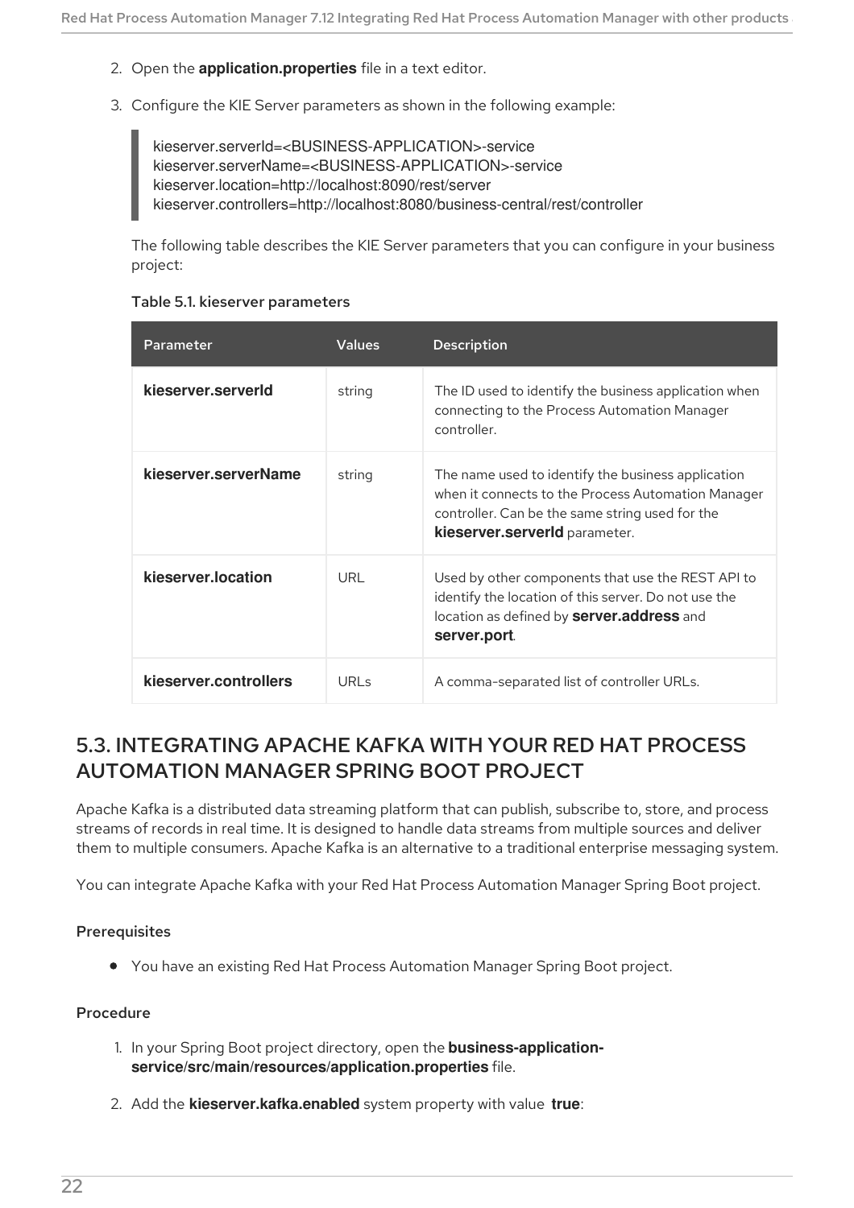2. Open the **application.properties** file in a text editor.

3. Configure the KIE Server parameters as shown in the following example:

```
kieserver.serverId=<BUSINESS-APPLICATION>-service
kieserver.serverName=<BUSINESS-APPLICATION>-service
kieserver.location=http://localhost:8090/rest/server
kieserver.controllers=http://localhost:8080/business-central/rest/controller
```

The following table describes the KIE Server parameters that you can configure in your business project:

**Table 5.1. kieserver parameters**

| Parameter | Values | Description |
| --- | --- | --- |
| **kieserver.serverId** | string | The ID used to identify the business application when connecting to the Process Automation Manager controller. |
| **kieserver.serverName** | string | The name used to identify the business application when it connects to the Process Automation Manager controller. Can be the same string used for the **kieserver.serverId** parameter. |
| **kieserver.location** | URL | Used by other components that use the REST API to identify the location of this server. Do not use the location as defined by **server.address** and **server.port**. |
| **kieserver.controllers** | URLs | A comma-separated list of controller URLs. |

## 5.3. INTEGRATING APACHE KAFKA WITH YOUR RED HAT PROCESS AUTOMATION MANAGER SPRING BOOT PROJECT

Apache Kafka is a distributed data streaming platform that can publish, subscribe to, store, and process streams of records in real time. It is designed to handle data streams from multiple sources and deliver them to multiple consumers. Apache Kafka is an alternative to a traditional enterprise messaging system.

You can integrate Apache Kafka with your Red Hat Process Automation Manager Spring Boot project.

### Prerequisites

- You have an existing Red Hat Process Automation Manager Spring Boot project.

### Procedure

1. In your Spring Boot project directory, open the **business-application-service/src/main/resources/application.properties** file.

2. Add the **kieserver.kafka.enabled** system property with value **true**: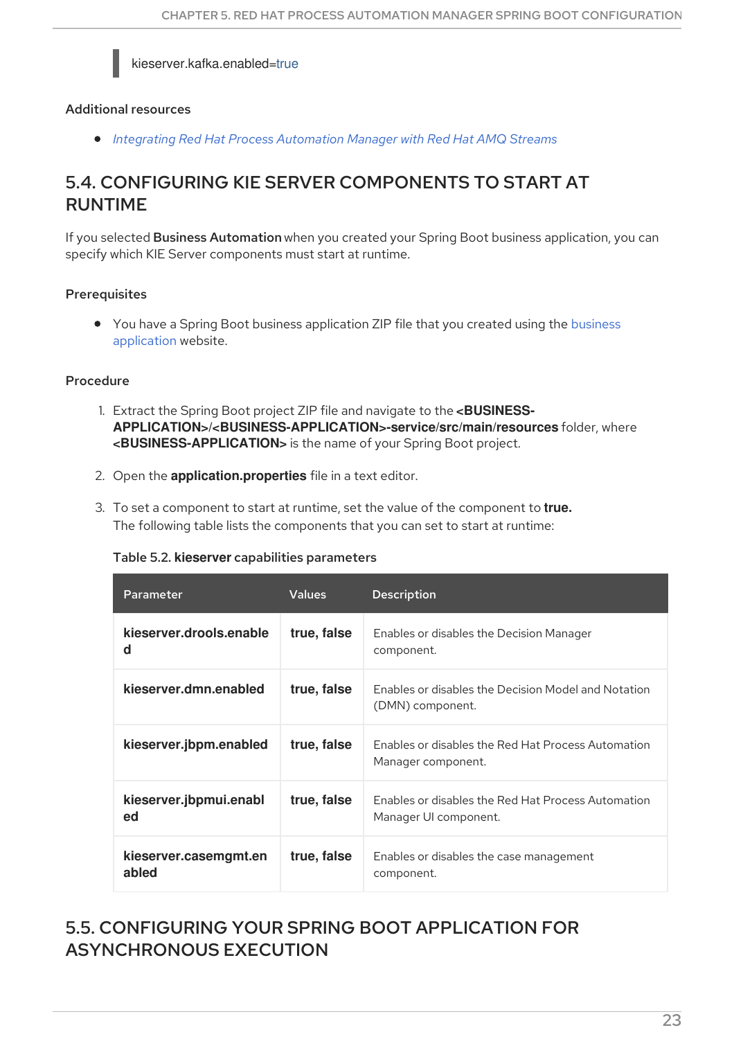```
kieserver.kafka.enabled=true
```

### Additional resources

- *Integrating Red Hat Process Automation Manager with Red Hat AMQ Streams*

## 5.4. CONFIGURING KIE SERVER COMPONENTS TO START AT RUNTIME

If you selected **Business Automation** when you created your Spring Boot business application, you can specify which KIE Server components must start at runtime.

### Prerequisites

- You have a Spring Boot business application ZIP file that you created using the business application website.

### Procedure

1. Extract the Spring Boot project ZIP file and navigate to the **<BUSINESS-APPLICATION>/<BUSINESS-APPLICATION>-service/src/main/resources** folder, where **<BUSINESS-APPLICATION>** is the name of your Spring Boot project.
2. Open the **application.properties** file in a text editor.
3. To set a component to start at runtime, set the value of the component to **true.**
   The following table lists the components that you can set to start at runtime:

Table 5.2. **kieserver** capabilities parameters

| Parameter | Values | Description |
|---|---|---|
| **kieserver.drools.enabled** | **true, false** | Enables or disables the Decision Manager component. |
| **kieserver.dmn.enabled** | **true, false** | Enables or disables the Decision Model and Notation (DMN) component. |
| **kieserver.jbpm.enabled** | **true, false** | Enables or disables the Red Hat Process Automation Manager component. |
| **kieserver.jbpmui.enabled** | **true, false** | Enables or disables the Red Hat Process Automation Manager UI component. |
| **kieserver.casemgmt.enabled** | **true, false** | Enables or disables the case management component. |

## 5.5. CONFIGURING YOUR SPRING BOOT APPLICATION FOR ASYNCHRONOUS EXECUTION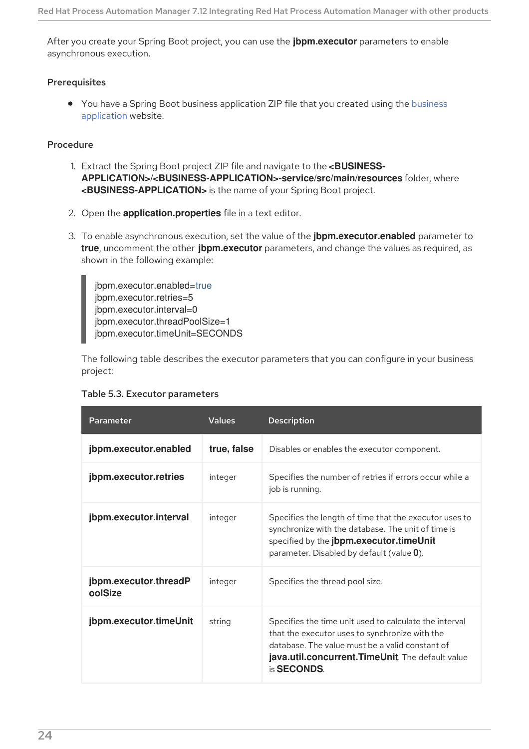After you create your Spring Boot project, you can use the **jbpm.executor** parameters to enable asynchronous execution.

**Prerequisites**

- You have a Spring Boot business application ZIP file that you created using the business application website.

**Procedure**

1. Extract the Spring Boot project ZIP file and navigate to the **<BUSINESS-APPLICATION>/<BUSINESS-APPLICATION>-service/src/main/resources** folder, where **<BUSINESS-APPLICATION>** is the name of your Spring Boot project.

2. Open the **application.properties** file in a text editor.

3. To enable asynchronous execution, set the value of the **jbpm.executor.enabled** parameter to **true**, uncomment the other **jbpm.executor** parameters, and change the values as required, as shown in the following example:

```
jbpm.executor.enabled=true
jbpm.executor.retries=5
jbpm.executor.interval=0
jbpm.executor.threadPoolSize=1
jbpm.executor.timeUnit=SECONDS
```

The following table describes the executor parameters that you can configure in your business project:

**Table 5.3. Executor parameters**

| Parameter | Values | Description |
| --- | --- | --- |
| **jbpm.executor.enabled** | **true, false** | Disables or enables the executor component. |
| **jbpm.executor.retries** | integer | Specifies the number of retries if errors occur while a job is running. |
| **jbpm.executor.interval** | integer | Specifies the length of time that the executor uses to synchronize with the database. The unit of time is specified by the **jbpm.executor.timeUnit** parameter. Disabled by default (value **0**). |
| **jbpm.executor.threadPoolSize** | integer | Specifies the thread pool size. |
| **jbpm.executor.timeUnit** | string | Specifies the time unit used to calculate the interval that the executor uses to synchronize with the database. The value must be a valid constant of **java.util.concurrent.TimeUnit**. The default value is **SECONDS**. |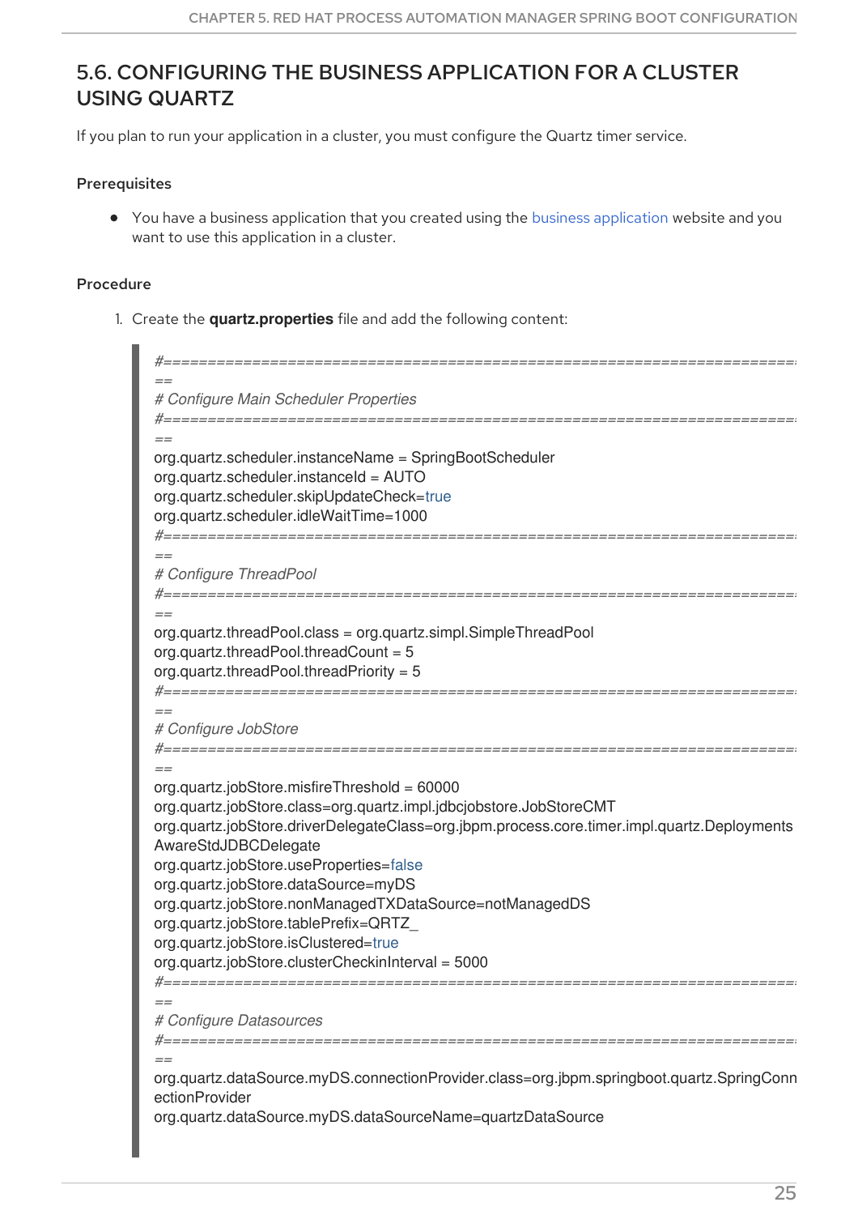## 5.6. CONFIGURING THE BUSINESS APPLICATION FOR A CLUSTER USING QUARTZ

If you plan to run your application in a cluster, you must configure the Quartz timer service.

### Prerequisites

- You have a business application that you created using the business application website and you want to use this application in a cluster.

### Procedure

1. Create the **quartz.properties** file and add the following content:

```
#==========================================================================
==
# Configure Main Scheduler Properties
#==========================================================================
==
org.quartz.scheduler.instanceName = SpringBootScheduler
org.quartz.scheduler.instanceId = AUTO
org.quartz.scheduler.skipUpdateCheck=true
org.quartz.scheduler.idleWaitTime=1000
#==========================================================================
==
# Configure ThreadPool
#==========================================================================
==
org.quartz.threadPool.class = org.quartz.simpl.SimpleThreadPool
org.quartz.threadPool.threadCount = 5
org.quartz.threadPool.threadPriority = 5
#==========================================================================
==
# Configure JobStore
#==========================================================================
==
org.quartz.jobStore.misfireThreshold = 60000
org.quartz.jobStore.class=org.quartz.impl.jdbcjobstore.JobStoreCMT
org.quartz.jobStore.driverDelegateClass=org.jbpm.process.core.timer.impl.quartz.Deployments
AwareStdJDBCDelegate
org.quartz.jobStore.useProperties=false
org.quartz.jobStore.dataSource=myDS
org.quartz.jobStore.nonManagedTXDataSource=notManagedDS
org.quartz.jobStore.tablePrefix=QRTZ_
org.quartz.jobStore.isClustered=true
org.quartz.jobStore.clusterCheckinInterval = 5000
#==========================================================================
==
# Configure Datasources
#==========================================================================
==
org.quartz.dataSource.myDS.connectionProvider.class=org.jbpm.springboot.quartz.SpringConn
ectionProvider
org.quartz.dataSource.myDS.dataSourceName=quartzDataSource
```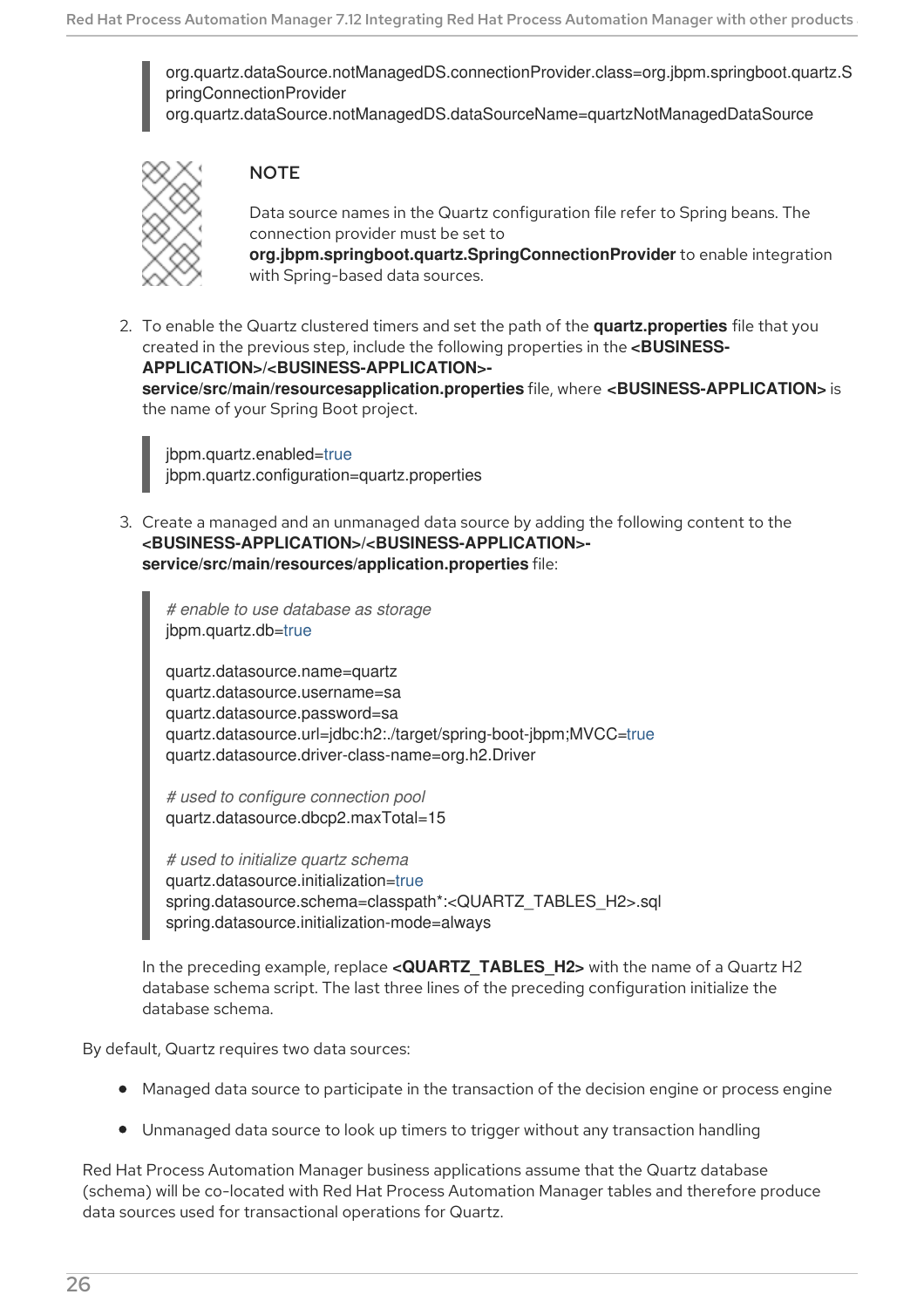```
org.quartz.dataSource.notManagedDS.connectionProvider.class=org.jbpm.springboot.quartz.SpringConnectionProvider
org.quartz.dataSource.notManagedDS.dataSourceName=quartzNotManagedDataSource
```

> **NOTE**
>
> Data source names in the Quartz configuration file refer to Spring beans. The connection provider must be set to **org.jbpm.springboot.quartz.SpringConnectionProvider** to enable integration with Spring-based data sources.

2. To enable the Quartz clustered timers and set the path of the **quartz.properties** file that you created in the previous step, include the following properties in the **<BUSINESS-APPLICATION>/<BUSINESS-APPLICATION>-service/src/main/resourcesapplication.properties** file, where **<BUSINESS-APPLICATION>** is the name of your Spring Boot project.

```
jbpm.quartz.enabled=true
jbpm.quartz.configuration=quartz.properties
```

3. Create a managed and an unmanaged data source by adding the following content to the **<BUSINESS-APPLICATION>/<BUSINESS-APPLICATION>-service/src/main/resources/application.properties** file:

```
# enable to use database as storage
jbpm.quartz.db=true

quartz.datasource.name=quartz
quartz.datasource.username=sa
quartz.datasource.password=sa
quartz.datasource.url=jdbc:h2:./target/spring-boot-jbpm;MVCC=true
quartz.datasource.driver-class-name=org.h2.Driver

# used to configure connection pool
quartz.datasource.dbcp2.maxTotal=15

# used to initialize quartz schema
quartz.datasource.initialization=true
spring.datasource.schema=classpath*:<QUARTZ_TABLES_H2>.sql
spring.datasource.initialization-mode=always
```

In the preceding example, replace **<QUARTZ_TABLES_H2>** with the name of a Quartz H2 database schema script. The last three lines of the preceding configuration initialize the database schema.

By default, Quartz requires two data sources:

- Managed data source to participate in the transaction of the decision engine or process engine
- Unmanaged data source to look up timers to trigger without any transaction handling

Red Hat Process Automation Manager business applications assume that the Quartz database (schema) will be co-located with Red Hat Process Automation Manager tables and therefore produce data sources used for transactional operations for Quartz.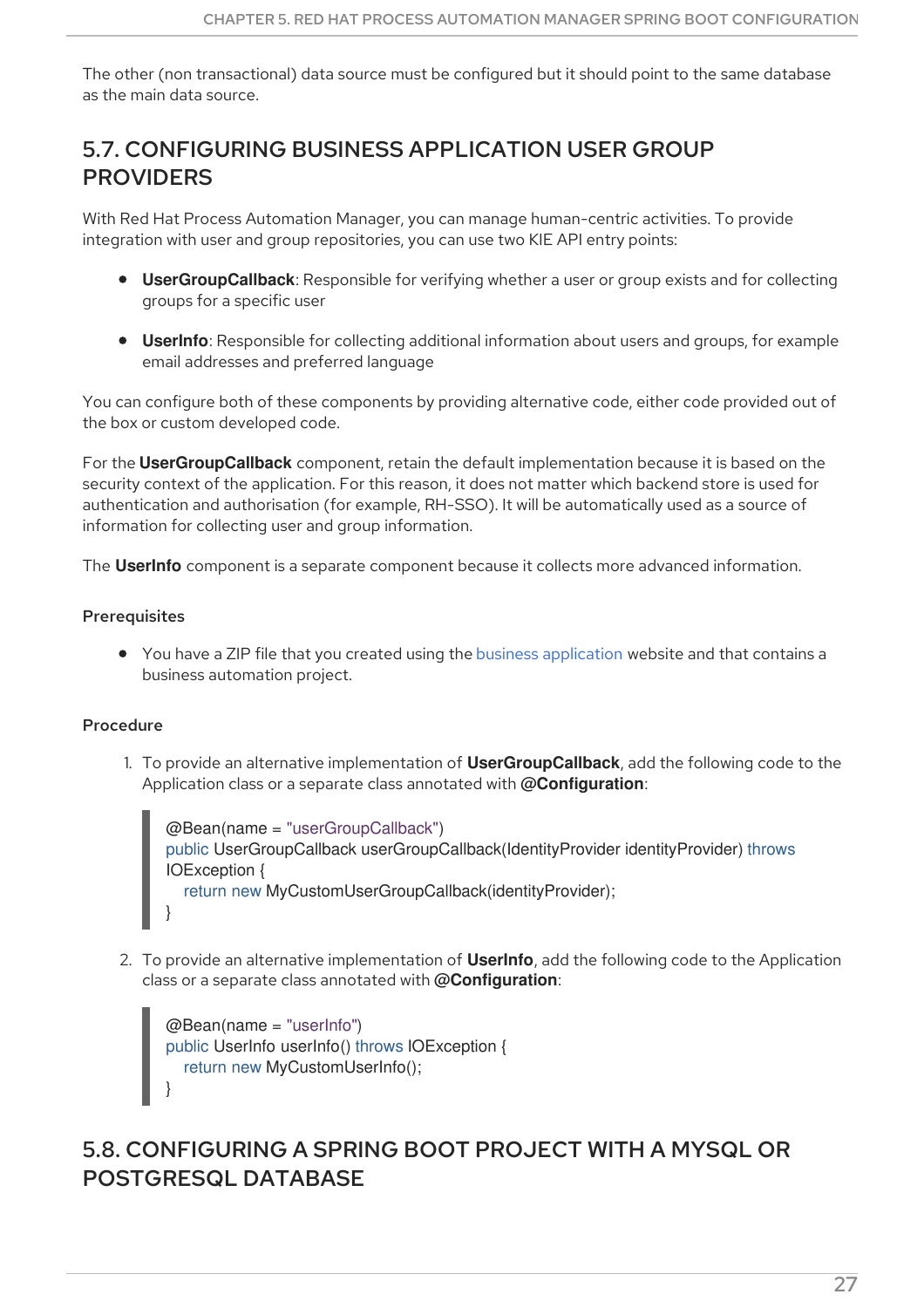The other (non transactional) data source must be configured but it should point to the same database as the main data source.

## 5.7. CONFIGURING BUSINESS APPLICATION USER GROUP PROVIDERS

With Red Hat Process Automation Manager, you can manage human-centric activities. To provide integration with user and group repositories, you can use two KIE API entry points:

- **UserGroupCallback**: Responsible for verifying whether a user or group exists and for collecting groups for a specific user
- **UserInfo**: Responsible for collecting additional information about users and groups, for example email addresses and preferred language

You can configure both of these components by providing alternative code, either code provided out of the box or custom developed code.

For the **UserGroupCallback** component, retain the default implementation because it is based on the security context of the application. For this reason, it does not matter which backend store is used for authentication and authorisation (for example, RH-SSO). It will be automatically used as a source of information for collecting user and group information.

The **UserInfo** component is a separate component because it collects more advanced information.

### Prerequisites

- You have a ZIP file that you created using the business application website and that contains a business automation project.

### Procedure

1. To provide an alternative implementation of **UserGroupCallback**, add the following code to the Application class or a separate class annotated with **@Configuration**:

```
@Bean(name = "userGroupCallback")
public UserGroupCallback userGroupCallback(IdentityProvider identityProvider) throws
IOException {
    return new MyCustomUserGroupCallback(identityProvider);
}
```

2. To provide an alternative implementation of **UserInfo**, add the following code to the Application class or a separate class annotated with **@Configuration**:

```
@Bean(name = "userInfo")
public UserInfo userInfo() throws IOException {
    return new MyCustomUserInfo();
}
```

## 5.8. CONFIGURING A SPRING BOOT PROJECT WITH A MYSQL OR POSTGRESQL DATABASE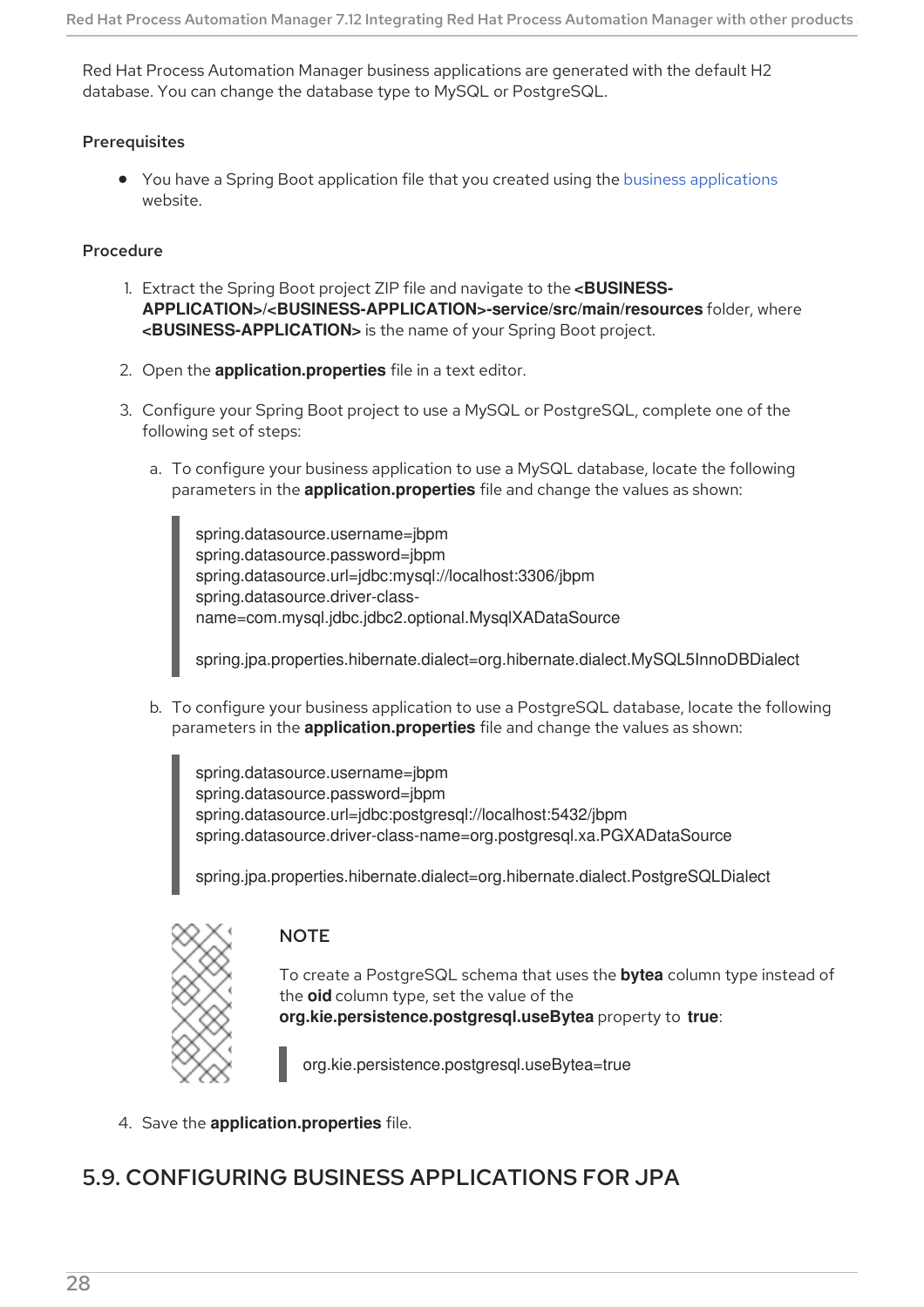Red Hat Process Automation Manager business applications are generated with the default H2 database. You can change the database type to MySQL or PostgreSQL.

**Prerequisites**

- You have a Spring Boot application file that you created using the business applications website.

**Procedure**

1. Extract the Spring Boot project ZIP file and navigate to the **<BUSINESS-APPLICATION>/<BUSINESS-APPLICATION>-service/src/main/resources** folder, where **<BUSINESS-APPLICATION>** is the name of your Spring Boot project.

2. Open the **application.properties** file in a text editor.

3. Configure your Spring Boot project to use a MySQL or PostgreSQL, complete one of the following set of steps:

   a. To configure your business application to use a MySQL database, locate the following parameters in the **application.properties** file and change the values as shown:

   ```
   spring.datasource.username=jbpm
   spring.datasource.password=jbpm
   spring.datasource.url=jdbc:mysql://localhost:3306/jbpm
   spring.datasource.driver-class-name=com.mysql.jdbc.jdbc2.optional.MysqlXADataSource

   spring.jpa.properties.hibernate.dialect=org.hibernate.dialect.MySQL5InnoDBDialect
   ```

   b. To configure your business application to use a PostgreSQL database, locate the following parameters in the **application.properties** file and change the values as shown:

   ```
   spring.datasource.username=jbpm
   spring.datasource.password=jbpm
   spring.datasource.url=jdbc:postgresql://localhost:5432/jbpm
   spring.datasource.driver-class-name=org.postgresql.xa.PGXADataSource

   spring.jpa.properties.hibernate.dialect=org.hibernate.dialect.PostgreSQLDialect
   ```

   > **NOTE**
   >
   > To create a PostgreSQL schema that uses the **bytea** column type instead of the **oid** column type, set the value of the **org.kie.persistence.postgresql.useBytea** property to **true**:
   >
   > ```
   > org.kie.persistence.postgresql.useBytea=true
   > ```

4. Save the **application.properties** file.

## 5.9. CONFIGURING BUSINESS APPLICATIONS FOR JPA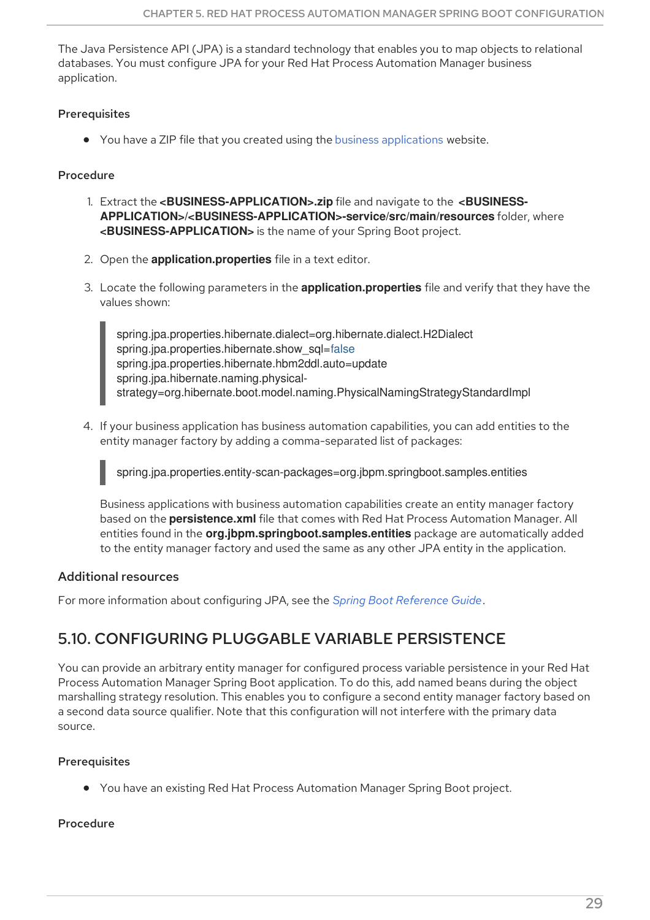The Java Persistence API (JPA) is a standard technology that enables you to map objects to relational databases. You must configure JPA for your Red Hat Process Automation Manager business application.

### Prerequisites

- You have a ZIP file that you created using the business applications website.

### Procedure

1. Extract the **<BUSINESS-APPLICATION>.zip** file and navigate to the **<BUSINESS-APPLICATION>/<BUSINESS-APPLICATION>-service/src/main/resources** folder, where **<BUSINESS-APPLICATION>** is the name of your Spring Boot project.
2. Open the **application.properties** file in a text editor.
3. Locate the following parameters in the **application.properties** file and verify that they have the values shown:

```
spring.jpa.properties.hibernate.dialect=org.hibernate.dialect.H2Dialect
spring.jpa.properties.hibernate.show_sql=false
spring.jpa.properties.hibernate.hbm2ddl.auto=update
spring.jpa.hibernate.naming.physical-strategy=org.hibernate.boot.model.naming.PhysicalNamingStrategyStandardImpl
```

4. If your business application has business automation capabilities, you can add entities to the entity manager factory by adding a comma-separated list of packages:

```
spring.jpa.properties.entity-scan-packages=org.jbpm.springboot.samples.entities
```

Business applications with business automation capabilities create an entity manager factory based on the **persistence.xml** file that comes with Red Hat Process Automation Manager. All entities found in the **org.jbpm.springboot.samples.entities** package are automatically added to the entity manager factory and used the same as any other JPA entity in the application.

### Additional resources

For more information about configuring JPA, see the *Spring Boot Reference Guide*.

## 5.10. CONFIGURING PLUGGABLE VARIABLE PERSISTENCE

You can provide an arbitrary entity manager for configured process variable persistence in your Red Hat Process Automation Manager Spring Boot application. To do this, add named beans during the object marshalling strategy resolution. This enables you to configure a second entity manager factory based on a second data source qualifier. Note that this configuration will not interfere with the primary data source.

### Prerequisites

- You have an existing Red Hat Process Automation Manager Spring Boot project.

### Procedure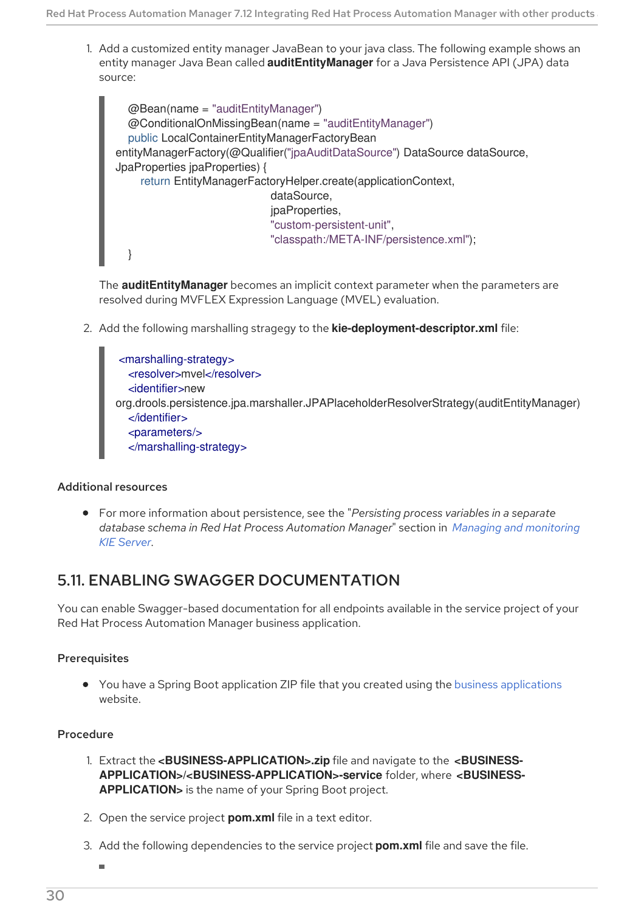1. Add a customized entity manager JavaBean to your java class. The following example shows an entity manager Java Bean called **auditEntityManager** for a Java Persistence API (JPA) data source:

```
@Bean(name = "auditEntityManager")
@ConditionalOnMissingBean(name = "auditEntityManager")
public LocalContainerEntityManagerFactoryBean
entityManagerFactory(@Qualifier("jpaAuditDataSource") DataSource dataSource,
JpaProperties jpaProperties) {
    return EntityManagerFactoryHelper.create(applicationContext,
                                    dataSource,
                                    jpaProperties,
                                    "custom-persistent-unit",
                                    "classpath:/META-INF/persistence.xml");
}
```

The **auditEntityManager** becomes an implicit context parameter when the parameters are resolved during MVFLEX Expression Language (MVEL) evaluation.

2. Add the following marshalling stragegy to the **kie-deployment-descriptor.xml** file:

```
<marshalling-strategy>
  <resolver>mvel</resolver>
  <identifier>new
org.drools.persistence.jpa.marshaller.JPAPlaceholderResolverStrategy(auditEntityManager)
  </identifier>
  <parameters/>
  </marshalling-strategy>
```

### Additional resources

- For more information about persistence, see the "*Persisting process variables in a separate database schema in Red Hat Process Automation Manager*" section in *Managing and monitoring KIE Server*.

## 5.11. ENABLING SWAGGER DOCUMENTATION

You can enable Swagger-based documentation for all endpoints available in the service project of your Red Hat Process Automation Manager business application.

### Prerequisites

- You have a Spring Boot application ZIP file that you created using the business applications website.

### Procedure

1. Extract the **<BUSINESS-APPLICATION>.zip** file and navigate to the **<BUSINESS-APPLICATION>/<BUSINESS-APPLICATION>-service** folder, where **<BUSINESS-APPLICATION>** is the name of your Spring Boot project.
2. Open the service project **pom.xml** file in a text editor.
3. Add the following dependencies to the service project **pom.xml** file and save the file.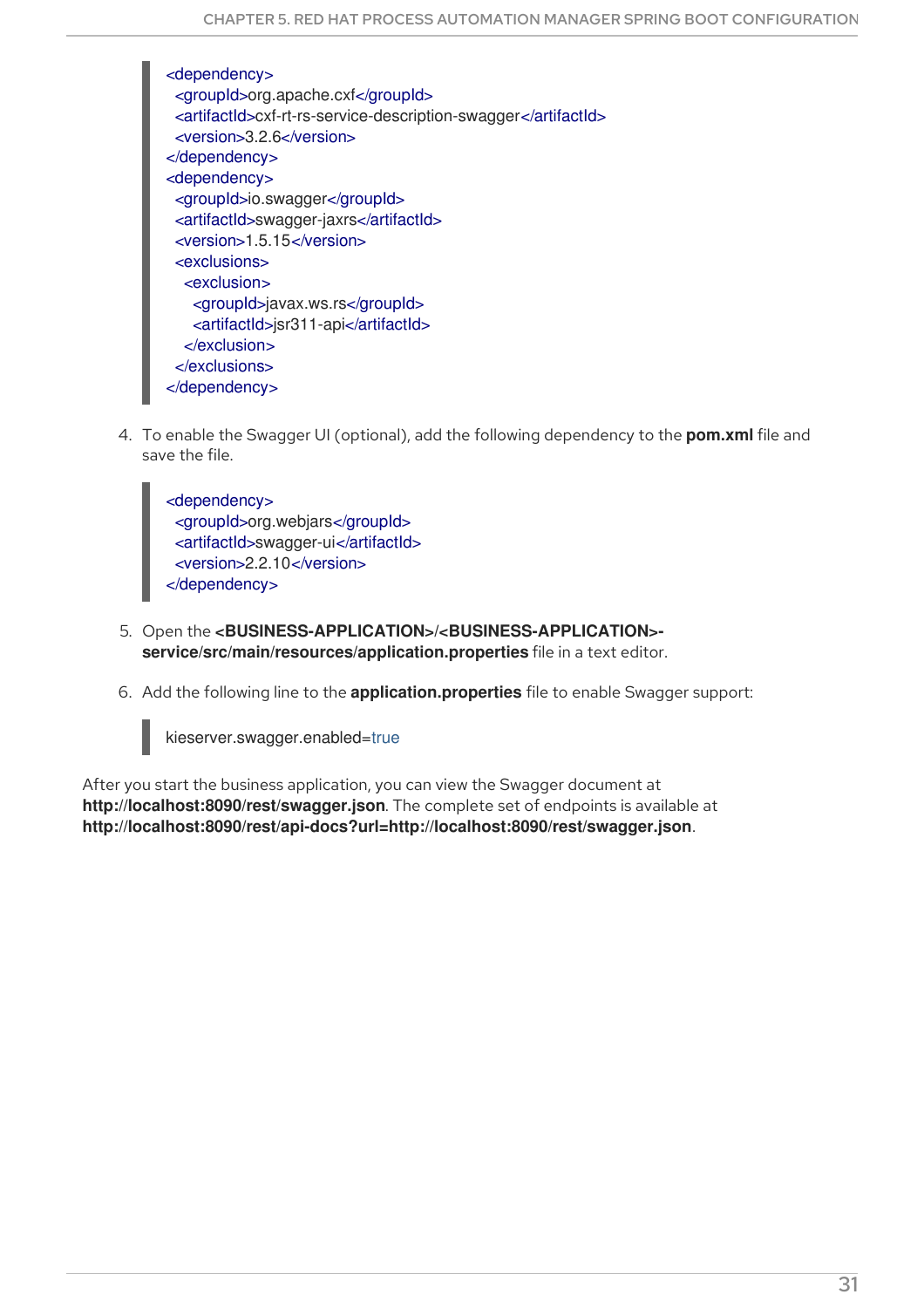```
<dependency>
  <groupId>org.apache.cxf</groupId>
  <artifactId>cxf-rt-rs-service-description-swagger</artifactId>
  <version>3.2.6</version>
</dependency>
<dependency>
  <groupId>io.swagger</groupId>
  <artifactId>swagger-jaxrs</artifactId>
  <version>1.5.15</version>
  <exclusions>
    <exclusion>
      <groupId>javax.ws.rs</groupId>
      <artifactId>jsr311-api</artifactId>
    </exclusion>
  </exclusions>
</dependency>
```

4. To enable the Swagger UI (optional), add the following dependency to the **pom.xml** file and save the file.

```
<dependency>
  <groupId>org.webjars</groupId>
  <artifactId>swagger-ui</artifactId>
  <version>2.2.10</version>
</dependency>
```

5. Open the **<BUSINESS-APPLICATION>/<BUSINESS-APPLICATION>-service/src/main/resources/application.properties** file in a text editor.

6. Add the following line to the **application.properties** file to enable Swagger support:

```
kieserver.swagger.enabled=true
```

After you start the business application, you can view the Swagger document at **http://localhost:8090/rest/swagger.json**. The complete set of endpoints is available at **http://localhost:8090/rest/api-docs?url=http://localhost:8090/rest/swagger.json**.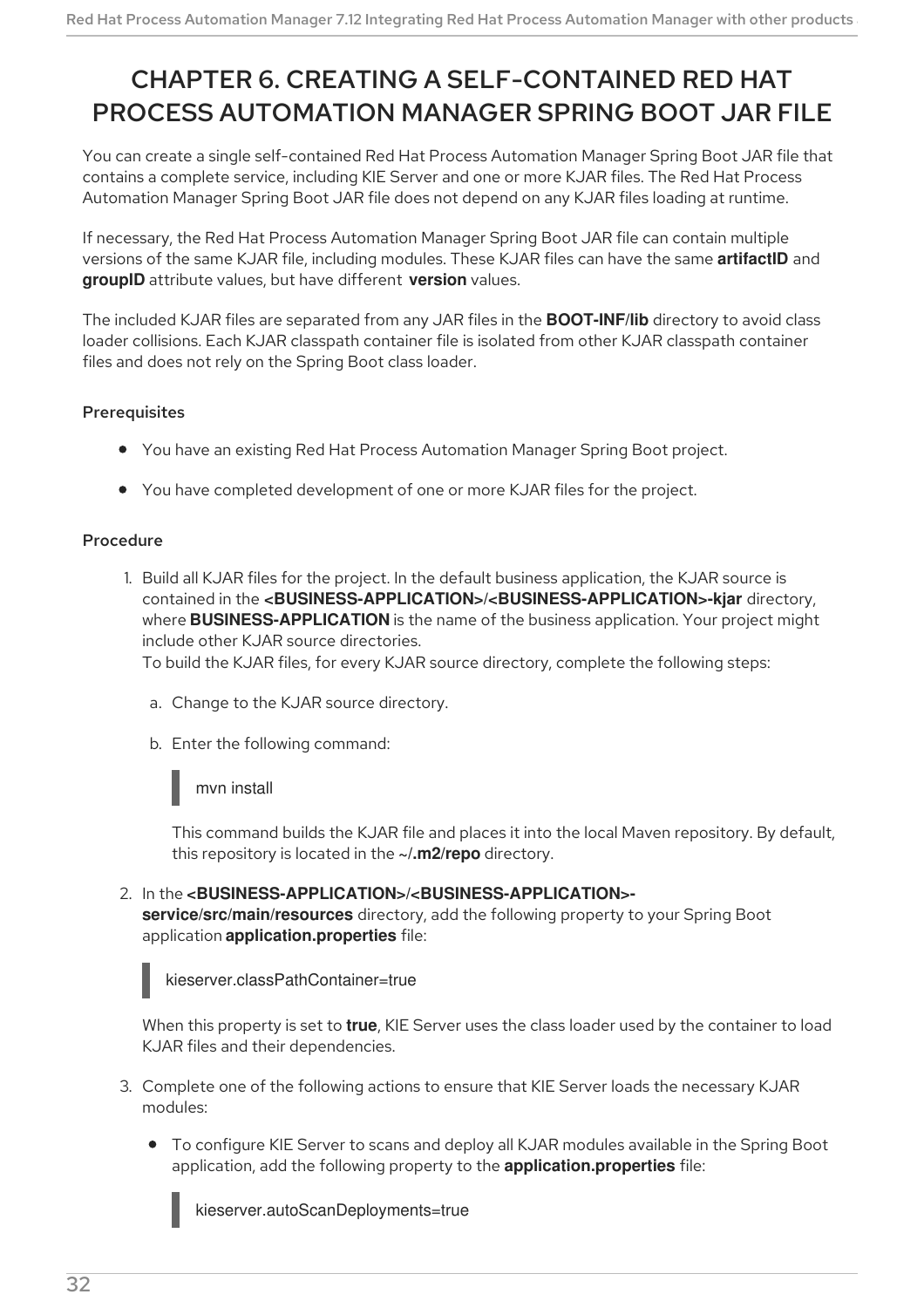# CHAPTER 6. CREATING A SELF-CONTAINED RED HAT PROCESS AUTOMATION MANAGER SPRING BOOT JAR FILE

You can create a single self-contained Red Hat Process Automation Manager Spring Boot JAR file that contains a complete service, including KIE Server and one or more KJAR files. The Red Hat Process Automation Manager Spring Boot JAR file does not depend on any KJAR files loading at runtime.

If necessary, the Red Hat Process Automation Manager Spring Boot JAR file can contain multiple versions of the same KJAR file, including modules. These KJAR files can have the same **artifactID** and **groupID** attribute values, but have different **version** values.

The included KJAR files are separated from any JAR files in the **BOOT-INF/lib** directory to avoid class loader collisions. Each KJAR classpath container file is isolated from other KJAR classpath container files and does not rely on the Spring Boot class loader.

### Prerequisites

- You have an existing Red Hat Process Automation Manager Spring Boot project.
- You have completed development of one or more KJAR files for the project.

### Procedure

1. Build all KJAR files for the project. In the default business application, the KJAR source is contained in the **<BUSINESS-APPLICATION>/<BUSINESS-APPLICATION>-kjar** directory, where **BUSINESS-APPLICATION** is the name of the business application. Your project might include other KJAR source directories.
   To build the KJAR files, for every KJAR source directory, complete the following steps:

   a. Change to the KJAR source directory.

   b. Enter the following command:

   ```
   mvn install
   ```

   This command builds the KJAR file and places it into the local Maven repository. By default, this repository is located in the **~/.m2/repo** directory.

2. In the **<BUSINESS-APPLICATION>/<BUSINESS-APPLICATION>-service/src/main/resources** directory, add the following property to your Spring Boot application **application.properties** file:

   ```
   kieserver.classPathContainer=true
   ```

   When this property is set to **true**, KIE Server uses the class loader used by the container to load KJAR files and their dependencies.

3. Complete one of the following actions to ensure that KIE Server loads the necessary KJAR modules:

   - To configure KIE Server to scans and deploy all KJAR modules available in the Spring Boot application, add the following property to the **application.properties** file:

     ```
     kieserver.autoScanDeployments=true
     ```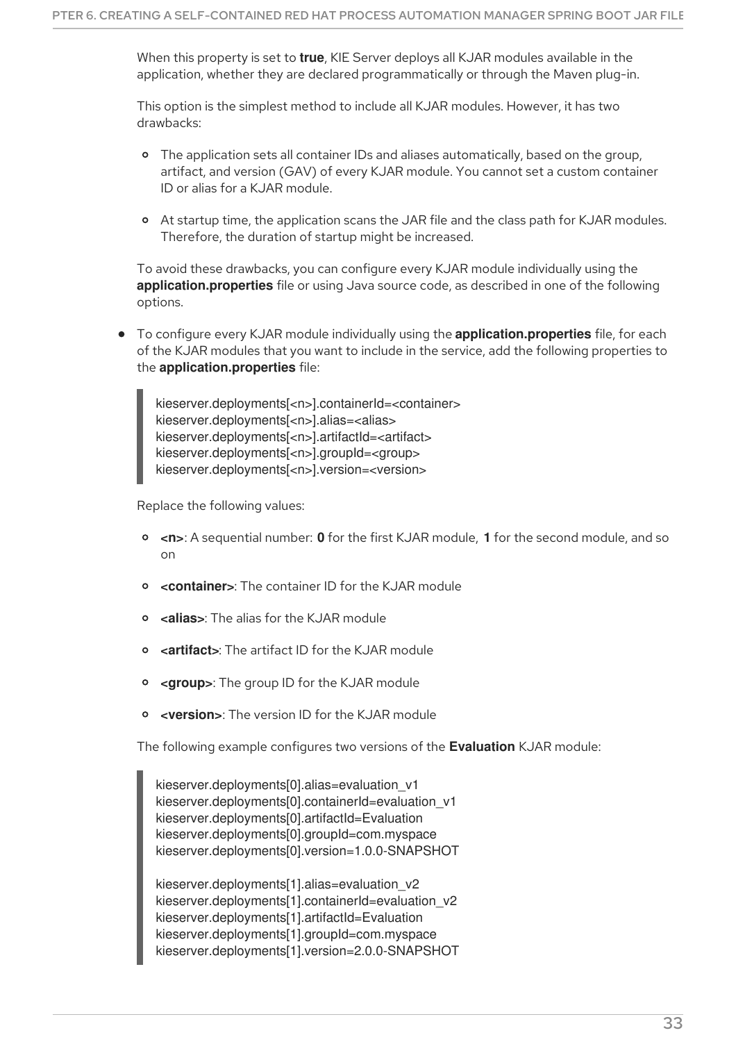When this property is set to **true**, KIE Server deploys all KJAR modules available in the application, whether they are declared programmatically or through the Maven plug-in.

This option is the simplest method to include all KJAR modules. However, it has two drawbacks:

- The application sets all container IDs and aliases automatically, based on the group, artifact, and version (GAV) of every KJAR module. You cannot set a custom container ID or alias for a KJAR module.
- At startup time, the application scans the JAR file and the class path for KJAR modules. Therefore, the duration of startup might be increased.

To avoid these drawbacks, you can configure every KJAR module individually using the **application.properties** file or using Java source code, as described in one of the following options.

- To configure every KJAR module individually using the **application.properties** file, for each of the KJAR modules that you want to include in the service, add the following properties to the **application.properties** file:

```
kieserver.deployments[<n>].containerId=<container>
kieserver.deployments[<n>].alias=<alias>
kieserver.deployments[<n>].artifactId=<artifact>
kieserver.deployments[<n>].groupId=<group>
kieserver.deployments[<n>].version=<version>
```

Replace the following values:

- **<n>**: A sequential number: **0** for the first KJAR module, **1** for the second module, and so on
- **<container>**: The container ID for the KJAR module
- **<alias>**: The alias for the KJAR module
- **<artifact>**: The artifact ID for the KJAR module
- **<group>**: The group ID for the KJAR module
- **<version>**: The version ID for the KJAR module

The following example configures two versions of the **Evaluation** KJAR module:

```
kieserver.deployments[0].alias=evaluation_v1
kieserver.deployments[0].containerId=evaluation_v1
kieserver.deployments[0].artifactId=Evaluation
kieserver.deployments[0].groupId=com.myspace
kieserver.deployments[0].version=1.0.0-SNAPSHOT

kieserver.deployments[1].alias=evaluation_v2
kieserver.deployments[1].containerId=evaluation_v2
kieserver.deployments[1].artifactId=Evaluation
kieserver.deployments[1].groupId=com.myspace
kieserver.deployments[1].version=2.0.0-SNAPSHOT
```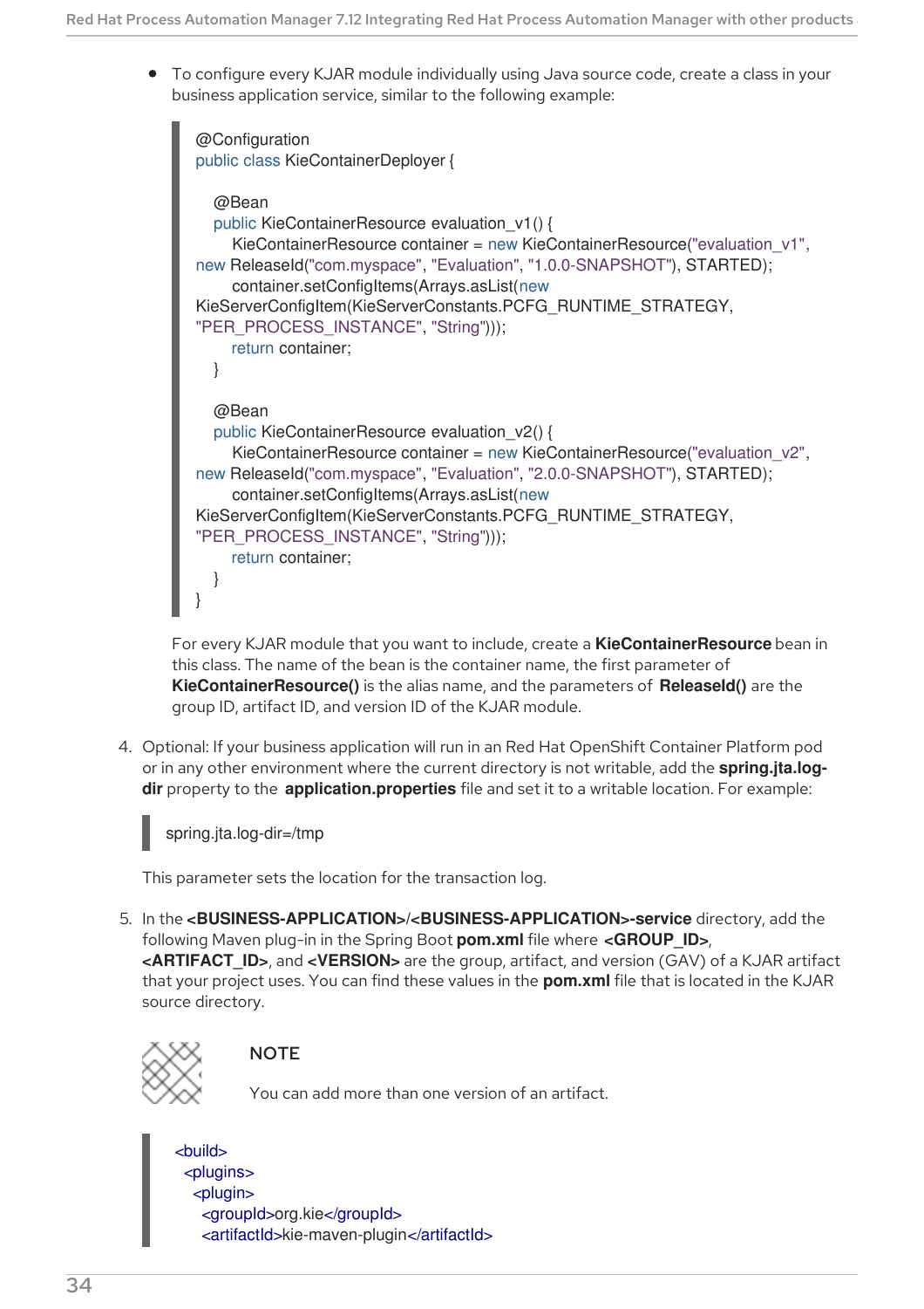- To configure every KJAR module individually using Java source code, create a class in your business application service, similar to the following example:

```
@Configuration
public class KieContainerDeployer {

    @Bean
    public KieContainerResource evaluation_v1() {
        KieContainerResource container = new KieContainerResource("evaluation_v1",
new ReleaseId("com.myspace", "Evaluation", "1.0.0-SNAPSHOT"), STARTED);
        container.setConfigItems(Arrays.asList(new
KieServerConfigItem(KieServerConstants.PCFG_RUNTIME_STRATEGY,
"PER_PROCESS_INSTANCE", "String")));
        return container;
    }

    @Bean
    public KieContainerResource evaluation_v2() {
        KieContainerResource container = new KieContainerResource("evaluation_v2",
new ReleaseId("com.myspace", "Evaluation", "2.0.0-SNAPSHOT"), STARTED);
        container.setConfigItems(Arrays.asList(new
KieServerConfigItem(KieServerConstants.PCFG_RUNTIME_STRATEGY,
"PER_PROCESS_INSTANCE", "String")));
        return container;
    }
}
```

  For every KJAR module that you want to include, create a **KieContainerResource** bean in this class. The name of the bean is the container name, the first parameter of **KieContainerResource()** is the alias name, and the parameters of **ReleaseId()** are the group ID, artifact ID, and version ID of the KJAR module.

4. Optional: If your business application will run in an Red Hat OpenShift Container Platform pod or in any other environment where the current directory is not writable, add the **spring.jta.log-dir** property to the **application.properties** file and set it to a writable location. For example:

```
spring.jta.log-dir=/tmp
```

   This parameter sets the location for the transaction log.

5. In the **<BUSINESS-APPLICATION>/<BUSINESS-APPLICATION>-service** directory, add the following Maven plug-in in the Spring Boot **pom.xml** file where **<GROUP_ID>**, **<ARTIFACT_ID>**, and **<VERSION>** are the group, artifact, and version (GAV) of a KJAR artifact that your project uses. You can find these values in the **pom.xml** file that is located in the KJAR source directory.

   **NOTE**

   You can add more than one version of an artifact.

```
<build>
  <plugins>
    <plugin>
      <groupId>org.kie</groupId>
      <artifactId>kie-maven-plugin</artifactId>
```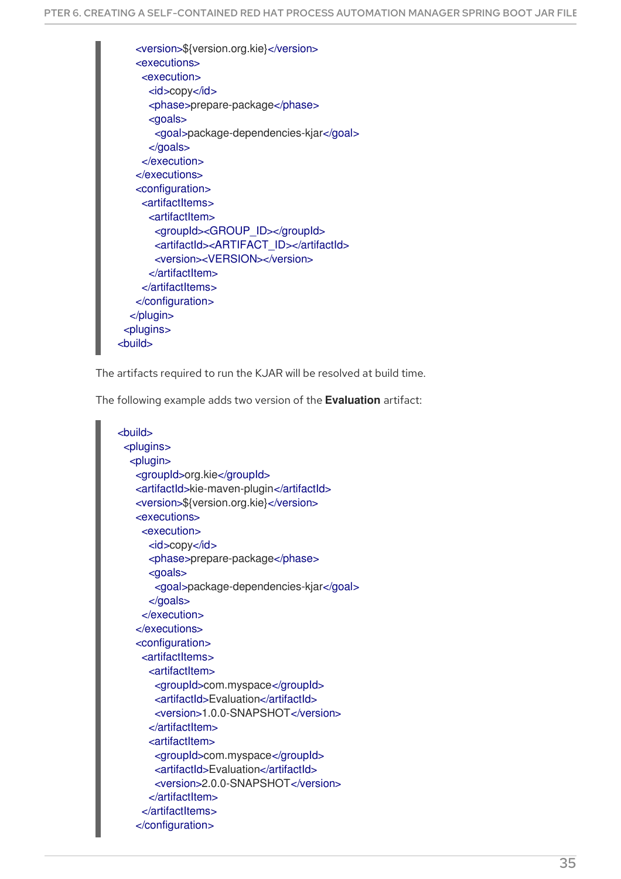```
        <version>${version.org.kie}</version>
        <executions>
          <execution>
            <id>copy</id>
            <phase>prepare-package</phase>
            <goals>
              <goal>package-dependencies-kjar</goal>
            </goals>
          </execution>
        </executions>
        <configuration>
          <artifactItems>
            <artifactItem>
              <groupId><GROUP_ID></groupId>
              <artifactId><ARTIFACT_ID></artifactId>
              <version><VERSION></version>
            </artifactItem>
          </artifactItems>
        </configuration>
      </plugin>
    <plugins>
  <build>
```

The artifacts required to run the KJAR will be resolved at build time.

The following example adds two version of the **Evaluation** artifact:

```
<build>
  <plugins>
    <plugin>
      <groupId>org.kie</groupId>
      <artifactId>kie-maven-plugin</artifactId>
      <version>${version.org.kie}</version>
      <executions>
        <execution>
          <id>copy</id>
          <phase>prepare-package</phase>
          <goals>
            <goal>package-dependencies-kjar</goal>
          </goals>
        </execution>
      </executions>
      <configuration>
        <artifactItems>
          <artifactItem>
            <groupId>com.myspace</groupId>
            <artifactId>Evaluation</artifactId>
            <version>1.0.0-SNAPSHOT</version>
          </artifactItem>
          <artifactItem>
            <groupId>com.myspace</groupId>
            <artifactId>Evaluation</artifactId>
            <version>2.0.0-SNAPSHOT</version>
          </artifactItem>
        </artifactItems>
      </configuration>
```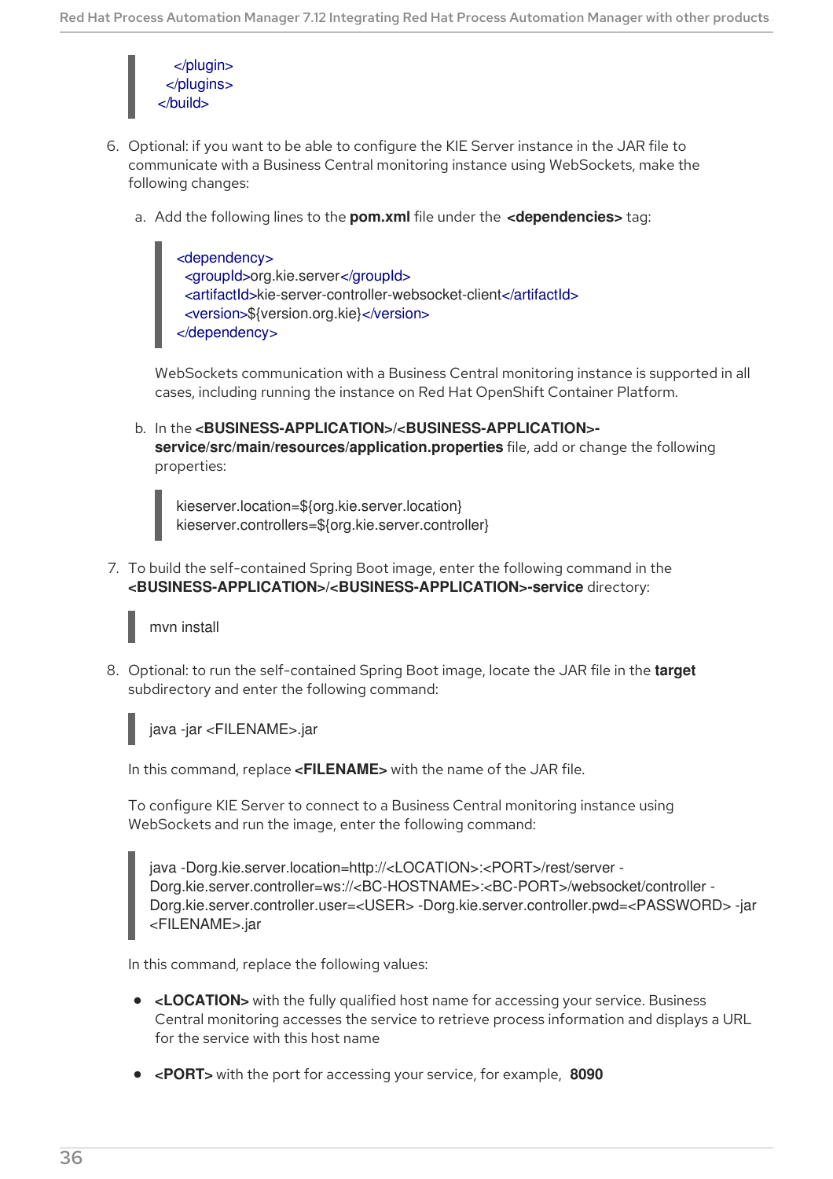```
    </plugin>
  </plugins>
</build>
```

6. Optional: if you want to be able to configure the KIE Server instance in the JAR file to communicate with a Business Central monitoring instance using WebSockets, make the following changes:

   a. Add the following lines to the **pom.xml** file under the **<dependencies>** tag:

   ```
   <dependency>
     <groupId>org.kie.server</groupId>
     <artifactId>kie-server-controller-websocket-client</artifactId>
     <version>${version.org.kie}</version>
   </dependency>
   ```

   WebSockets communication with a Business Central monitoring instance is supported in all cases, including running the instance on Red Hat OpenShift Container Platform.

   b. In the **<BUSINESS-APPLICATION>/<BUSINESS-APPLICATION>-service/src/main/resources/application.properties** file, add or change the following properties:

   ```
   kieserver.location=${org.kie.server.location}
   kieserver.controllers=${org.kie.server.controller}
   ```

7. To build the self-contained Spring Boot image, enter the following command in the **<BUSINESS-APPLICATION>/<BUSINESS-APPLICATION>-service** directory:

   ```
   mvn install
   ```

8. Optional: to run the self-contained Spring Boot image, locate the JAR file in the **target** subdirectory and enter the following command:

   ```
   java -jar <FILENAME>.jar
   ```

   In this command, replace **<FILENAME>** with the name of the JAR file.

   To configure KIE Server to connect to a Business Central monitoring instance using WebSockets and run the image, enter the following command:

   ```
   java -Dorg.kie.server.location=http://<LOCATION>:<PORT>/rest/server -
   Dorg.kie.server.controller=ws://<BC-HOSTNAME>:<BC-PORT>/websocket/controller -
   Dorg.kie.server.controller.user=<USER> -Dorg.kie.server.controller.pwd=<PASSWORD> -jar
   <FILENAME>.jar
   ```

   In this command, replace the following values:

   - **<LOCATION>** with the fully qualified host name for accessing your service. Business Central monitoring accesses the service to retrieve process information and displays a URL for the service with this host name
   - **<PORT>** with the port for accessing your service, for example, **8090**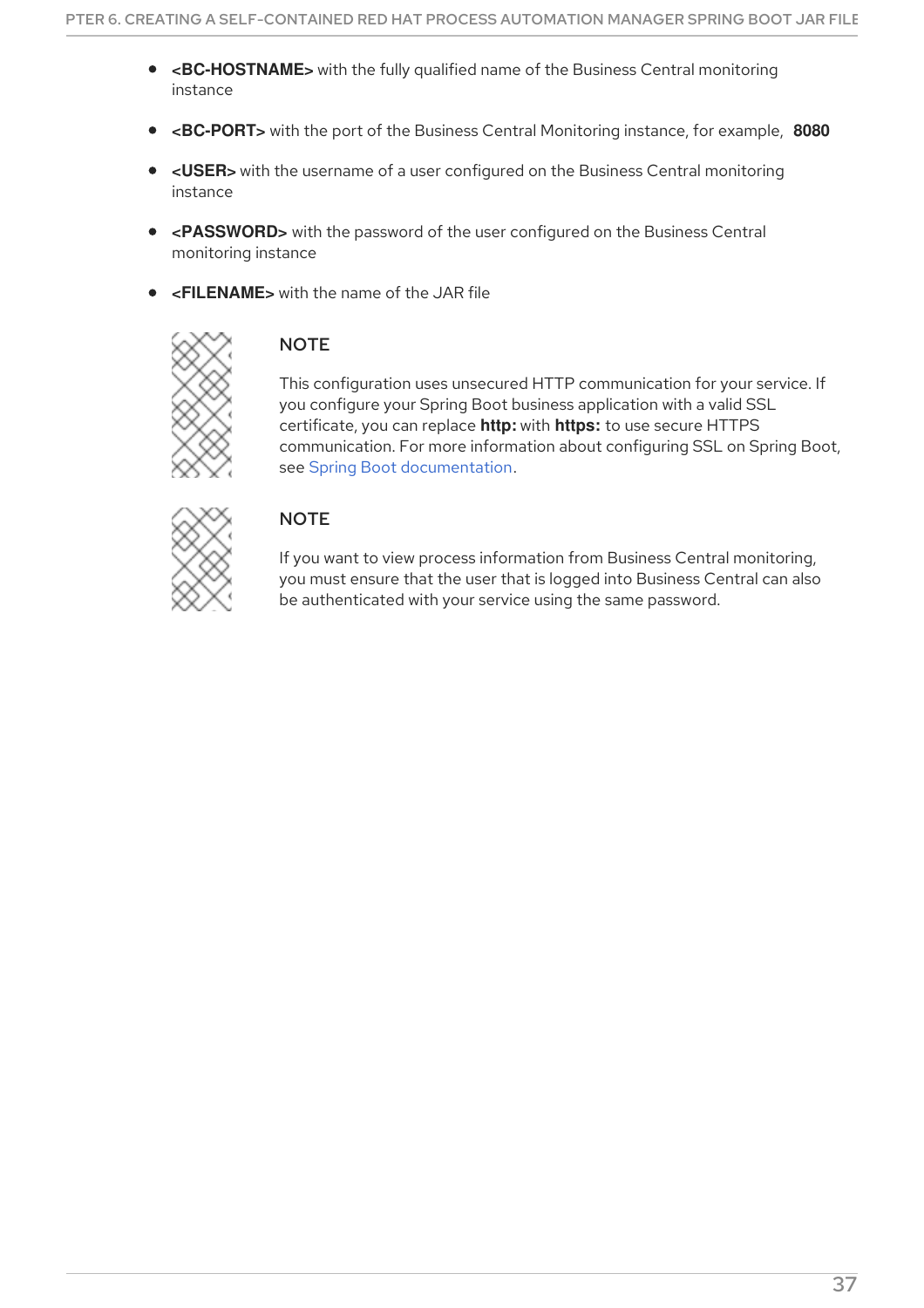- **<BC-HOSTNAME>** with the fully qualified name of the Business Central monitoring instance
- **<BC-PORT>** with the port of the Business Central Monitoring instance, for example, **8080**
- **<USER>** with the username of a user configured on the Business Central monitoring instance
- **<PASSWORD>** with the password of the user configured on the Business Central monitoring instance
- **<FILENAME>** with the name of the JAR file

> **NOTE**
>
> This configuration uses unsecured HTTP communication for your service. If you configure your Spring Boot business application with a valid SSL certificate, you can replace **http:** with **https:** to use secure HTTPS communication. For more information about configuring SSL on Spring Boot, see Spring Boot documentation.

> **NOTE**
>
> If you want to view process information from Business Central monitoring, you must ensure that the user that is logged into Business Central can also be authenticated with your service using the same password.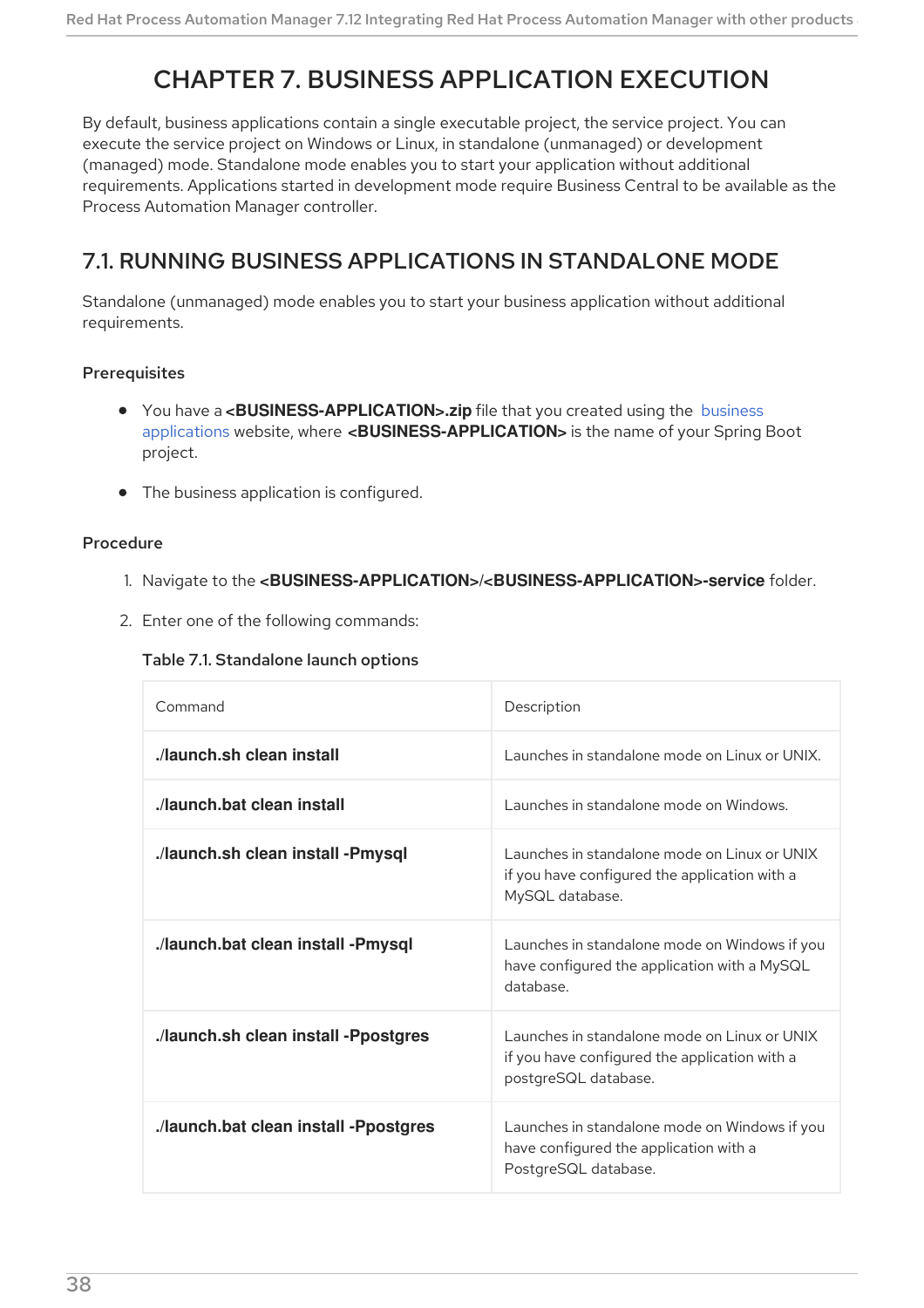# CHAPTER 7. BUSINESS APPLICATION EXECUTION

By default, business applications contain a single executable project, the service project. You can execute the service project on Windows or Linux, in standalone (unmanaged) or development (managed) mode. Standalone mode enables you to start your application without additional requirements. Applications started in development mode require Business Central to be available as the Process Automation Manager controller.

## 7.1. RUNNING BUSINESS APPLICATIONS IN STANDALONE MODE

Standalone (unmanaged) mode enables you to start your business application without additional requirements.

### Prerequisites

- You have a **<BUSINESS-APPLICATION>.zip** file that you created using the business applications website, where **<BUSINESS-APPLICATION>** is the name of your Spring Boot project.
- The business application is configured.

### Procedure

1. Navigate to the **<BUSINESS-APPLICATION>/<BUSINESS-APPLICATION>-service** folder.
2. Enter one of the following commands:

   Table 7.1. Standalone launch options

| Command | Description |
|---|---|
| **./launch.sh clean install** | Launches in standalone mode on Linux or UNIX. |
| **./launch.bat clean install** | Launches in standalone mode on Windows. |
| **./launch.sh clean install -Pmysql** | Launches in standalone mode on Linux or UNIX if you have configured the application with a MySQL database. |
| **./launch.bat clean install -Pmysql** | Launches in standalone mode on Windows if you have configured the application with a MySQL database. |
| **./launch.sh clean install -Ppostgres** | Launches in standalone mode on Linux or UNIX if you have configured the application with a postgreSQL database. |
| **./launch.bat clean install -Ppostgres** | Launches in standalone mode on Windows if you have configured the application with a PostgreSQL database. |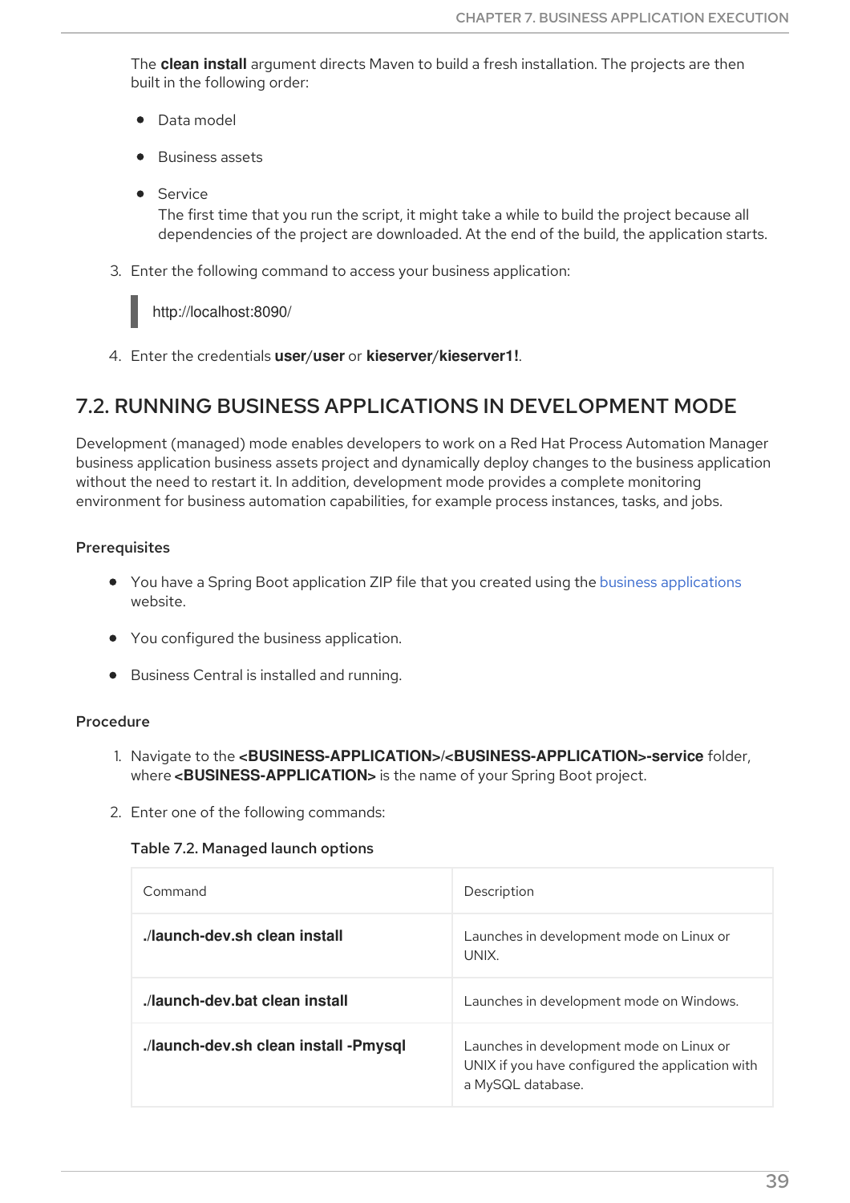The **clean install** argument directs Maven to build a fresh installation. The projects are then built in the following order:

- Data model
- Business assets
- Service
  The first time that you run the script, it might take a while to build the project because all dependencies of the project are downloaded. At the end of the build, the application starts.

3. Enter the following command to access your business application:

```
http://localhost:8090/
```

4. Enter the credentials **user**/**user** or **kieserver**/**kieserver1!**.

## 7.2. RUNNING BUSINESS APPLICATIONS IN DEVELOPMENT MODE

Development (managed) mode enables developers to work on a Red Hat Process Automation Manager business application business assets project and dynamically deploy changes to the business application without the need to restart it. In addition, development mode provides a complete monitoring environment for business automation capabilities, for example process instances, tasks, and jobs.

### Prerequisites

- You have a Spring Boot application ZIP file that you created using the business applications website.
- You configured the business application.
- Business Central is installed and running.

### Procedure

1. Navigate to the **<BUSINESS-APPLICATION>/<BUSINESS-APPLICATION>-service** folder, where **<BUSINESS-APPLICATION>** is the name of your Spring Boot project.
2. Enter one of the following commands:

**Table 7.2. Managed launch options**

| Command | Description |
| --- | --- |
| **./launch-dev.sh clean install** | Launches in development mode on Linux or UNIX. |
| **./launch-dev.bat clean install** | Launches in development mode on Windows. |
| **./launch-dev.sh clean install -Pmysql** | Launches in development mode on Linux or UNIX if you have configured the application with a MySQL database. |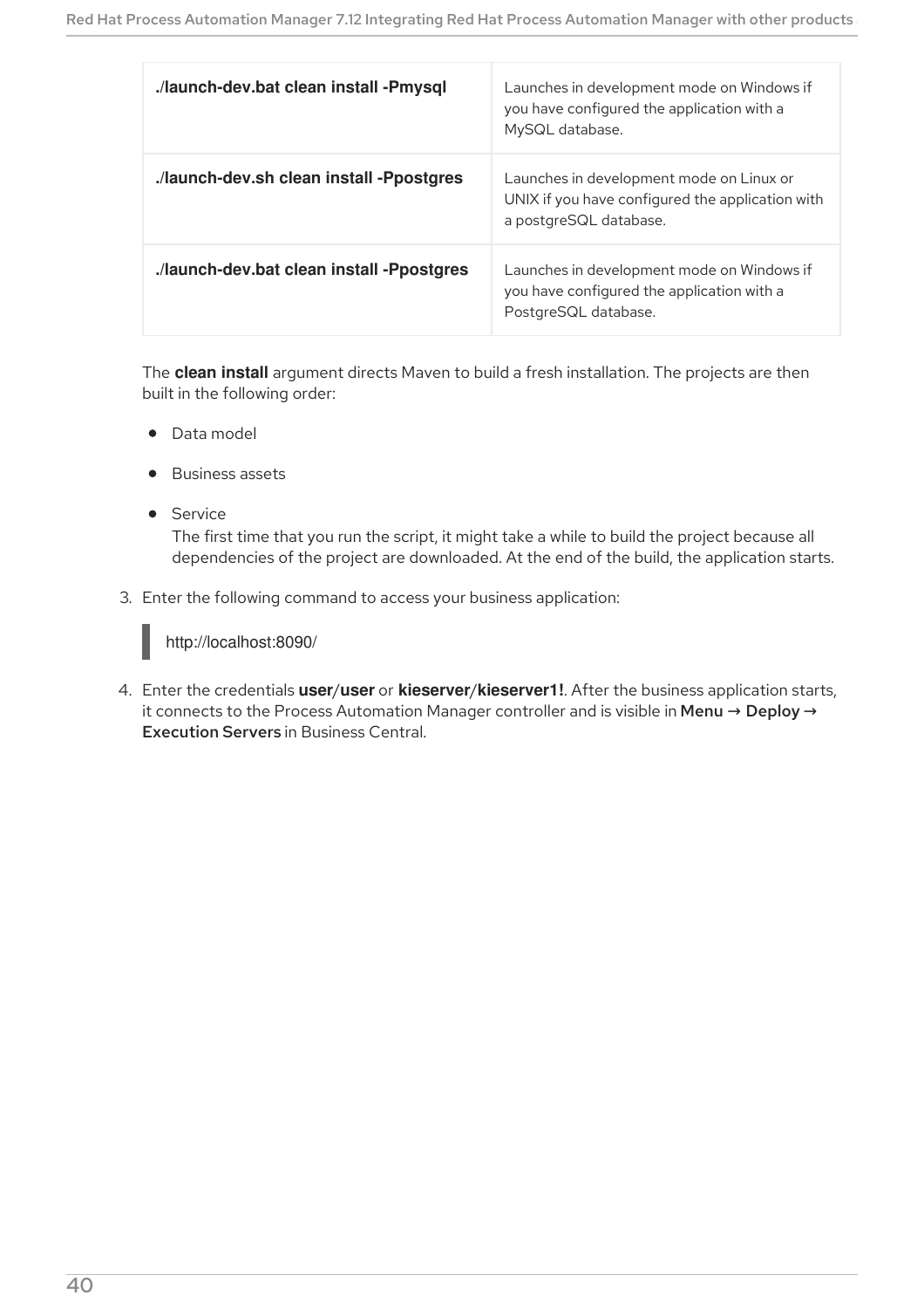| | |
|---|---|
| **./launch-dev.bat clean install -Pmysql** | Launches in development mode on Windows if you have configured the application with a MySQL database. |
| **./launch-dev.sh clean install -Ppostgres** | Launches in development mode on Linux or UNIX if you have configured the application with a postgreSQL database. |
| **./launch-dev.bat clean install -Ppostgres** | Launches in development mode on Windows if you have configured the application with a PostgreSQL database. |

The **clean install** argument directs Maven to build a fresh installation. The projects are then built in the following order:

- Data model
- Business assets
- Service
  The first time that you run the script, it might take a while to build the project because all dependencies of the project are downloaded. At the end of the build, the application starts.

3. Enter the following command to access your business application:

```
http://localhost:8090/
```

4. Enter the credentials **user**/**user** or **kieserver**/**kieserver1!**. After the business application starts, it connects to the Process Automation Manager controller and is visible in **Menu → Deploy → Execution Servers** in Business Central.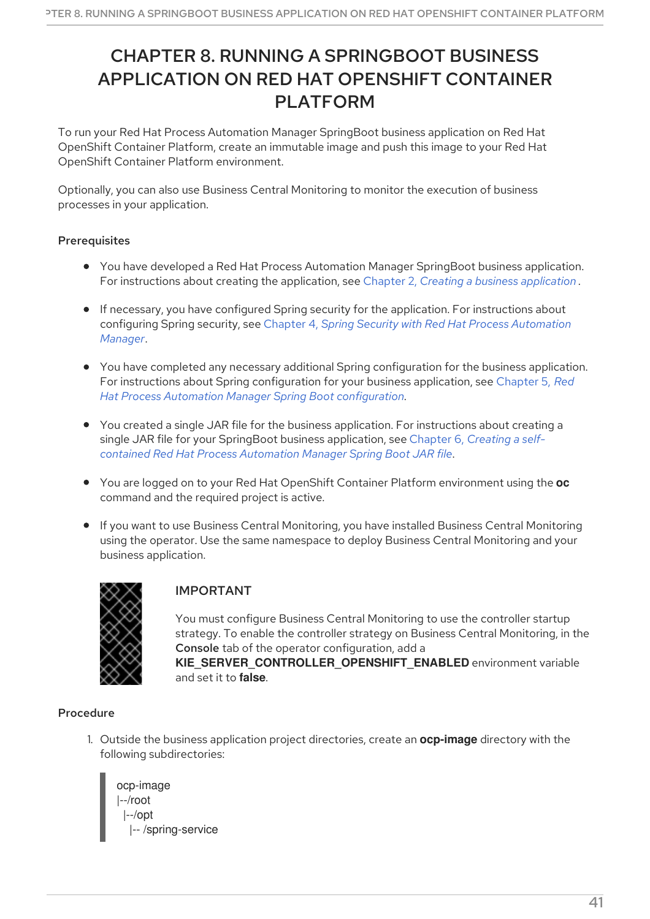# CHAPTER 8. RUNNING A SPRINGBOOT BUSINESS APPLICATION ON RED HAT OPENSHIFT CONTAINER PLATFORM

To run your Red Hat Process Automation Manager SpringBoot business application on Red Hat OpenShift Container Platform, create an immutable image and push this image to your Red Hat OpenShift Container Platform environment.

Optionally, you can also use Business Central Monitoring to monitor the execution of business processes in your application.

### Prerequisites

- You have developed a Red Hat Process Automation Manager SpringBoot business application. For instructions about creating the application, see Chapter 2, *Creating a business application* .
- If necessary, you have configured Spring security for the application. For instructions about configuring Spring security, see Chapter 4, *Spring Security with Red Hat Process Automation Manager*.
- You have completed any necessary additional Spring configuration for the business application. For instructions about Spring configuration for your business application, see Chapter 5, *Red Hat Process Automation Manager Spring Boot configuration*.
- You created a single JAR file for the business application. For instructions about creating a single JAR file for your SpringBoot business application, see Chapter 6, *Creating a self-contained Red Hat Process Automation Manager Spring Boot JAR file*.
- You are logged on to your Red Hat OpenShift Container Platform environment using the **oc** command and the required project is active.
- If you want to use Business Central Monitoring, you have installed Business Central Monitoring using the operator. Use the same namespace to deploy Business Central Monitoring and your business application.

> **IMPORTANT**
>
> You must configure Business Central Monitoring to use the controller startup strategy. To enable the controller strategy on Business Central Monitoring, in the **Console** tab of the operator configuration, add a **KIE_SERVER_CONTROLLER_OPENSHIFT_ENABLED** environment variable and set it to **false**.

### Procedure

1. Outside the business application project directories, create an **ocp-image** directory with the following subdirectories:

```
ocp-image
|--/root
  |--/opt
    |-- /spring-service
```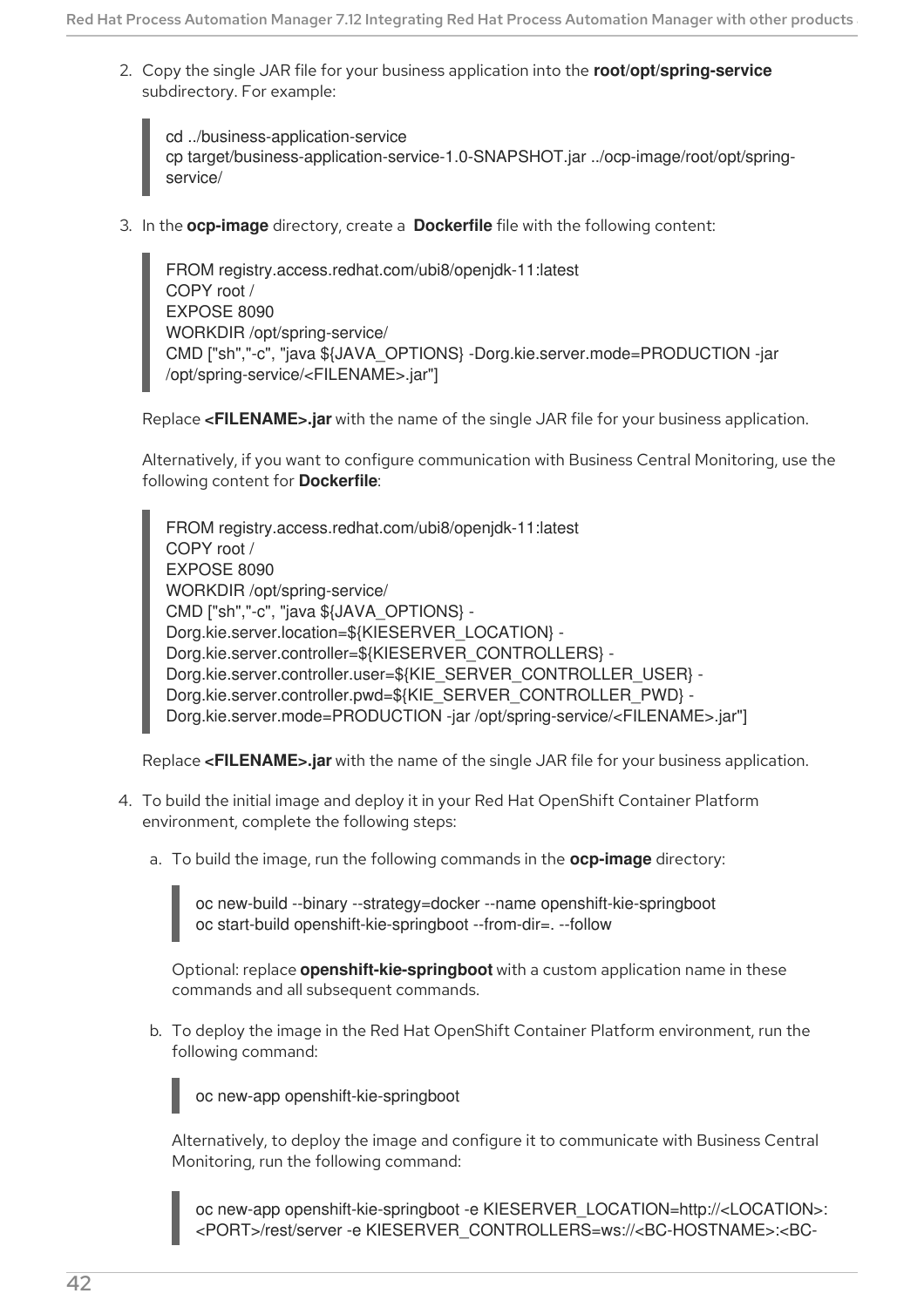2. Copy the single JAR file for your business application into the **root/opt/spring-service** subdirectory. For example:

```
cd ../business-application-service
cp target/business-application-service-1.0-SNAPSHOT.jar ../ocp-image/root/opt/spring-service/
```

3. In the **ocp-image** directory, create a **Dockerfile** file with the following content:

```
FROM registry.access.redhat.com/ubi8/openjdk-11:latest
COPY root /
EXPOSE 8090
WORKDIR /opt/spring-service/
CMD ["sh","-c", "java ${JAVA_OPTIONS} -Dorg.kie.server.mode=PRODUCTION -jar /opt/spring-service/<FILENAME>.jar"]
```

Replace **<FILENAME>.jar** with the name of the single JAR file for your business application.

Alternatively, if you want to configure communication with Business Central Monitoring, use the following content for **Dockerfile**:

```
FROM registry.access.redhat.com/ubi8/openjdk-11:latest
COPY root /
EXPOSE 8090
WORKDIR /opt/spring-service/
CMD ["sh","-c", "java ${JAVA_OPTIONS} -
Dorg.kie.server.location=${KIESERVER_LOCATION} -
Dorg.kie.server.controller=${KIESERVER_CONTROLLERS} -
Dorg.kie.server.controller.user=${KIE_SERVER_CONTROLLER_USER} -
Dorg.kie.server.controller.pwd=${KIE_SERVER_CONTROLLER_PWD} -
Dorg.kie.server.mode=PRODUCTION -jar /opt/spring-service/<FILENAME>.jar"]
```

Replace **<FILENAME>.jar** with the name of the single JAR file for your business application.

4. To build the initial image and deploy it in your Red Hat OpenShift Container Platform environment, complete the following steps:

   a. To build the image, run the following commands in the **ocp-image** directory:

   ```
   oc new-build --binary --strategy=docker --name openshift-kie-springboot
   oc start-build openshift-kie-springboot --from-dir=. --follow
   ```

   Optional: replace **openshift-kie-springboot** with a custom application name in these commands and all subsequent commands.

   b. To deploy the image in the Red Hat OpenShift Container Platform environment, run the following command:

   ```
   oc new-app openshift-kie-springboot
   ```

   Alternatively, to deploy the image and configure it to communicate with Business Central Monitoring, run the following command:

   ```
   oc new-app openshift-kie-springboot -e KIESERVER_LOCATION=http://<LOCATION>:
   <PORT>/rest/server -e KIESERVER_CONTROLLERS=ws://<BC-HOSTNAME>:<BC-
   ```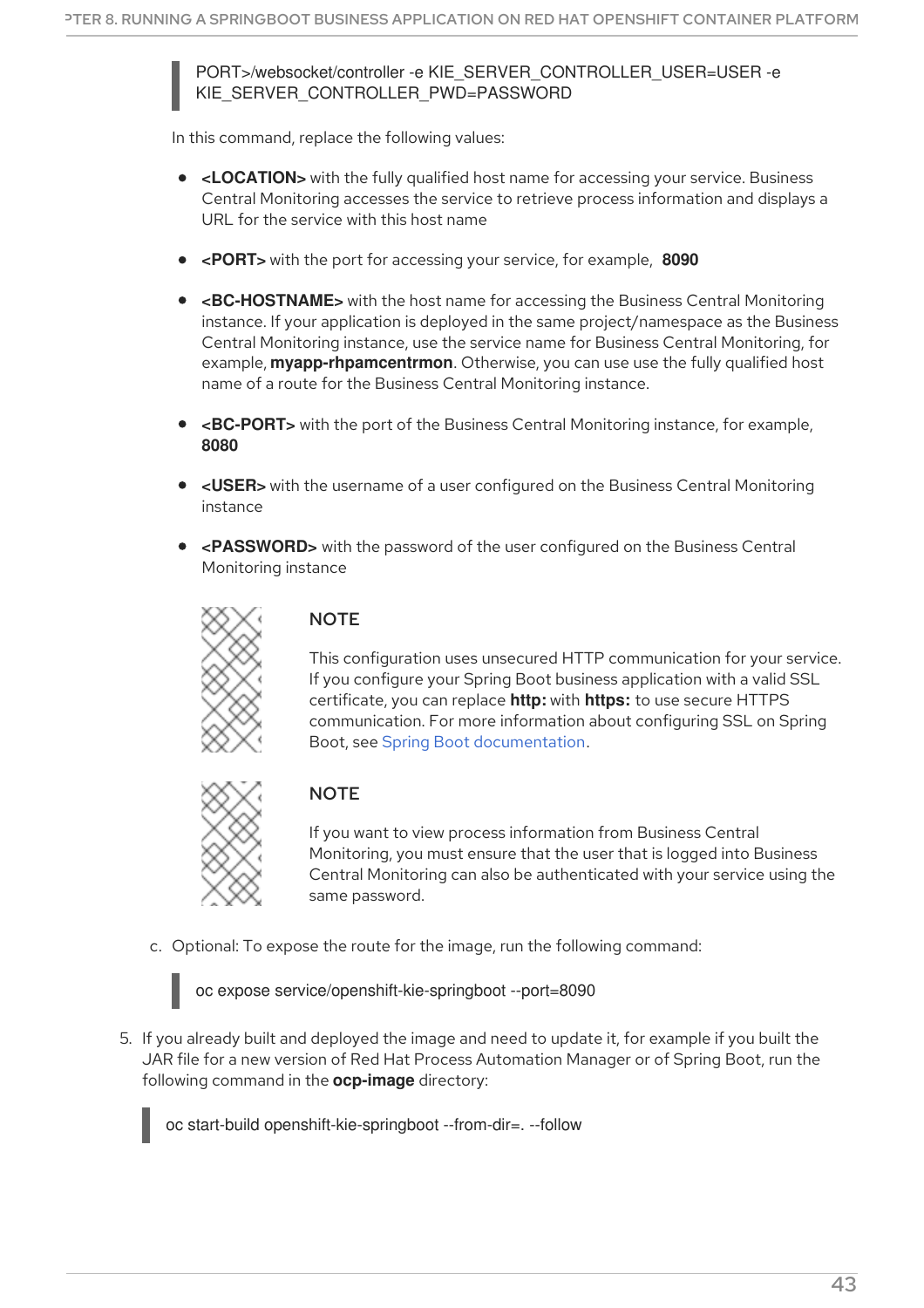```
PORT>/websocket/controller -e KIE_SERVER_CONTROLLER_USER=USER -e
KIE_SERVER_CONTROLLER_PWD=PASSWORD
```

In this command, replace the following values:

- **<LOCATION>** with the fully qualified host name for accessing your service. Business Central Monitoring accesses the service to retrieve process information and displays a URL for the service with this host name
- **<PORT>** with the port for accessing your service, for example, **8090**
- **<BC-HOSTNAME>** with the host name for accessing the Business Central Monitoring instance. If your application is deployed in the same project/namespace as the Business Central Monitoring instance, use the service name for Business Central Monitoring, for example, **myapp-rhpamcentrmon**. Otherwise, you can use use the fully qualified host name of a route for the Business Central Monitoring instance.
- **<BC-PORT>** with the port of the Business Central Monitoring instance, for example, **8080**
- **<USER>** with the username of a user configured on the Business Central Monitoring instance
- **<PASSWORD>** with the password of the user configured on the Business Central Monitoring instance

> **NOTE**
>
> This configuration uses unsecured HTTP communication for your service. If you configure your Spring Boot business application with a valid SSL certificate, you can replace **http:** with **https:** to use secure HTTPS communication. For more information about configuring SSL on Spring Boot, see Spring Boot documentation.

> **NOTE**
>
> If you want to view process information from Business Central Monitoring, you must ensure that the user that is logged into Business Central Monitoring can also be authenticated with your service using the same password.

c. Optional: To expose the route for the image, run the following command:

```
oc expose service/openshift-kie-springboot --port=8090
```

5. If you already built and deployed the image and need to update it, for example if you built the JAR file for a new version of Red Hat Process Automation Manager or of Spring Boot, run the following command in the **ocp-image** directory:

```
oc start-build openshift-kie-springboot --from-dir=. --follow
```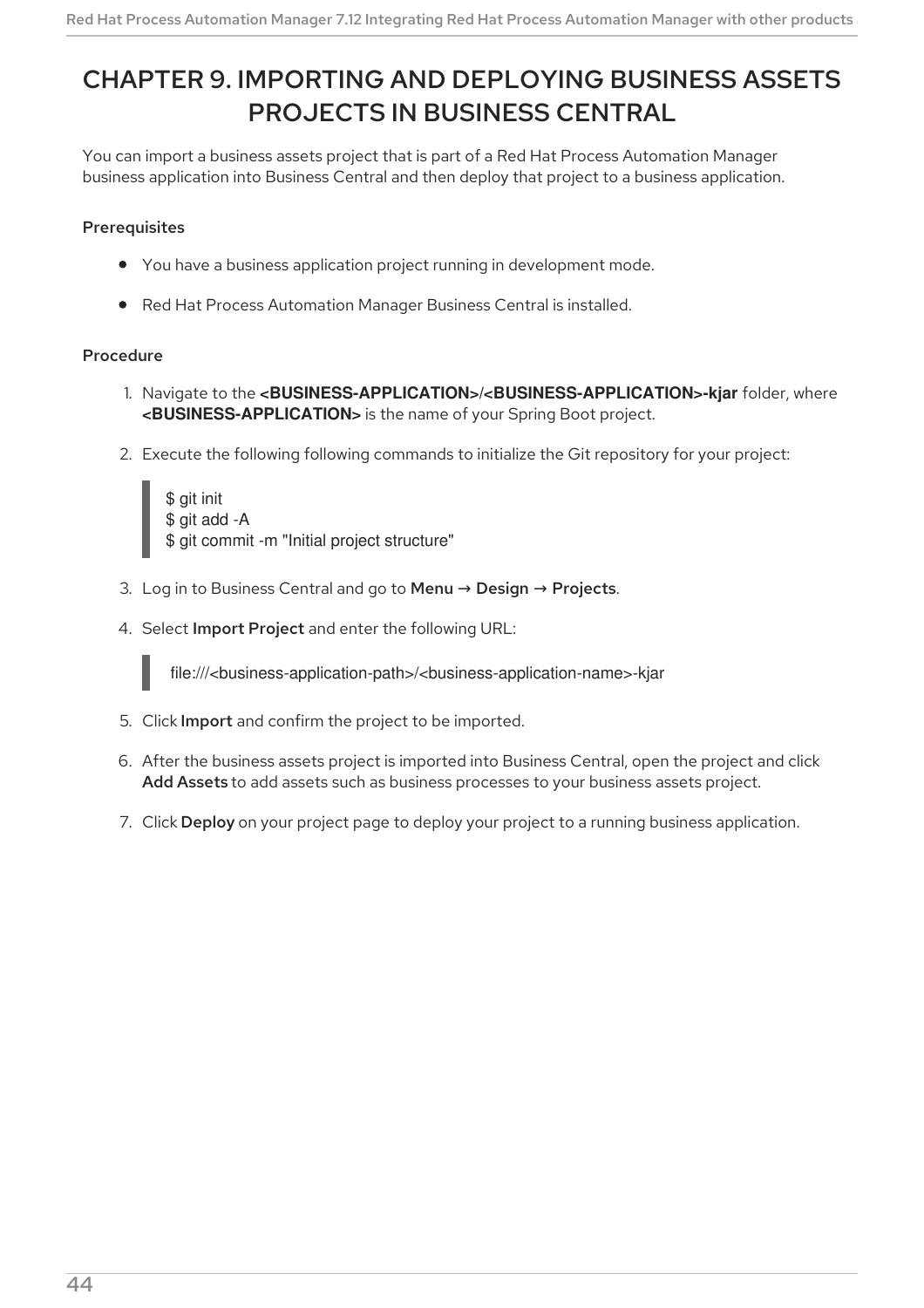# CHAPTER 9. IMPORTING AND DEPLOYING BUSINESS ASSETS PROJECTS IN BUSINESS CENTRAL

You can import a business assets project that is part of a Red Hat Process Automation Manager business application into Business Central and then deploy that project to a business application.

### Prerequisites

- You have a business application project running in development mode.
- Red Hat Process Automation Manager Business Central is installed.

### Procedure

1. Navigate to the **<BUSINESS-APPLICATION>/<BUSINESS-APPLICATION>-kjar** folder, where **<BUSINESS-APPLICATION>** is the name of your Spring Boot project.
2. Execute the following following commands to initialize the Git repository for your project:

```
$ git init
$ git add -A
$ git commit -m "Initial project structure"
```

3. Log in to Business Central and go to **Menu** → **Design** → **Projects**.
4. Select **Import Project** and enter the following URL:

```
file:///<business-application-path>/<business-application-name>-kjar
```

5. Click **Import** and confirm the project to be imported.
6. After the business assets project is imported into Business Central, open the project and click **Add Assets** to add assets such as business processes to your business assets project.
7. Click **Deploy** on your project page to deploy your project to a running business application.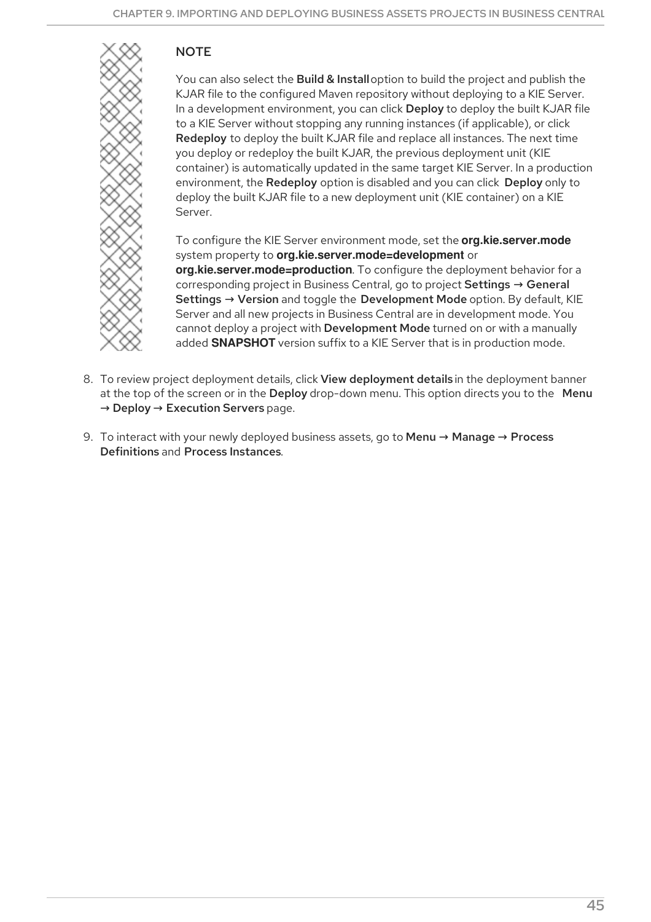> **NOTE**
>
> You can also select the **Build & Install** option to build the project and publish the KJAR file to the configured Maven repository without deploying to a KIE Server. In a development environment, you can click **Deploy** to deploy the built KJAR file to a KIE Server without stopping any running instances (if applicable), or click **Redeploy** to deploy the built KJAR file and replace all instances. The next time you deploy or redeploy the built KJAR, the previous deployment unit (KIE container) is automatically updated in the same target KIE Server. In a production environment, the **Redeploy** option is disabled and you can click **Deploy** only to deploy the built KJAR file to a new deployment unit (KIE container) on a KIE Server.
>
> To configure the KIE Server environment mode, set the `org.kie.server.mode` system property to `org.kie.server.mode=development` or `org.kie.server.mode=production`. To configure the deployment behavior for a corresponding project in Business Central, go to project **Settings → General Settings → Version** and toggle the **Development Mode** option. By default, KIE Server and all new projects in Business Central are in development mode. You cannot deploy a project with **Development Mode** turned on or with a manually added `SNAPSHOT` version suffix to a KIE Server that is in production mode.

8. To review project deployment details, click **View deployment details** in the deployment banner at the top of the screen or in the **Deploy** drop-down menu. This option directs you to the **Menu → Deploy → Execution Servers** page.

9. To interact with your newly deployed business assets, go to **Menu → Manage → Process Definitions** and **Process Instances**.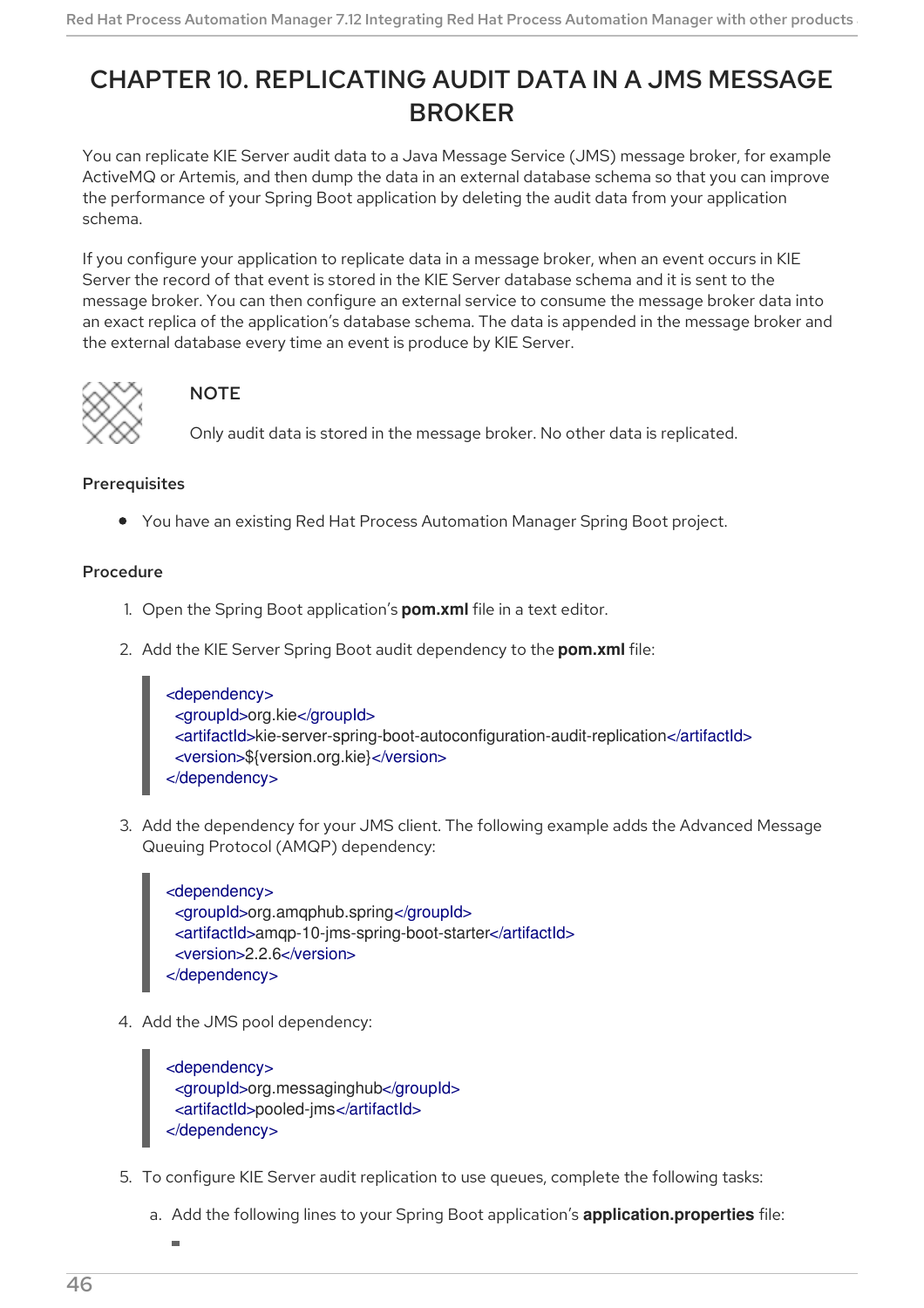# CHAPTER 10. REPLICATING AUDIT DATA IN A JMS MESSAGE BROKER

You can replicate KIE Server audit data to a Java Message Service (JMS) message broker, for example ActiveMQ or Artemis, and then dump the data in an external database schema so that you can improve the performance of your Spring Boot application by deleting the audit data from your application schema.

If you configure your application to replicate data in a message broker, when an event occurs in KIE Server the record of that event is stored in the KIE Server database schema and it is sent to the message broker. You can then configure an external service to consume the message broker data into an exact replica of the application's database schema. The data is appended in the message broker and the external database every time an event is produce by KIE Server.

> **NOTE**
>
> Only audit data is stored in the message broker. No other data is replicated.

**Prerequisites**

- You have an existing Red Hat Process Automation Manager Spring Boot project.

**Procedure**

1. Open the Spring Boot application's **pom.xml** file in a text editor.

2. Add the KIE Server Spring Boot audit dependency to the **pom.xml** file:

```
<dependency>
  <groupId>org.kie</groupId>
  <artifactId>kie-server-spring-boot-autoconfiguration-audit-replication</artifactId>
  <version>${version.org.kie}</version>
</dependency>
```

3. Add the dependency for your JMS client. The following example adds the Advanced Message Queuing Protocol (AMQP) dependency:

```
<dependency>
  <groupId>org.amqphub.spring</groupId>
  <artifactId>amqp-10-jms-spring-boot-starter</artifactId>
  <version>2.2.6</version>
</dependency>
```

4. Add the JMS pool dependency:

```
<dependency>
  <groupId>org.messaginghub</groupId>
  <artifactId>pooled-jms</artifactId>
</dependency>
```

5. To configure KIE Server audit replication to use queues, complete the following tasks:

   a. Add the following lines to your Spring Boot application's **application.properties** file: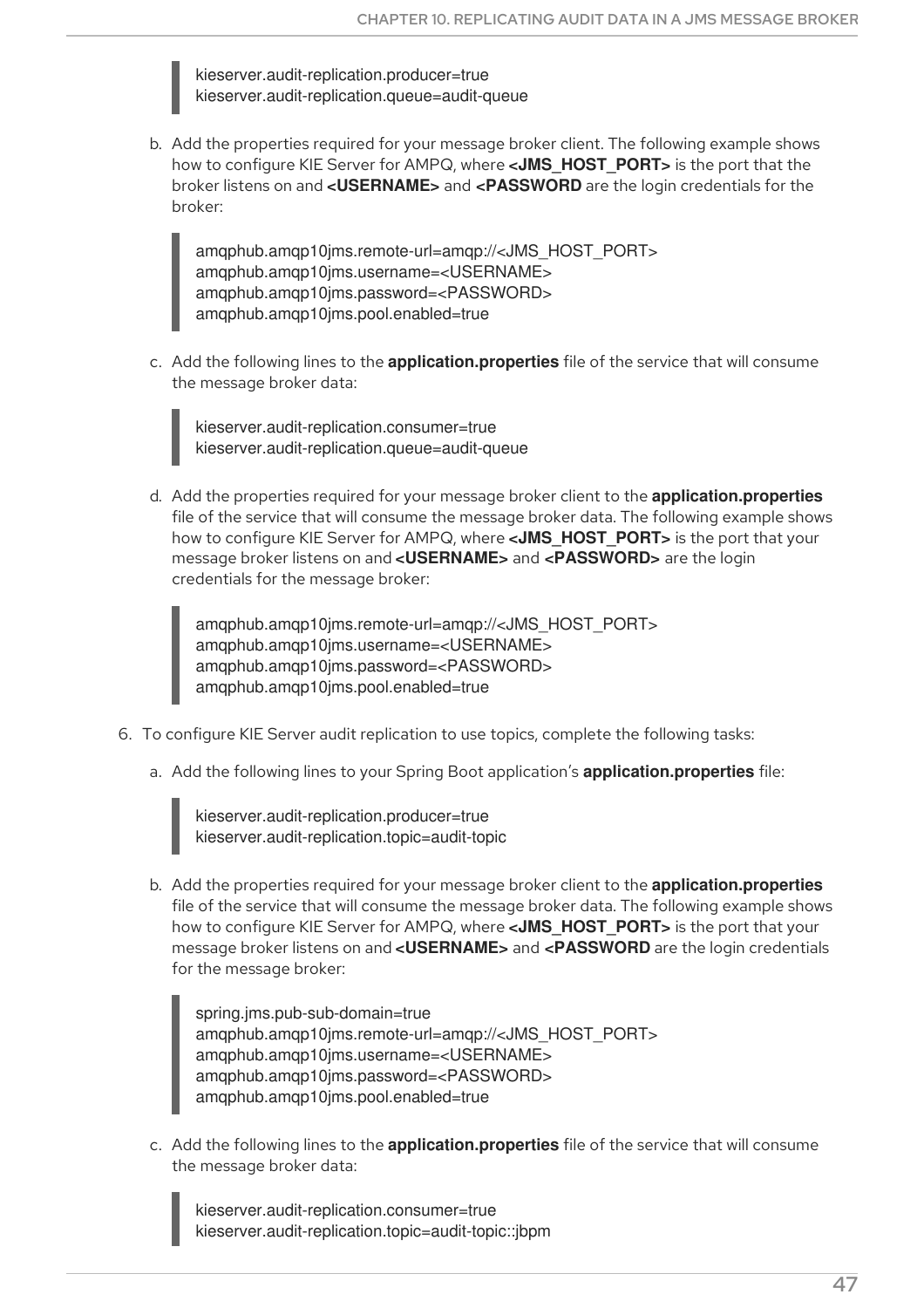```
kieserver.audit-replication.producer=true
kieserver.audit-replication.queue=audit-queue
```

b. Add the properties required for your message broker client. The following example shows how to configure KIE Server for AMPQ, where **<JMS_HOST_PORT>** is the port that the broker listens on and **<USERNAME>** and **<PASSWORD** are the login credentials for the broker:

```
amqphub.amqp10jms.remote-url=amqp://<JMS_HOST_PORT>
amqphub.amqp10jms.username=<USERNAME>
amqphub.amqp10jms.password=<PASSWORD>
amqphub.amqp10jms.pool.enabled=true
```

c. Add the following lines to the **application.properties** file of the service that will consume the message broker data:

```
kieserver.audit-replication.consumer=true
kieserver.audit-replication.queue=audit-queue
```

d. Add the properties required for your message broker client to the **application.properties** file of the service that will consume the message broker data. The following example shows how to configure KIE Server for AMPQ, where **<JMS_HOST_PORT>** is the port that your message broker listens on and **<USERNAME>** and **<PASSWORD>** are the login credentials for the message broker:

```
amqphub.amqp10jms.remote-url=amqp://<JMS_HOST_PORT>
amqphub.amqp10jms.username=<USERNAME>
amqphub.amqp10jms.password=<PASSWORD>
amqphub.amqp10jms.pool.enabled=true
```

6. To configure KIE Server audit replication to use topics, complete the following tasks:

a. Add the following lines to your Spring Boot application's **application.properties** file:

```
kieserver.audit-replication.producer=true
kieserver.audit-replication.topic=audit-topic
```

b. Add the properties required for your message broker client to the **application.properties** file of the service that will consume the message broker data. The following example shows how to configure KIE Server for AMPQ, where **<JMS_HOST_PORT>** is the port that your message broker listens on and **<USERNAME>** and **<PASSWORD** are the login credentials for the message broker:

```
spring.jms.pub-sub-domain=true
amqphub.amqp10jms.remote-url=amqp://<JMS_HOST_PORT>
amqphub.amqp10jms.username=<USERNAME>
amqphub.amqp10jms.password=<PASSWORD>
amqphub.amqp10jms.pool.enabled=true
```

c. Add the following lines to the **application.properties** file of the service that will consume the message broker data:

```
kieserver.audit-replication.consumer=true
kieserver.audit-replication.topic=audit-topic::jbpm
```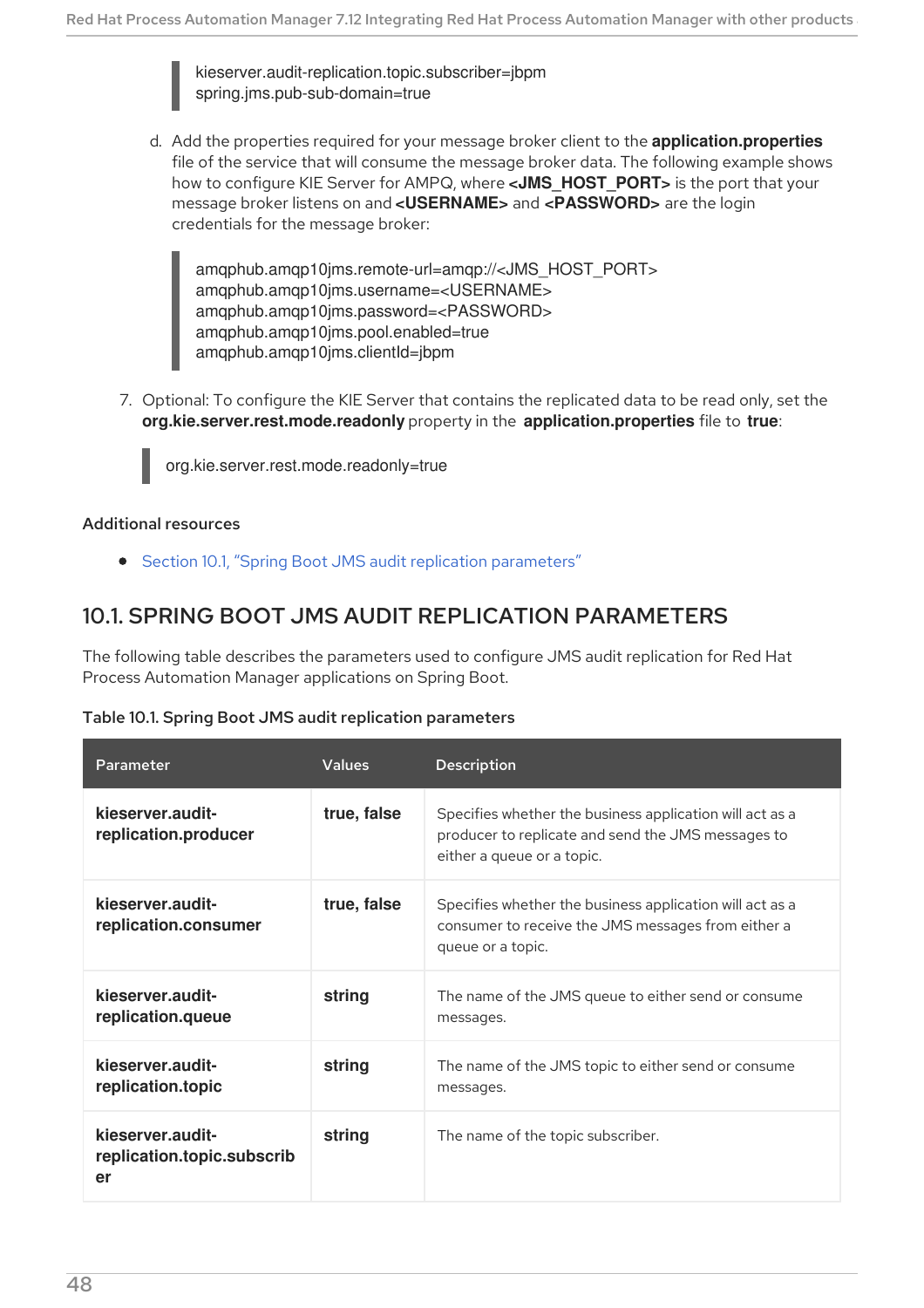```
kieserver.audit-replication.topic.subscriber=jbpm
spring.jms.pub-sub-domain=true
```

d. Add the properties required for your message broker client to the **application.properties** file of the service that will consume the message broker data. The following example shows how to configure KIE Server for AMPQ, where **<JMS_HOST_PORT>** is the port that your message broker listens on and **<USERNAME>** and **<PASSWORD>** are the login credentials for the message broker:

```
amqphub.amqp10jms.remote-url=amqp://<JMS_HOST_PORT>
amqphub.amqp10jms.username=<USERNAME>
amqphub.amqp10jms.password=<PASSWORD>
amqphub.amqp10jms.pool.enabled=true
amqphub.amqp10jms.clientId=jbpm
```

7. Optional: To configure the KIE Server that contains the replicated data to be read only, set the **org.kie.server.rest.mode.readonly** property in the **application.properties** file to **true**:

```
org.kie.server.rest.mode.readonly=true
```

### Additional resources

- Section 10.1, "Spring Boot JMS audit replication parameters"

## 10.1. SPRING BOOT JMS AUDIT REPLICATION PARAMETERS

The following table describes the parameters used to configure JMS audit replication for Red Hat Process Automation Manager applications on Spring Boot.

**Table 10.1. Spring Boot JMS audit replication parameters**

| Parameter | Values | Description |
|---|---|---|
| **kieserver.audit-replication.producer** | **true, false** | Specifies whether the business application will act as a producer to replicate and send the JMS messages to either a queue or a topic. |
| **kieserver.audit-replication.consumer** | **true, false** | Specifies whether the business application will act as a consumer to receive the JMS messages from either a queue or a topic. |
| **kieserver.audit-replication.queue** | **string** | The name of the JMS queue to either send or consume messages. |
| **kieserver.audit-replication.topic** | **string** | The name of the JMS topic to either send or consume messages. |
| **kieserver.audit-replication.topic.subscriber** | **string** | The name of the topic subscriber. |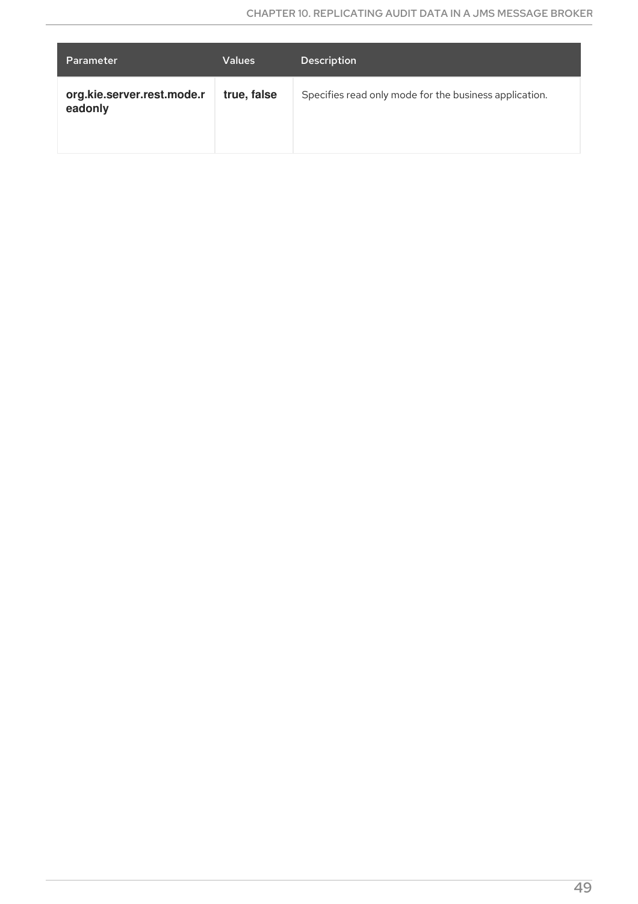| Parameter | Values | Description |
| --- | --- | --- |
| **org.kie.server.rest.mode.readonly** | **true, false** | Specifies read only mode for the business application. |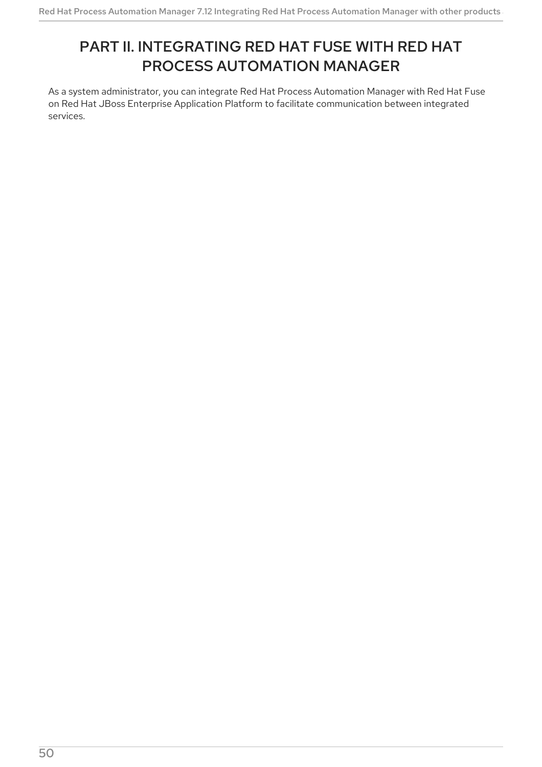# PART II. INTEGRATING RED HAT FUSE WITH RED HAT PROCESS AUTOMATION MANAGER

As a system administrator, you can integrate Red Hat Process Automation Manager with Red Hat Fuse on Red Hat JBoss Enterprise Application Platform to facilitate communication between integrated services.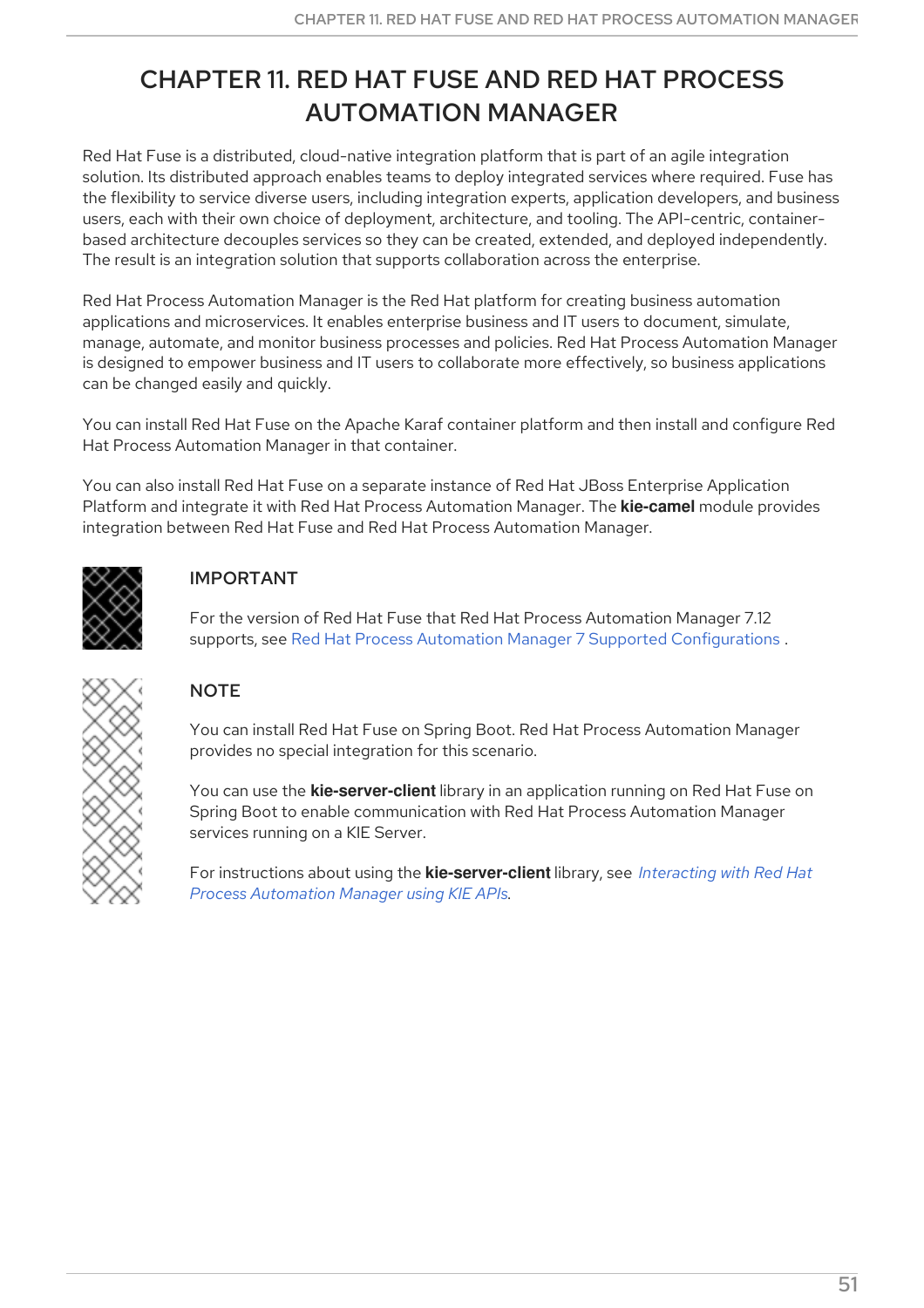# CHAPTER 11. RED HAT FUSE AND RED HAT PROCESS AUTOMATION MANAGER

Red Hat Fuse is a distributed, cloud-native integration platform that is part of an agile integration solution. Its distributed approach enables teams to deploy integrated services where required. Fuse has the flexibility to service diverse users, including integration experts, application developers, and business users, each with their own choice of deployment, architecture, and tooling. The API-centric, container-based architecture decouples services so they can be created, extended, and deployed independently. The result is an integration solution that supports collaboration across the enterprise.

Red Hat Process Automation Manager is the Red Hat platform for creating business automation applications and microservices. It enables enterprise business and IT users to document, simulate, manage, automate, and monitor business processes and policies. Red Hat Process Automation Manager is designed to empower business and IT users to collaborate more effectively, so business applications can be changed easily and quickly.

You can install Red Hat Fuse on the Apache Karaf container platform and then install and configure Red Hat Process Automation Manager in that container.

You can also install Red Hat Fuse on a separate instance of Red Hat JBoss Enterprise Application Platform and integrate it with Red Hat Process Automation Manager. The **kie-camel** module provides integration between Red Hat Fuse and Red Hat Process Automation Manager.

> **IMPORTANT**
>
> For the version of Red Hat Fuse that Red Hat Process Automation Manager 7.12 supports, see Red Hat Process Automation Manager 7 Supported Configurations .

> **NOTE**
>
> You can install Red Hat Fuse on Spring Boot. Red Hat Process Automation Manager provides no special integration for this scenario.
>
> You can use the **kie-server-client** library in an application running on Red Hat Fuse on Spring Boot to enable communication with Red Hat Process Automation Manager services running on a KIE Server.
>
> For instructions about using the **kie-server-client** library, see *Interacting with Red Hat Process Automation Manager using KIE APIs*.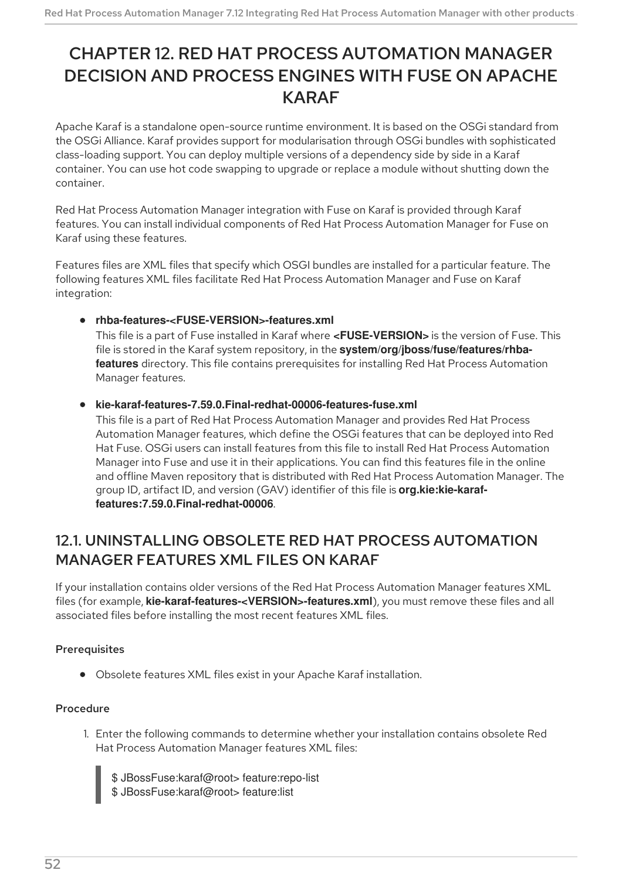# CHAPTER 12. RED HAT PROCESS AUTOMATION MANAGER DECISION AND PROCESS ENGINES WITH FUSE ON APACHE KARAF

Apache Karaf is a standalone open-source runtime environment. It is based on the OSGi standard from the OSGi Alliance. Karaf provides support for modularisation through OSGi bundles with sophisticated class-loading support. You can deploy multiple versions of a dependency side by side in a Karaf container. You can use hot code swapping to upgrade or replace a module without shutting down the container.

Red Hat Process Automation Manager integration with Fuse on Karaf is provided through Karaf features. You can install individual components of Red Hat Process Automation Manager for Fuse on Karaf using these features.

Features files are XML files that specify which OSGI bundles are installed for a particular feature. The following features XML files facilitate Red Hat Process Automation Manager and Fuse on Karaf integration:

- **rhba-features-<FUSE-VERSION>-features.xml**
  This file is a part of Fuse installed in Karaf where **<FUSE-VERSION>** is the version of Fuse. This file is stored in the Karaf system repository, in the **system/org/jboss/fuse/features/rhba-features** directory. This file contains prerequisites for installing Red Hat Process Automation Manager features.

- **kie-karaf-features-7.59.0.Final-redhat-00006-features-fuse.xml**
  This file is a part of Red Hat Process Automation Manager and provides Red Hat Process Automation Manager features, which define the OSGi features that can be deployed into Red Hat Fuse. OSGi users can install features from this file to install Red Hat Process Automation Manager into Fuse and use it in their applications. You can find this features file in the online and offline Maven repository that is distributed with Red Hat Process Automation Manager. The group ID, artifact ID, and version (GAV) identifier of this file is **org.kie:kie-karaf-features:7.59.0.Final-redhat-00006**.

## 12.1. UNINSTALLING OBSOLETE RED HAT PROCESS AUTOMATION MANAGER FEATURES XML FILES ON KARAF

If your installation contains older versions of the Red Hat Process Automation Manager features XML files (for example, **kie-karaf-features-<VERSION>-features.xml**), you must remove these files and all associated files before installing the most recent features XML files.

#### Prerequisites

- Obsolete features XML files exist in your Apache Karaf installation.

#### Procedure

1. Enter the following commands to determine whether your installation contains obsolete Red Hat Process Automation Manager features XML files:

```
$ JBossFuse:karaf@root> feature:repo-list
$ JBossFuse:karaf@root> feature:list
```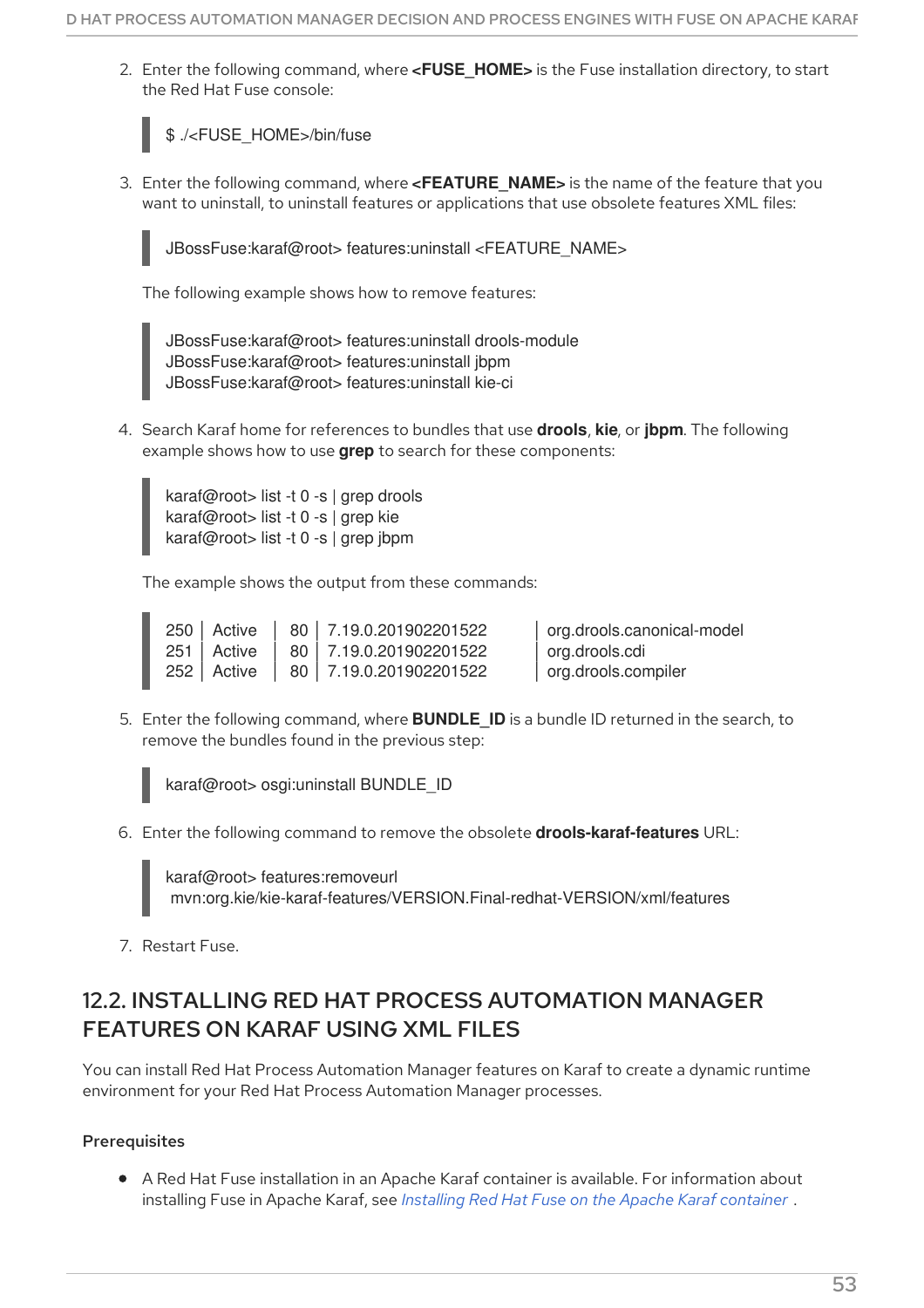2. Enter the following command, where **<FUSE_HOME>** is the Fuse installation directory, to start the Red Hat Fuse console:

```
$ ./<FUSE_HOME>/bin/fuse
```

3. Enter the following command, where **<FEATURE_NAME>** is the name of the feature that you want to uninstall, to uninstall features or applications that use obsolete features XML files:

```
JBossFuse:karaf@root> features:uninstall <FEATURE_NAME>
```

The following example shows how to remove features:

```
JBossFuse:karaf@root> features:uninstall drools-module
JBossFuse:karaf@root> features:uninstall jbpm
JBossFuse:karaf@root> features:uninstall kie-ci
```

4. Search Karaf home for references to bundles that use **drools**, **kie**, or **jbpm**. The following example shows how to use **grep** to search for these components:

```
karaf@root> list -t 0 -s | grep drools
karaf@root> list -t 0 -s | grep kie
karaf@root> list -t 0 -s | grep jbpm
```

The example shows the output from these commands:

```
250 | Active   | 80 | 7.19.0.201902201522     | org.drools.canonical-model
251 | Active   | 80 | 7.19.0.201902201522     | org.drools.cdi
252 | Active   | 80 | 7.19.0.201902201522     | org.drools.compiler
```

5. Enter the following command, where **BUNDLE_ID** is a bundle ID returned in the search, to remove the bundles found in the previous step:

```
karaf@root> osgi:uninstall BUNDLE_ID
```

6. Enter the following command to remove the obsolete **drools-karaf-features** URL:

```
karaf@root> features:removeurl
 mvn:org.kie/kie-karaf-features/VERSION.Final-redhat-VERSION/xml/features
```

7. Restart Fuse.

## 12.2. INSTALLING RED HAT PROCESS AUTOMATION MANAGER FEATURES ON KARAF USING XML FILES

You can install Red Hat Process Automation Manager features on Karaf to create a dynamic runtime environment for your Red Hat Process Automation Manager processes.

### Prerequisites

- A Red Hat Fuse installation in an Apache Karaf container is available. For information about installing Fuse in Apache Karaf, see *Installing Red Hat Fuse on the Apache Karaf container* .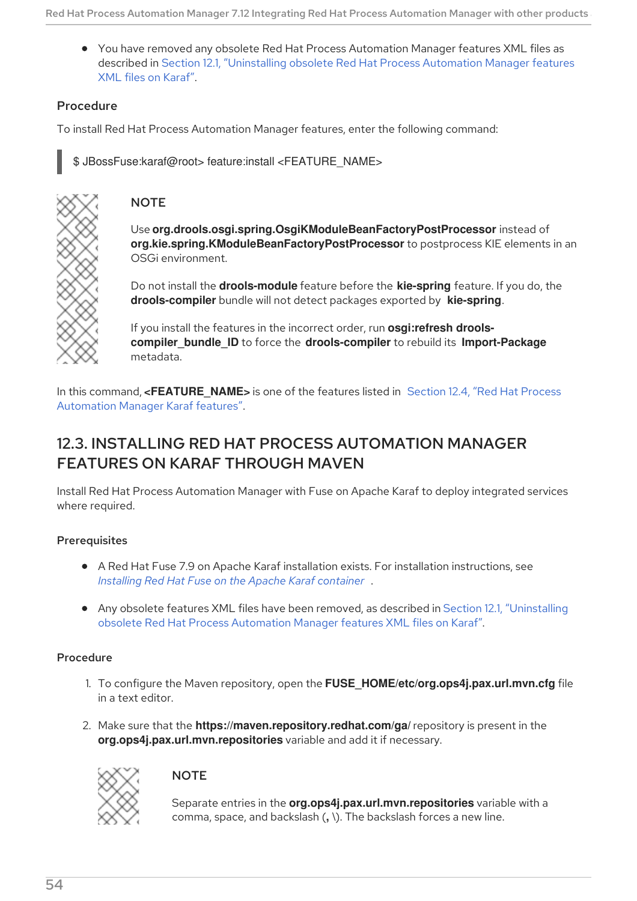- You have removed any obsolete Red Hat Process Automation Manager features XML files as described in Section 12.1, "Uninstalling obsolete Red Hat Process Automation Manager features XML files on Karaf".

### Procedure

To install Red Hat Process Automation Manager features, enter the following command:

```
$ JBossFuse:karaf@root> feature:install <FEATURE_NAME>
```

> **NOTE**
>
> Use **org.drools.osgi.spring.OsgiKModuleBeanFactoryPostProcessor** instead of **org.kie.spring.KModuleBeanFactoryPostProcessor** to postprocess KIE elements in an OSGi environment.
>
> Do not install the **drools-module** feature before the **kie-spring** feature. If you do, the **drools-compiler** bundle will not detect packages exported by **kie-spring**.
>
> If you install the features in the incorrect order, run **osgi:refresh drools-compiler_bundle_ID** to force the **drools-compiler** to rebuild its **Import-Package** metadata.

In this command, **<FEATURE_NAME>** is one of the features listed in Section 12.4, "Red Hat Process Automation Manager Karaf features".

## 12.3. INSTALLING RED HAT PROCESS AUTOMATION MANAGER FEATURES ON KARAF THROUGH MAVEN

Install Red Hat Process Automation Manager with Fuse on Apache Karaf to deploy integrated services where required.

### Prerequisites

- A Red Hat Fuse 7.9 on Apache Karaf installation exists. For installation instructions, see *Installing Red Hat Fuse on the Apache Karaf container* .
- Any obsolete features XML files have been removed, as described in Section 12.1, "Uninstalling obsolete Red Hat Process Automation Manager features XML files on Karaf".

### Procedure

1. To configure the Maven repository, open the **FUSE_HOME/etc/org.ops4j.pax.url.mvn.cfg** file in a text editor.
2. Make sure that the **https://maven.repository.redhat.com/ga/** repository is present in the **org.ops4j.pax.url.mvn.repositories** variable and add it if necessary.

   > **NOTE**
   >
   > Separate entries in the **org.ops4j.pax.url.mvn.repositories** variable with a comma, space, and backslash (**,** \). The backslash forces a new line.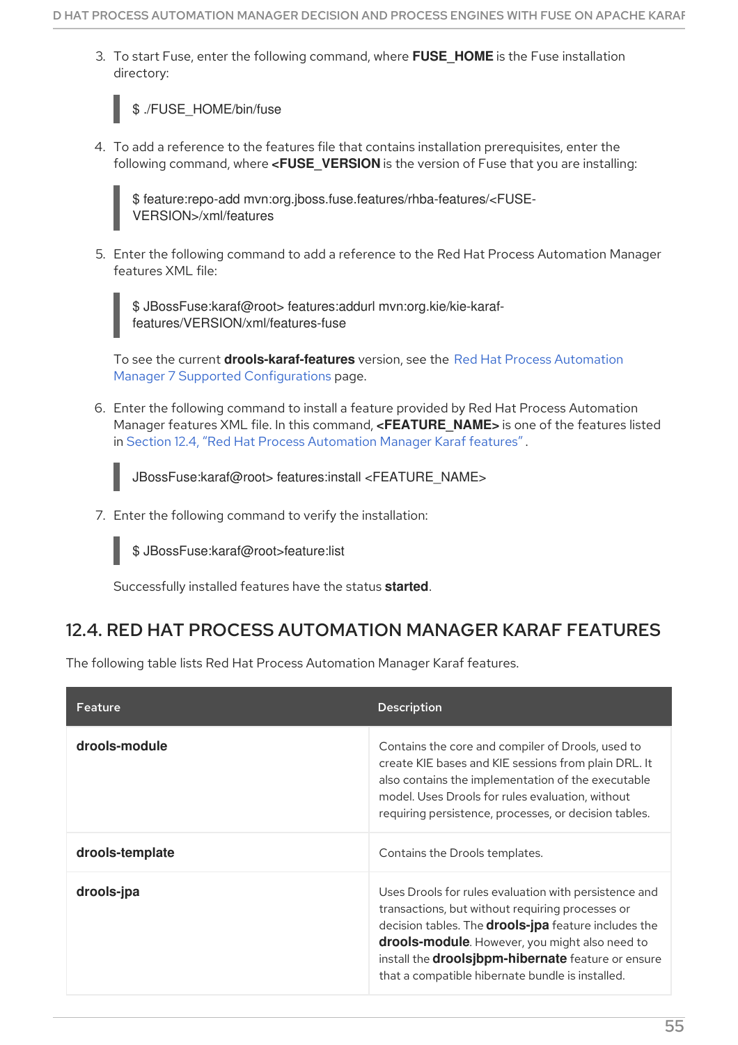3. To start Fuse, enter the following command, where **FUSE_HOME** is the Fuse installation directory:

   ```
   $ ./FUSE_HOME/bin/fuse
   ```

4. To add a reference to the features file that contains installation prerequisites, enter the following command, where **<FUSE_VERSION** is the version of Fuse that you are installing:

   ```
   $ feature:repo-add mvn:org.jboss.fuse.features/rhba-features/<FUSE-VERSION>/xml/features
   ```

5. Enter the following command to add a reference to the Red Hat Process Automation Manager features XML file:

   ```
   $ JBossFuse:karaf@root> features:addurl mvn:org.kie/kie-karaf-features/VERSION/xml/features-fuse
   ```

   To see the current **drools-karaf-features** version, see the Red Hat Process Automation Manager 7 Supported Configurations page.

6. Enter the following command to install a feature provided by Red Hat Process Automation Manager features XML file. In this command, **<FEATURE_NAME>** is one of the features listed in Section 12.4, "Red Hat Process Automation Manager Karaf features" .

   ```
   JBossFuse:karaf@root> features:install <FEATURE_NAME>
   ```

7. Enter the following command to verify the installation:

   ```
   $ JBossFuse:karaf@root>feature:list
   ```

   Successfully installed features have the status **started**.

## 12.4. RED HAT PROCESS AUTOMATION MANAGER KARAF FEATURES

The following table lists Red Hat Process Automation Manager Karaf features.

| Feature | Description |
|---|---|
| **drools-module** | Contains the core and compiler of Drools, used to create KIE bases and KIE sessions from plain DRL. It also contains the implementation of the executable model. Uses Drools for rules evaluation, without requiring persistence, processes, or decision tables. |
| **drools-template** | Contains the Drools templates. |
| **drools-jpa** | Uses Drools for rules evaluation with persistence and transactions, but without requiring processes or decision tables. The **drools-jpa** feature includes the **drools-module**. However, you might also need to install the **droolsjbpm-hibernate** feature or ensure that a compatible hibernate bundle is installed. |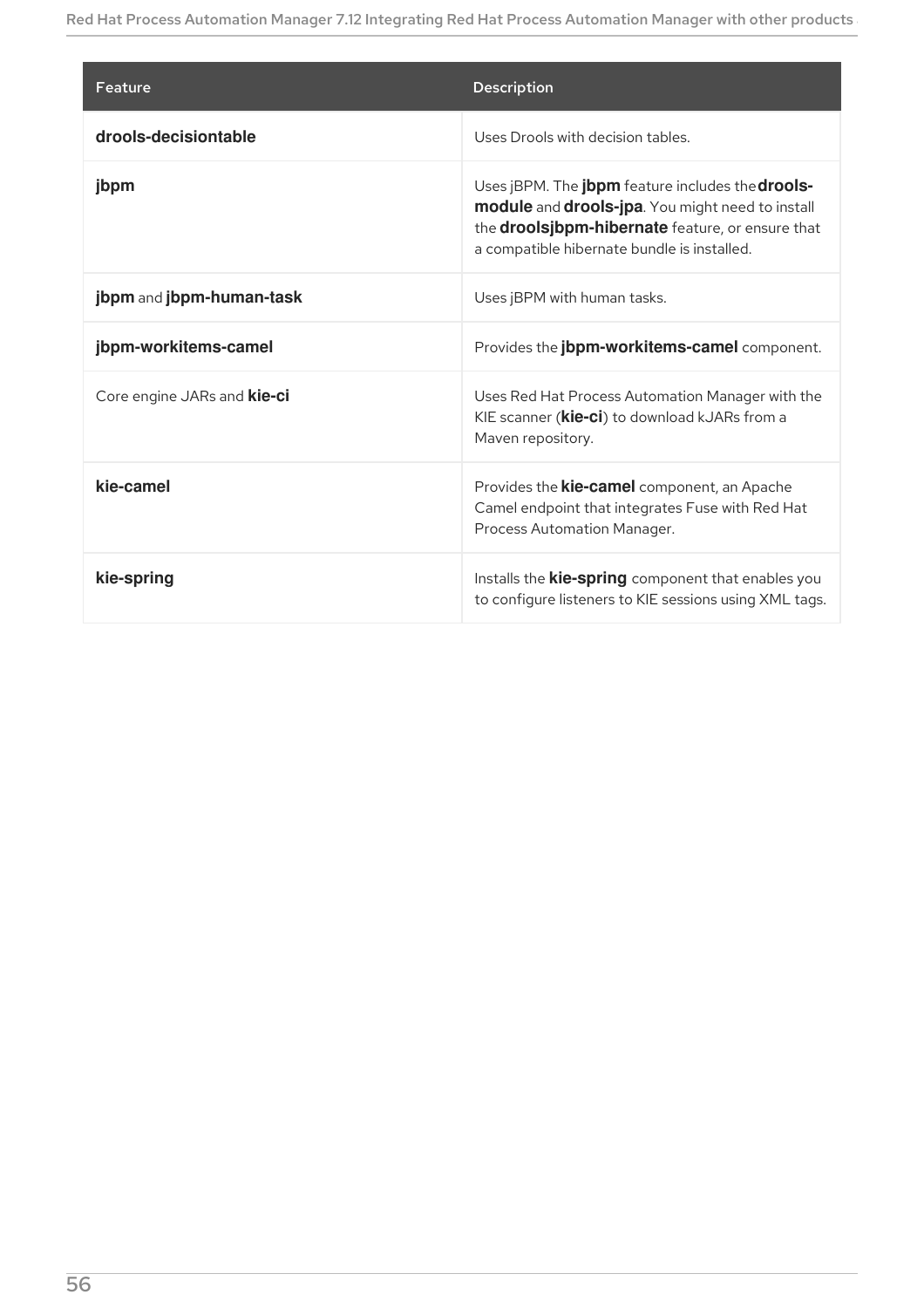| Feature | Description |
| --- | --- |
| **drools-decisiontable** | Uses Drools with decision tables. |
| **jbpm** | Uses jBPM. The **jbpm** feature includes the **drools-module** and **drools-jpa**. You might need to install the **droolsjbpm-hibernate** feature, or ensure that a compatible hibernate bundle is installed. |
| **jbpm** and **jbpm-human-task** | Uses jBPM with human tasks. |
| **jbpm-workitems-camel** | Provides the **jbpm-workitems-camel** component. |
| Core engine JARs and **kie-ci** | Uses Red Hat Process Automation Manager with the KIE scanner (**kie-ci**) to download kJARs from a Maven repository. |
| **kie-camel** | Provides the **kie-camel** component, an Apache Camel endpoint that integrates Fuse with Red Hat Process Automation Manager. |
| **kie-spring** | Installs the **kie-spring** component that enables you to configure listeners to KIE sessions using XML tags. |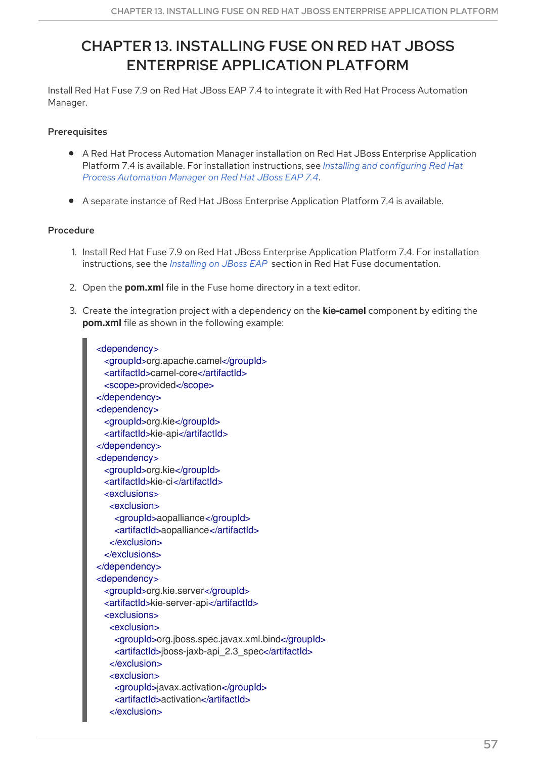# CHAPTER 13. INSTALLING FUSE ON RED HAT JBOSS ENTERPRISE APPLICATION PLATFORM

Install Red Hat Fuse 7.9 on Red Hat JBoss EAP 7.4 to integrate it with Red Hat Process Automation Manager.

### Prerequisites

- A Red Hat Process Automation Manager installation on Red Hat JBoss Enterprise Application Platform 7.4 is available. For installation instructions, see *Installing and configuring Red Hat Process Automation Manager on Red Hat JBoss EAP 7.4*.
- A separate instance of Red Hat JBoss Enterprise Application Platform 7.4 is available.

### Procedure

1. Install Red Hat Fuse 7.9 on Red Hat JBoss Enterprise Application Platform 7.4. For installation instructions, see the *Installing on JBoss EAP* section in Red Hat Fuse documentation.
2. Open the **pom.xml** file in the Fuse home directory in a text editor.
3. Create the integration project with a dependency on the **kie-camel** component by editing the **pom.xml** file as shown in the following example:

```
<dependency>
  <groupId>org.apache.camel</groupId>
  <artifactId>camel-core</artifactId>
  <scope>provided</scope>
</dependency>
<dependency>
  <groupId>org.kie</groupId>
  <artifactId>kie-api</artifactId>
</dependency>
<dependency>
  <groupId>org.kie</groupId>
  <artifactId>kie-ci</artifactId>
  <exclusions>
    <exclusion>
      <groupId>aopalliance</groupId>
      <artifactId>aopalliance</artifactId>
    </exclusion>
  </exclusions>
</dependency>
<dependency>
  <groupId>org.kie.server</groupId>
  <artifactId>kie-server-api</artifactId>
  <exclusions>
    <exclusion>
      <groupId>org.jboss.spec.javax.xml.bind</groupId>
      <artifactId>jboss-jaxb-api_2.3_spec</artifactId>
    </exclusion>
    <exclusion>
      <groupId>javax.activation</groupId>
      <artifactId>activation</artifactId>
    </exclusion>
```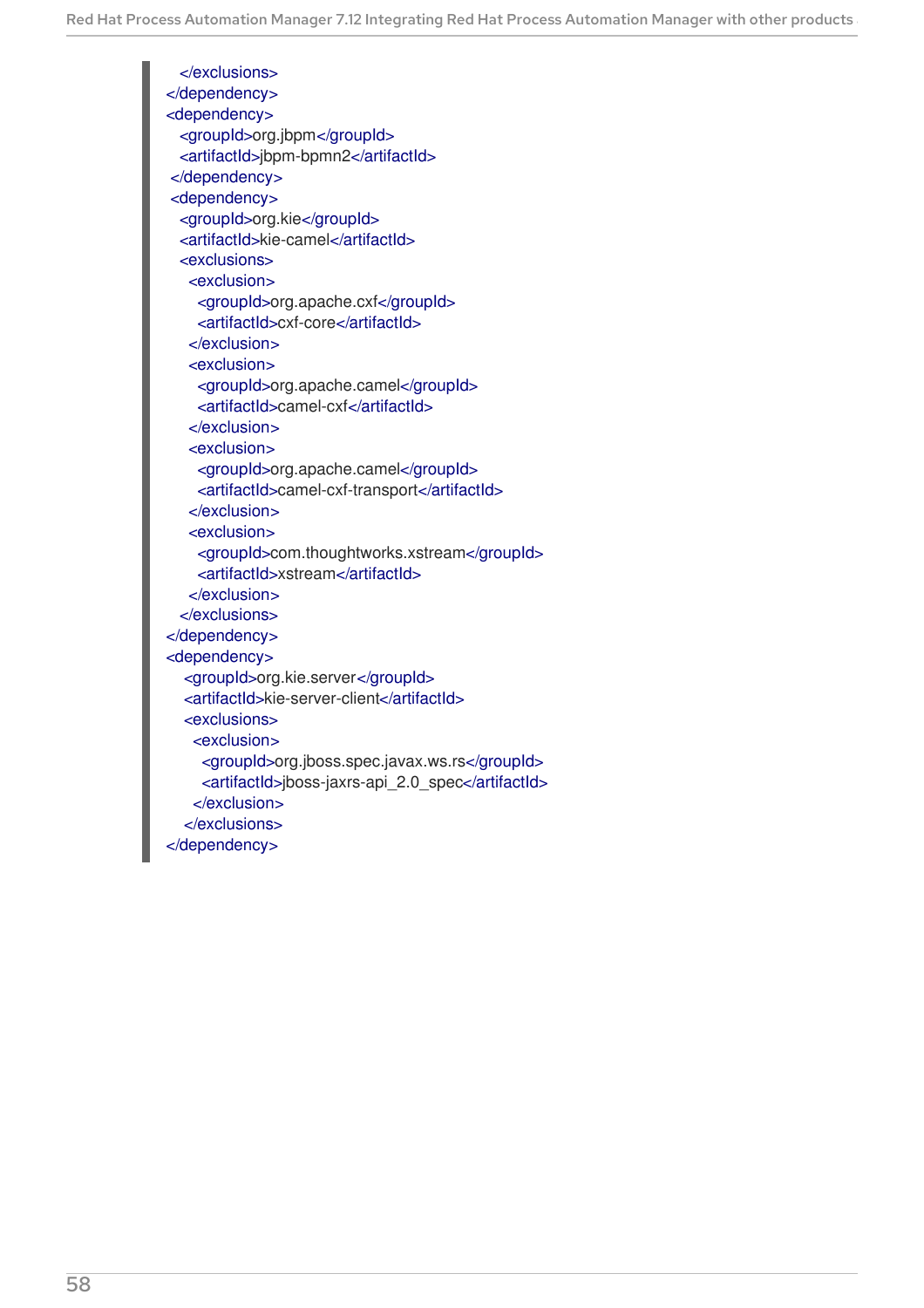```
    </exclusions>
  </dependency>
  <dependency>
    <groupId>org.jbpm</groupId>
    <artifactId>jbpm-bpmn2</artifactId>
  </dependency>
  <dependency>
    <groupId>org.kie</groupId>
    <artifactId>kie-camel</artifactId>
    <exclusions>
      <exclusion>
        <groupId>org.apache.cxf</groupId>
        <artifactId>cxf-core</artifactId>
      </exclusion>
      <exclusion>
        <groupId>org.apache.camel</groupId>
        <artifactId>camel-cxf</artifactId>
      </exclusion>
      <exclusion>
        <groupId>org.apache.camel</groupId>
        <artifactId>camel-cxf-transport</artifactId>
      </exclusion>
      <exclusion>
        <groupId>com.thoughtworks.xstream</groupId>
        <artifactId>xstream</artifactId>
      </exclusion>
    </exclusions>
  </dependency>
  <dependency>
    <groupId>org.kie.server</groupId>
    <artifactId>kie-server-client</artifactId>
    <exclusions>
      <exclusion>
        <groupId>org.jboss.spec.javax.ws.rs</groupId>
        <artifactId>jboss-jaxrs-api_2.0_spec</artifactId>
      </exclusion>
    </exclusions>
  </dependency>
```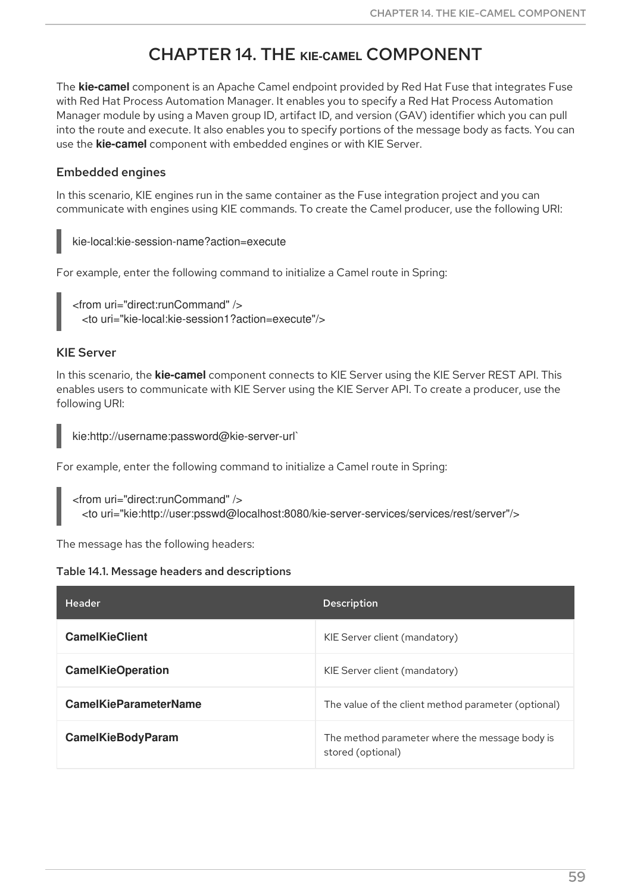# CHAPTER 14. THE KIE-CAMEL COMPONENT

The **kie-camel** component is an Apache Camel endpoint provided by Red Hat Fuse that integrates Fuse with Red Hat Process Automation Manager. It enables you to specify a Red Hat Process Automation Manager module by using a Maven group ID, artifact ID, and version (GAV) identifier which you can pull into the route and execute. It also enables you to specify portions of the message body as facts. You can use the **kie-camel** component with embedded engines or with KIE Server.

### Embedded engines

In this scenario, KIE engines run in the same container as the Fuse integration project and you can communicate with engines using KIE commands. To create the Camel producer, use the following URI:

```
kie-local:kie-session-name?action=execute
```

For example, enter the following command to initialize a Camel route in Spring:

```
<from uri="direct:runCommand" />
  <to uri="kie-local:kie-session1?action=execute"/>
```

### KIE Server

In this scenario, the **kie-camel** component connects to KIE Server using the KIE Server REST API. This enables users to communicate with KIE Server using the KIE Server API. To create a producer, use the following URI:

```
kie:http://username:password@kie-server-url`
```

For example, enter the following command to initialize a Camel route in Spring:

```
<from uri="direct:runCommand" />
  <to uri="kie:http://user:psswd@localhost:8080/kie-server-services/services/rest/server"/>
```

The message has the following headers:

**Table 14.1. Message headers and descriptions**

| Header | Description |
| --- | --- |
| **CamelKieClient** | KIE Server client (mandatory) |
| **CamelKieOperation** | KIE Server client (mandatory) |
| **CamelKieParameterName** | The value of the client method parameter (optional) |
| **CamelKieBodyParam** | The method parameter where the message body is stored (optional) |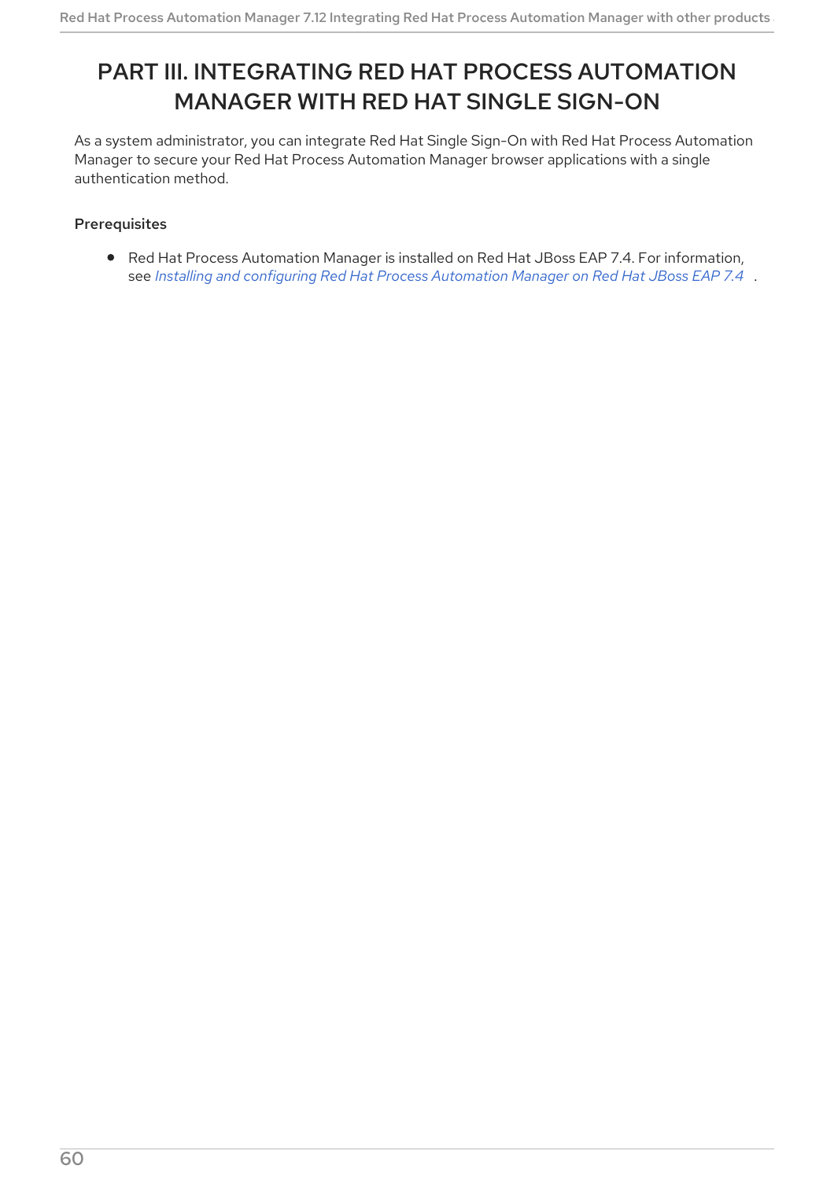# PART III. INTEGRATING RED HAT PROCESS AUTOMATION MANAGER WITH RED HAT SINGLE SIGN-ON

As a system administrator, you can integrate Red Hat Single Sign-On with Red Hat Process Automation Manager to secure your Red Hat Process Automation Manager browser applications with a single authentication method.

**Prerequisites**

- Red Hat Process Automation Manager is installed on Red Hat JBoss EAP 7.4. For information, see *Installing and configuring Red Hat Process Automation Manager on Red Hat JBoss EAP 7.4* .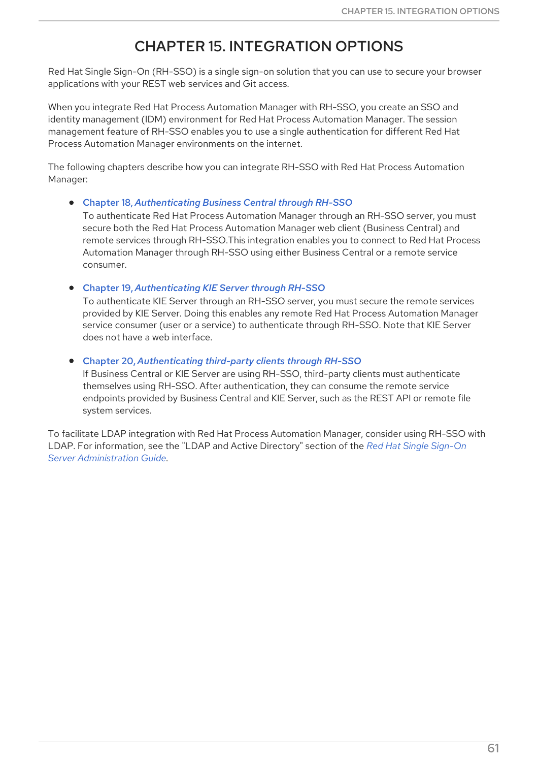# CHAPTER 15. INTEGRATION OPTIONS

Red Hat Single Sign-On (RH-SSO) is a single sign-on solution that you can use to secure your browser applications with your REST web services and Git access.

When you integrate Red Hat Process Automation Manager with RH-SSO, you create an SSO and identity management (IDM) environment for Red Hat Process Automation Manager. The session management feature of RH-SSO enables you to use a single authentication for different Red Hat Process Automation Manager environments on the internet.

The following chapters describe how you can integrate RH-SSO with Red Hat Process Automation Manager:

- Chapter 18, *Authenticating Business Central through RH-SSO*
  To authenticate Red Hat Process Automation Manager through an RH-SSO server, you must secure both the Red Hat Process Automation Manager web client (Business Central) and remote services through RH-SSO.This integration enables you to connect to Red Hat Process Automation Manager through RH-SSO using either Business Central or a remote service consumer.

- Chapter 19, *Authenticating KIE Server through RH-SSO*
  To authenticate KIE Server through an RH-SSO server, you must secure the remote services provided by KIE Server. Doing this enables any remote Red Hat Process Automation Manager service consumer (user or a service) to authenticate through RH-SSO. Note that KIE Server does not have a web interface.

- Chapter 20, *Authenticating third-party clients through RH-SSO*
  If Business Central or KIE Server are using RH-SSO, third-party clients must authenticate themselves using RH-SSO. After authentication, they can consume the remote service endpoints provided by Business Central and KIE Server, such as the REST API or remote file system services.

To facilitate LDAP integration with Red Hat Process Automation Manager, consider using RH-SSO with LDAP. For information, see the "LDAP and Active Directory" section of the *Red Hat Single Sign-On Server Administration Guide*.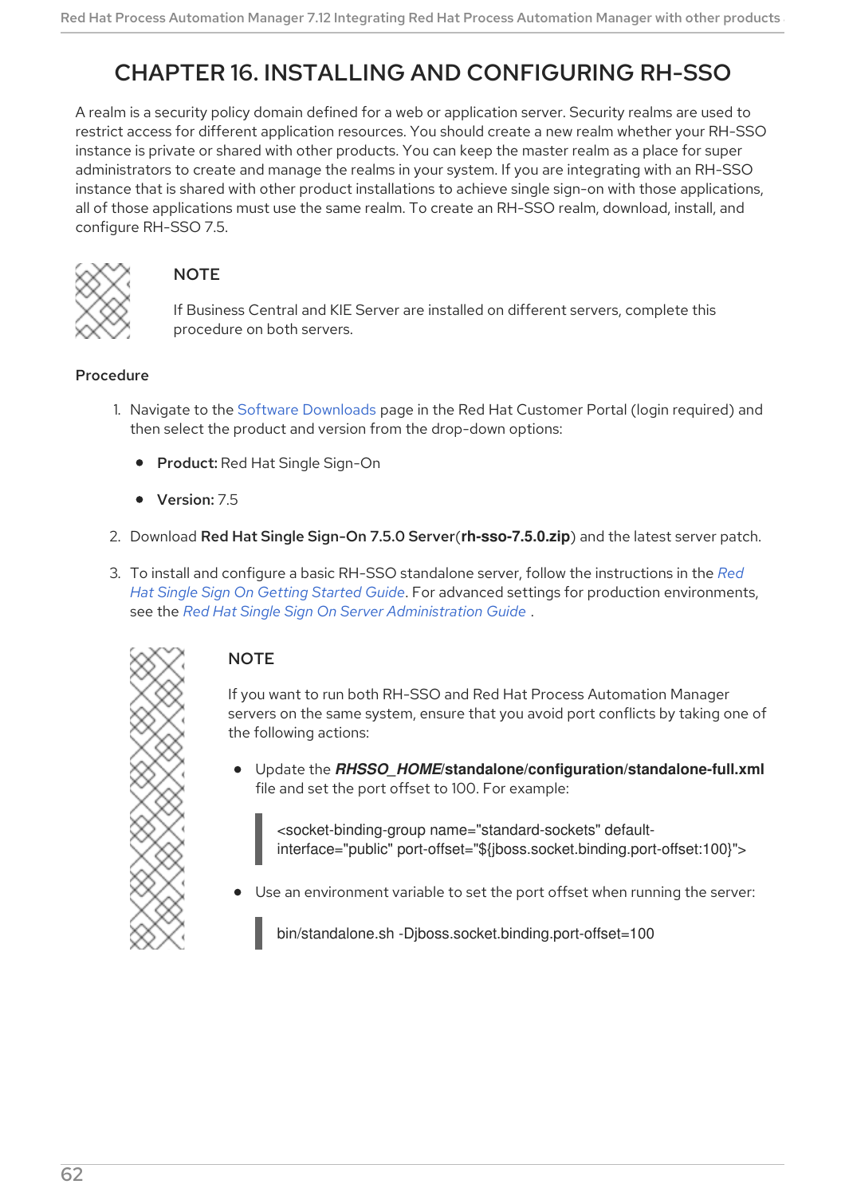# CHAPTER 16. INSTALLING AND CONFIGURING RH-SSO

A realm is a security policy domain defined for a web or application server. Security realms are used to restrict access for different application resources. You should create a new realm whether your RH-SSO instance is private or shared with other products. You can keep the master realm as a place for super administrators to create and manage the realms in your system. If you are integrating with an RH-SSO instance that is shared with other product installations to achieve single sign-on with those applications, all of those applications must use the same realm. To create an RH-SSO realm, download, install, and configure RH-SSO 7.5.

> **NOTE**
>
> If Business Central and KIE Server are installed on different servers, complete this procedure on both servers.

**Procedure**

1. Navigate to the Software Downloads page in the Red Hat Customer Portal (login required) and then select the product and version from the drop-down options:
   - **Product:** Red Hat Single Sign-On
   - **Version:** 7.5
2. Download **Red Hat Single Sign-On 7.5.0 Server**(**rh-sso-7.5.0.zip**) and the latest server patch.
3. To install and configure a basic RH-SSO standalone server, follow the instructions in the *Red Hat Single Sign On Getting Started Guide*. For advanced settings for production environments, see the *Red Hat Single Sign On Server Administration Guide* .

> **NOTE**
>
> If you want to run both RH-SSO and Red Hat Process Automation Manager servers on the same system, ensure that you avoid port conflicts by taking one of the following actions:
>
> - Update the ***RHSSO_HOME*/standalone/configuration/standalone-full.xml** file and set the port offset to 100. For example:
>
> ```
> <socket-binding-group name="standard-sockets" default-interface="public" port-offset="${jboss.socket.binding.port-offset:100}">
> ```
>
> - Use an environment variable to set the port offset when running the server:
>
> ```
> bin/standalone.sh -Djboss.socket.binding.port-offset=100
> ```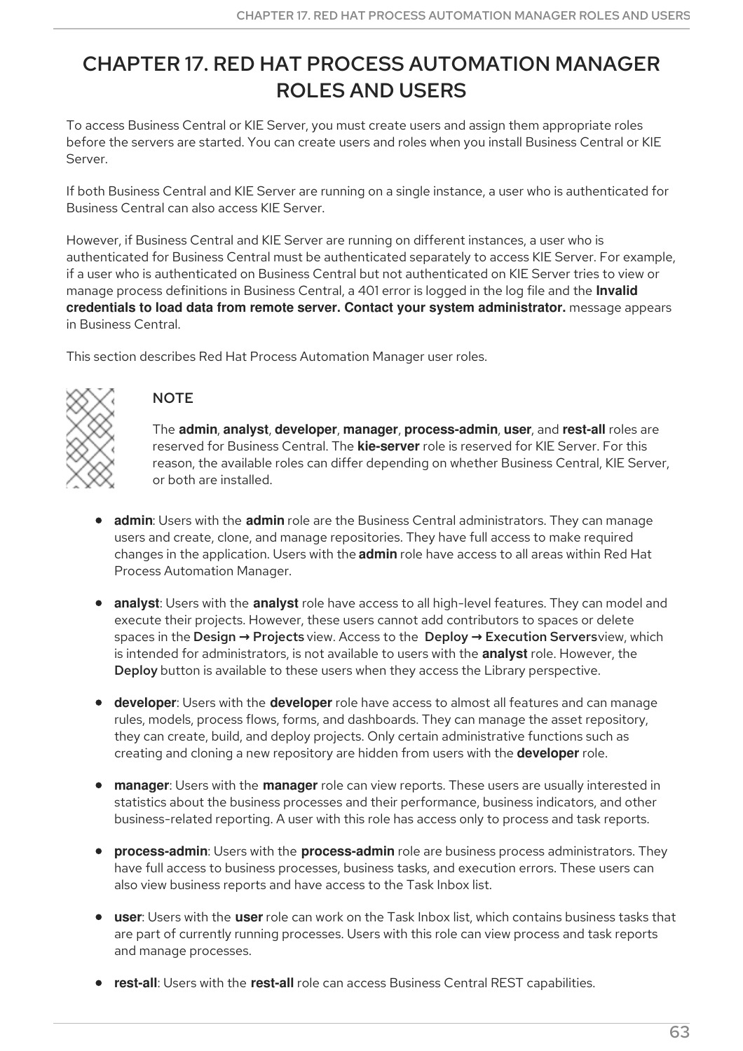# CHAPTER 17. RED HAT PROCESS AUTOMATION MANAGER ROLES AND USERS

To access Business Central or KIE Server, you must create users and assign them appropriate roles before the servers are started. You can create users and roles when you install Business Central or KIE Server.

If both Business Central and KIE Server are running on a single instance, a user who is authenticated for Business Central can also access KIE Server.

However, if Business Central and KIE Server are running on different instances, a user who is authenticated for Business Central must be authenticated separately to access KIE Server. For example, if a user who is authenticated on Business Central but not authenticated on KIE Server tries to view or manage process definitions in Business Central, a 401 error is logged in the log file and the **Invalid credentials to load data from remote server. Contact your system administrator.** message appears in Business Central.

This section describes Red Hat Process Automation Manager user roles.

> **NOTE**
>
> The **admin**, **analyst**, **developer**, **manager**, **process-admin**, **user**, and **rest-all** roles are reserved for Business Central. The **kie-server** role is reserved for KIE Server. For this reason, the available roles can differ depending on whether Business Central, KIE Server, or both are installed.

- **admin**: Users with the **admin** role are the Business Central administrators. They can manage users and create, clone, and manage repositories. They have full access to make required changes in the application. Users with the **admin** role have access to all areas within Red Hat Process Automation Manager.
- **analyst**: Users with the **analyst** role have access to all high-level features. They can model and execute their projects. However, these users cannot add contributors to spaces or delete spaces in the **Design → Projects** view. Access to the **Deploy → Execution Servers** view, which is intended for administrators, is not available to users with the **analyst** role. However, the **Deploy** button is available to these users when they access the Library perspective.
- **developer**: Users with the **developer** role have access to almost all features and can manage rules, models, process flows, forms, and dashboards. They can manage the asset repository, they can create, build, and deploy projects. Only certain administrative functions such as creating and cloning a new repository are hidden from users with the **developer** role.
- **manager**: Users with the **manager** role can view reports. These users are usually interested in statistics about the business processes and their performance, business indicators, and other business-related reporting. A user with this role has access only to process and task reports.
- **process-admin**: Users with the **process-admin** role are business process administrators. They have full access to business processes, business tasks, and execution errors. These users can also view business reports and have access to the Task Inbox list.
- **user**: Users with the **user** role can work on the Task Inbox list, which contains business tasks that are part of currently running processes. Users with this role can view process and task reports and manage processes.
- **rest-all**: Users with the **rest-all** role can access Business Central REST capabilities.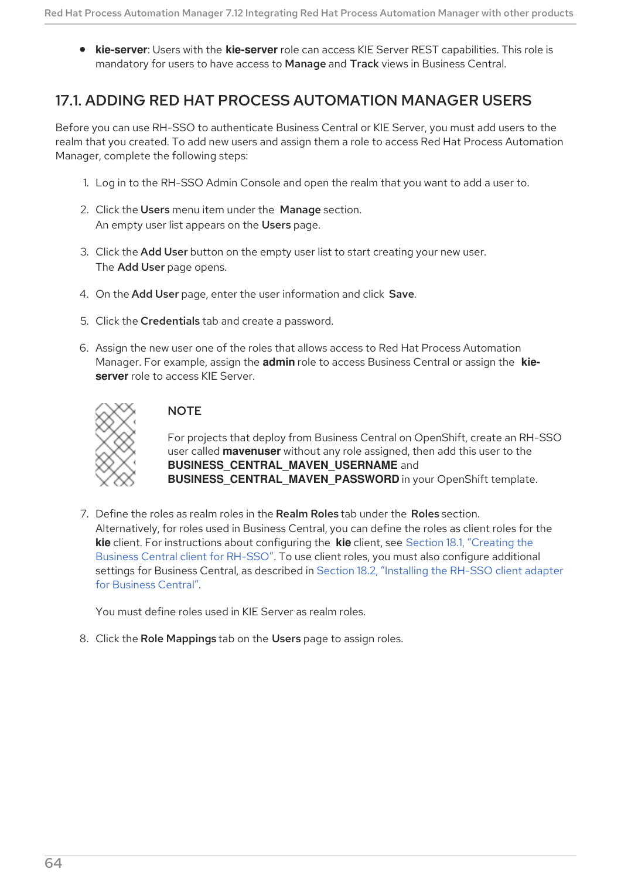- **kie-server**: Users with the **kie-server** role can access KIE Server REST capabilities. This role is mandatory for users to have access to **Manage** and **Track** views in Business Central.

## 17.1. ADDING RED HAT PROCESS AUTOMATION MANAGER USERS

Before you can use RH-SSO to authenticate Business Central or KIE Server, you must add users to the realm that you created. To add new users and assign them a role to access Red Hat Process Automation Manager, complete the following steps:

1. Log in to the RH-SSO Admin Console and open the realm that you want to add a user to.
2. Click the **Users** menu item under the **Manage** section.
   An empty user list appears on the **Users** page.
3. Click the **Add User** button on the empty user list to start creating your new user.
   The **Add User** page opens.
4. On the **Add User** page, enter the user information and click **Save**.
5. Click the **Credentials** tab and create a password.
6. Assign the new user one of the roles that allows access to Red Hat Process Automation Manager. For example, assign the **admin** role to access Business Central or assign the **kie-server** role to access KIE Server.

   > **NOTE**
   >
   > For projects that deploy from Business Central on OpenShift, create an RH-SSO user called **mavenuser** without any role assigned, then add this user to the **BUSINESS_CENTRAL_MAVEN_USERNAME** and **BUSINESS_CENTRAL_MAVEN_PASSWORD** in your OpenShift template.

7. Define the roles as realm roles in the **Realm Roles** tab under the **Roles** section.
   Alternatively, for roles used in Business Central, you can define the roles as client roles for the **kie** client. For instructions about configuring the **kie** client, see Section 18.1, "Creating the Business Central client for RH-SSO". To use client roles, you must also configure additional settings for Business Central, as described in Section 18.2, "Installing the RH-SSO client adapter for Business Central".

   You must define roles used in KIE Server as realm roles.

8. Click the **Role Mappings** tab on the **Users** page to assign roles.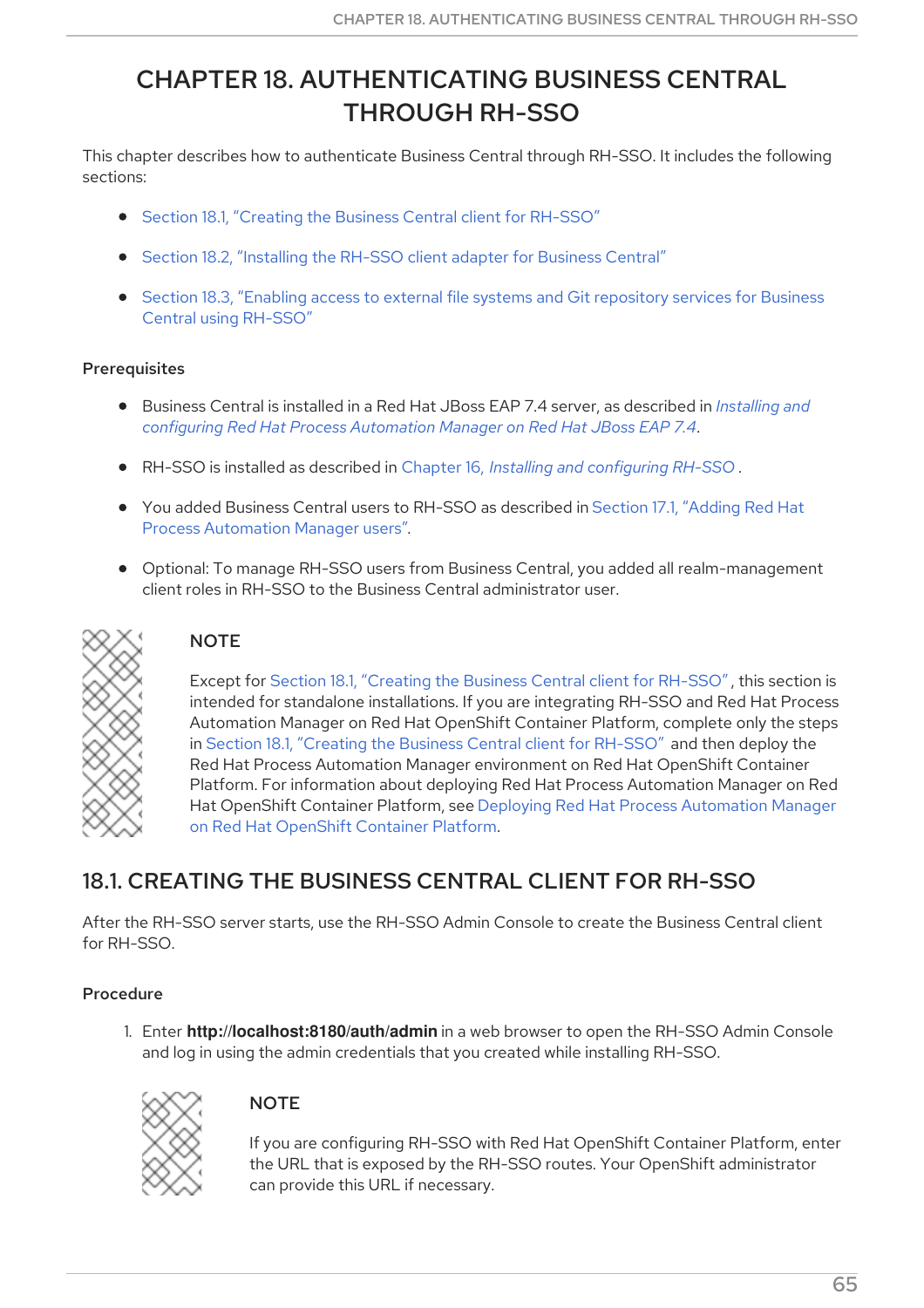# CHAPTER 18. AUTHENTICATING BUSINESS CENTRAL THROUGH RH-SSO

This chapter describes how to authenticate Business Central through RH-SSO. It includes the following sections:

- Section 18.1, "Creating the Business Central client for RH-SSO"
- Section 18.2, "Installing the RH-SSO client adapter for Business Central"
- Section 18.3, "Enabling access to external file systems and Git repository services for Business Central using RH-SSO"

### Prerequisites

- Business Central is installed in a Red Hat JBoss EAP 7.4 server, as described in *Installing and configuring Red Hat Process Automation Manager on Red Hat JBoss EAP 7.4*.
- RH-SSO is installed as described in Chapter 16, *Installing and configuring RH-SSO* .
- You added Business Central users to RH-SSO as described in Section 17.1, "Adding Red Hat Process Automation Manager users".
- Optional: To manage RH-SSO users from Business Central, you added all realm-management client roles in RH-SSO to the Business Central administrator user.

> **NOTE**
>
> Except for Section 18.1, "Creating the Business Central client for RH-SSO", this section is intended for standalone installations. If you are integrating RH-SSO and Red Hat Process Automation Manager on Red Hat OpenShift Container Platform, complete only the steps in Section 18.1, "Creating the Business Central client for RH-SSO" and then deploy the Red Hat Process Automation Manager environment on Red Hat OpenShift Container Platform. For information about deploying Red Hat Process Automation Manager on Red Hat OpenShift Container Platform, see Deploying Red Hat Process Automation Manager on Red Hat OpenShift Container Platform.

## 18.1. CREATING THE BUSINESS CENTRAL CLIENT FOR RH-SSO

After the RH-SSO server starts, use the RH-SSO Admin Console to create the Business Central client for RH-SSO.

### Procedure

1. Enter **http://localhost:8180/auth/admin** in a web browser to open the RH-SSO Admin Console and log in using the admin credentials that you created while installing RH-SSO.

    > **NOTE**
    >
    > If you are configuring RH-SSO with Red Hat OpenShift Container Platform, enter the URL that is exposed by the RH-SSO routes. Your OpenShift administrator can provide this URL if necessary.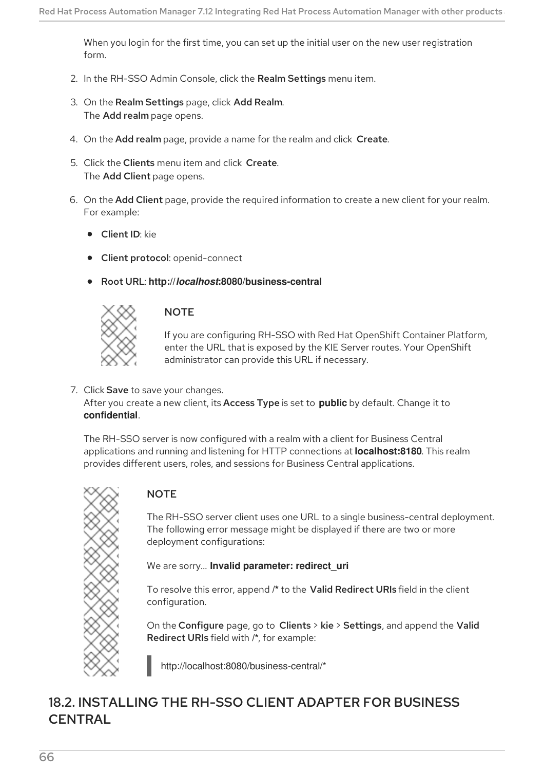When you login for the first time, you can set up the initial user on the new user registration form.

2. In the RH-SSO Admin Console, click the **Realm Settings** menu item.
3. On the **Realm Settings** page, click **Add Realm**.
   The **Add realm** page opens.
4. On the **Add realm** page, provide a name for the realm and click **Create**.
5. Click the **Clients** menu item and click **Create**.
   The **Add Client** page opens.
6. On the **Add Client** page, provide the required information to create a new client for your realm. For example:
   - **Client ID**: kie
   - **Client protocol**: openid-connect
   - **Root URL**: **http://*localhost*:8080/business-central**

   > **NOTE**
   >
   > If you are configuring RH-SSO with Red Hat OpenShift Container Platform, enter the URL that is exposed by the KIE Server routes. Your OpenShift administrator can provide this URL if necessary.

7. Click **Save** to save your changes.
   After you create a new client, its **Access Type** is set to **public** by default. Change it to **confidential**.

The RH-SSO server is now configured with a realm with a client for Business Central applications and running and listening for HTTP connections at **localhost:8180**. This realm provides different users, roles, and sessions for Business Central applications.

> **NOTE**
>
> The RH-SSO server client uses one URL to a single business-central deployment. The following error message might be displayed if there are two or more deployment configurations:
>
> We are sorry... **Invalid parameter: redirect_uri**
>
> To resolve this error, append **/*** to the **Valid Redirect URIs** field in the client configuration.
>
> On the **Configure** page, go to **Clients** > **kie** > **Settings**, and append the **Valid Redirect URIs** field with **/***, for example:
>
> ```
> http://localhost:8080/business-central/*
> ```

## 18.2. INSTALLING THE RH-SSO CLIENT ADAPTER FOR BUSINESS CENTRAL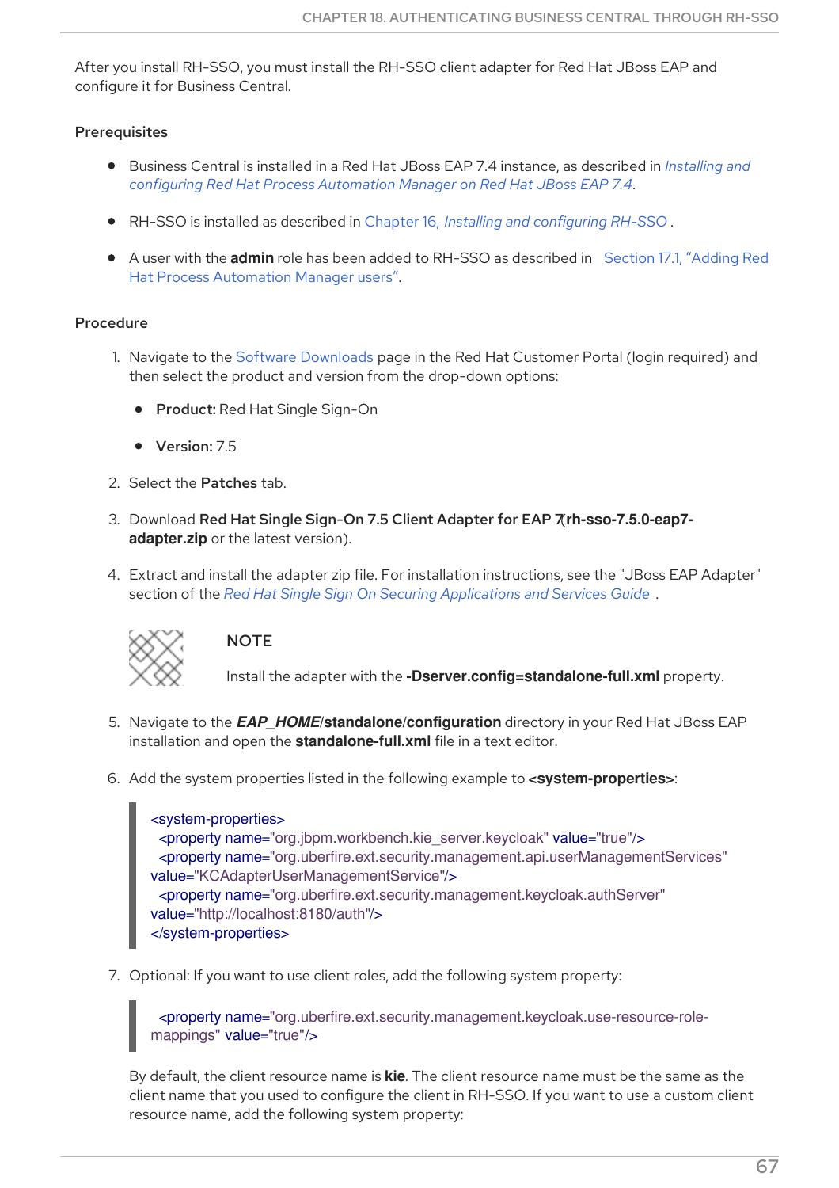After you install RH-SSO, you must install the RH-SSO client adapter for Red Hat JBoss EAP and configure it for Business Central.

### Prerequisites

- Business Central is installed in a Red Hat JBoss EAP 7.4 instance, as described in *Installing and configuring Red Hat Process Automation Manager on Red Hat JBoss EAP 7.4*.
- RH-SSO is installed as described in Chapter 16, *Installing and configuring RH-SSO* .
- A user with the **admin** role has been added to RH-SSO as described in Section 17.1, "Adding Red Hat Process Automation Manager users".

### Procedure

1. Navigate to the Software Downloads page in the Red Hat Customer Portal (login required) and then select the product and version from the drop-down options:
   - **Product:** Red Hat Single Sign-On
   - **Version:** 7.5
2. Select the **Patches** tab.
3. Download **Red Hat Single Sign-On 7.5 Client Adapter for EAP 7** (**rh-sso-7.5.0-eap7-adapter.zip** or the latest version).
4. Extract and install the adapter zip file. For installation instructions, see the "JBoss EAP Adapter" section of the *Red Hat Single Sign On Securing Applications and Services Guide* .

   > **NOTE**
   >
   > Install the adapter with the **-Dserver.config=standalone-full.xml** property.

5. Navigate to the ***EAP_HOME*/standalone/configuration** directory in your Red Hat JBoss EAP installation and open the **standalone-full.xml** file in a text editor.
6. Add the system properties listed in the following example to **<system-properties>**:

   ```
   <system-properties>
     <property name="org.jbpm.workbench.kie_server.keycloak" value="true"/>
     <property name="org.uberfire.ext.security.management.api.userManagementServices"
   value="KCAdapterUserManagementService"/>
     <property name="org.uberfire.ext.security.management.keycloak.authServer"
   value="http://localhost:8180/auth"/>
   </system-properties>
   ```

7. Optional: If you want to use client roles, add the following system property:

   ```
     <property name="org.uberfire.ext.security.management.keycloak.use-resource-role-
   mappings" value="true"/>
   ```

   By default, the client resource name is **kie**. The client resource name must be the same as the client name that you used to configure the client in RH-SSO. If you want to use a custom client resource name, add the following system property: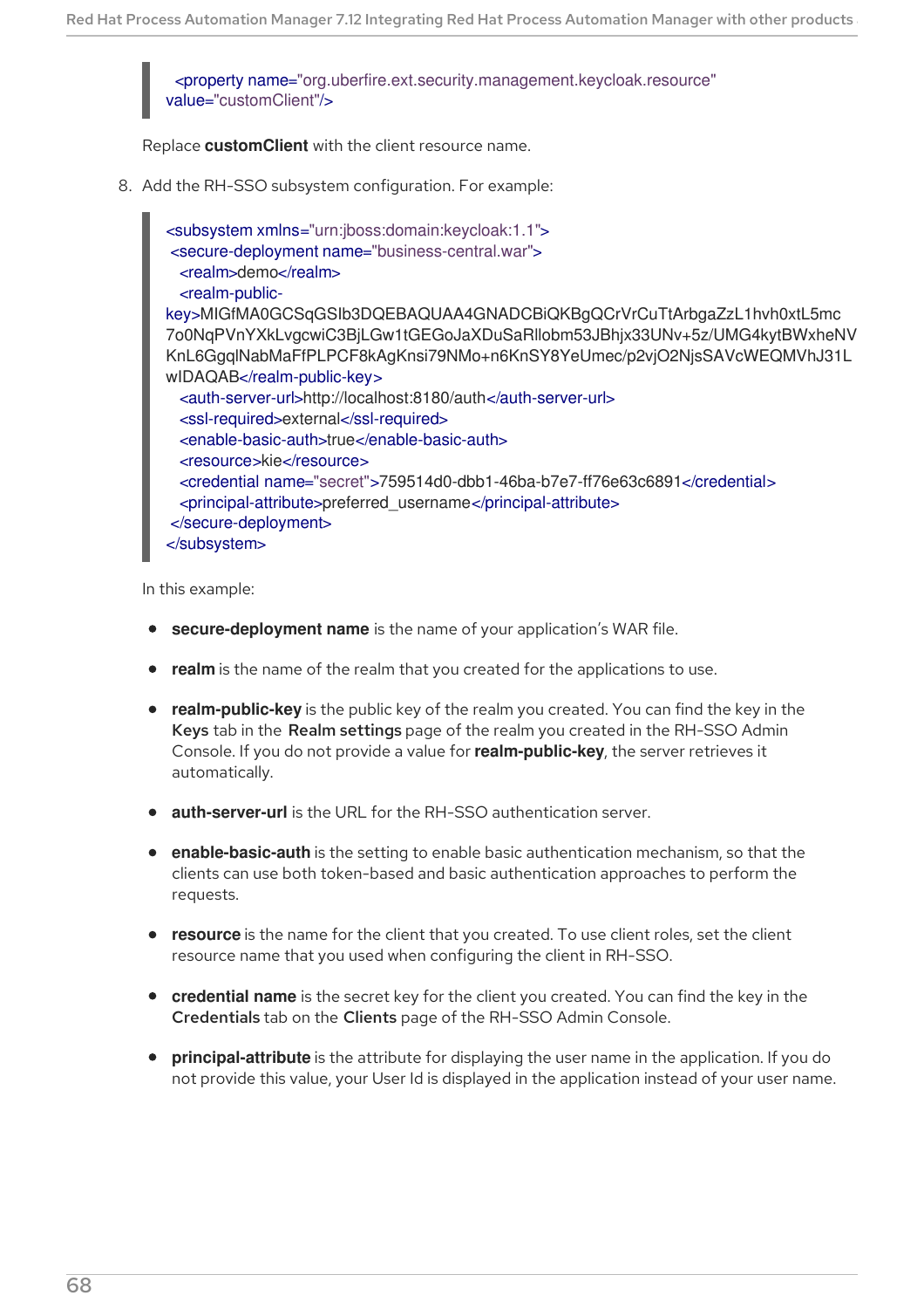```
<property name="org.uberfire.ext.security.management.keycloak.resource"
value="customClient"/>
```

Replace **customClient** with the client resource name.

8. Add the RH-SSO subsystem configuration. For example:

```
<subsystem xmlns="urn:jboss:domain:keycloak:1.1">
 <secure-deployment name="business-central.war">
   <realm>demo</realm>
   <realm-public-
key>MIGfMA0GCSqGSIb3DQEBAQUAA4GNADCBiQKBgQCrVrCuTtArbgaZzL1hvh0xtL5mc
7o0NqPVnYXkLvgcwiC3BjLGw1tGEGoJaXDuSaRllobm53JBhjx33UNv+5z/UMG4kytBWxheNV
KnL6GgqlNabMaFfPLPCF8kAgKnsi79NMo+n6KnSY8YeUmec/p2vjO2NjsSAVcWEQMVhJ31L
wIDAQAB</realm-public-key>
   <auth-server-url>http://localhost:8180/auth</auth-server-url>
   <ssl-required>external</ssl-required>
   <enable-basic-auth>true</enable-basic-auth>
   <resource>kie</resource>
   <credential name="secret">759514d0-dbb1-46ba-b7e7-ff76e63c6891</credential>
   <principal-attribute>preferred_username</principal-attribute>
 </secure-deployment>
</subsystem>
```

In this example:

- **secure-deployment name** is the name of your application's WAR file.
- **realm** is the name of the realm that you created for the applications to use.
- **realm-public-key** is the public key of the realm you created. You can find the key in the **Keys** tab in the **Realm settings** page of the realm you created in the RH-SSO Admin Console. If you do not provide a value for **realm-public-key**, the server retrieves it automatically.
- **auth-server-url** is the URL for the RH-SSO authentication server.
- **enable-basic-auth** is the setting to enable basic authentication mechanism, so that the clients can use both token-based and basic authentication approaches to perform the requests.
- **resource** is the name for the client that you created. To use client roles, set the client resource name that you used when configuring the client in RH-SSO.
- **credential name** is the secret key for the client you created. You can find the key in the **Credentials** tab on the **Clients** page of the RH-SSO Admin Console.
- **principal-attribute** is the attribute for displaying the user name in the application. If you do not provide this value, your User Id is displayed in the application instead of your user name.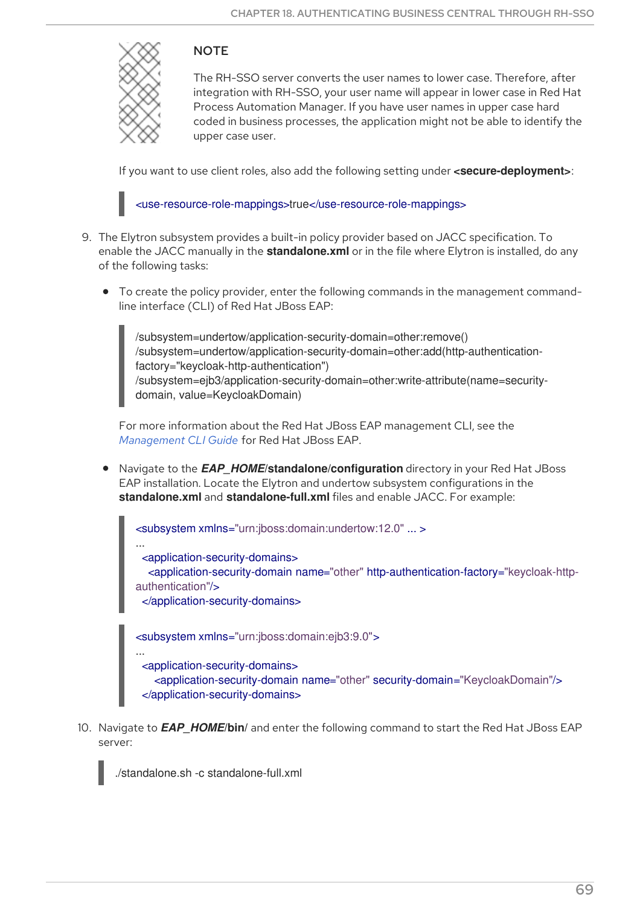> **NOTE**
>
> The RH-SSO server converts the user names to lower case. Therefore, after integration with RH-SSO, your user name will appear in lower case in Red Hat Process Automation Manager. If you have user names in upper case hard coded in business processes, the application might not be able to identify the upper case user.

If you want to use client roles, also add the following setting under **<secure-deployment>**:

```
<use-resource-role-mappings>true</use-resource-role-mappings>
```

9. The Elytron subsystem provides a built-in policy provider based on JACC specification. To enable the JACC manually in the **standalone.xml** or in the file where Elytron is installed, do any of the following tasks:

   - To create the policy provider, enter the following commands in the management command-line interface (CLI) of Red Hat JBoss EAP:

     ```
     /subsystem=undertow/application-security-domain=other:remove()
     /subsystem=undertow/application-security-domain=other:add(http-authentication-factory="keycloak-http-authentication")
     /subsystem=ejb3/application-security-domain=other:write-attribute(name=security-domain, value=KeycloakDomain)
     ```

     For more information about the Red Hat JBoss EAP management CLI, see the *Management CLI Guide* for Red Hat JBoss EAP.

   - Navigate to the ***EAP_HOME*/standalone/configuration** directory in your Red Hat JBoss EAP installation. Locate the Elytron and undertow subsystem configurations in the **standalone.xml** and **standalone-full.xml** files and enable JACC. For example:

     ```
     <subsystem xmlns="urn:jboss:domain:undertow:12.0" ... >
     ...
      <application-security-domains>
        <application-security-domain name="other" http-authentication-factory="keycloak-http-authentication"/>
      </application-security-domains>
     ```

     ```
     <subsystem xmlns="urn:jboss:domain:ejb3:9.0">
     ...
      <application-security-domains>
         <application-security-domain name="other" security-domain="KeycloakDomain"/>
      </application-security-domains>
     ```

10. Navigate to ***EAP_HOME*/bin/** and enter the following command to start the Red Hat JBoss EAP server:

    ```
    ./standalone.sh -c standalone-full.xml
    ```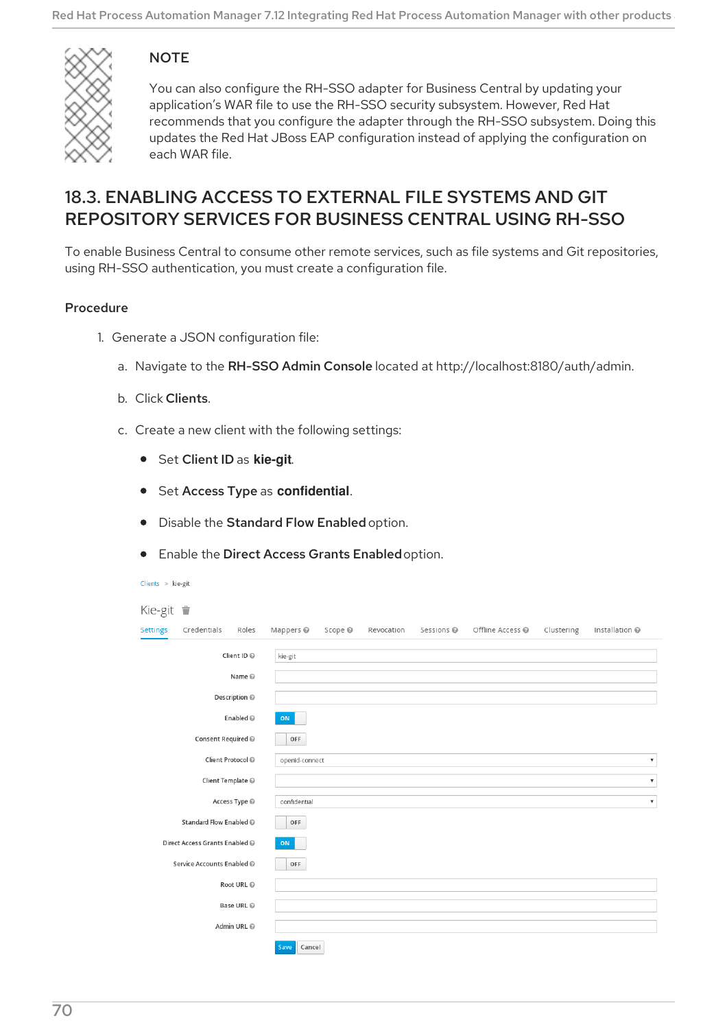> **NOTE**
>
> You can also configure the RH-SSO adapter for Business Central by updating your application's WAR file to use the RH-SSO security subsystem. However, Red Hat recommends that you configure the adapter through the RH-SSO subsystem. Doing this updates the Red Hat JBoss EAP configuration instead of applying the configuration on each WAR file.

## 18.3. ENABLING ACCESS TO EXTERNAL FILE SYSTEMS AND GIT REPOSITORY SERVICES FOR BUSINESS CENTRAL USING RH-SSO

To enable Business Central to consume other remote services, such as file systems and Git repositories, using RH-SSO authentication, you must create a configuration file.

### Procedure

1. Generate a JSON configuration file:

    a. Navigate to the **RH-SSO Admin Console** located at http://localhost:8180/auth/admin.

    b. Click **Clients**.

    c. Create a new client with the following settings:

    - Set **Client ID** as **kie-git**.
    - Set **Access Type** as **confidential**.
    - Disable the **Standard Flow Enabled** option.
    - Enable the **Direct Access Grants Enabled** option.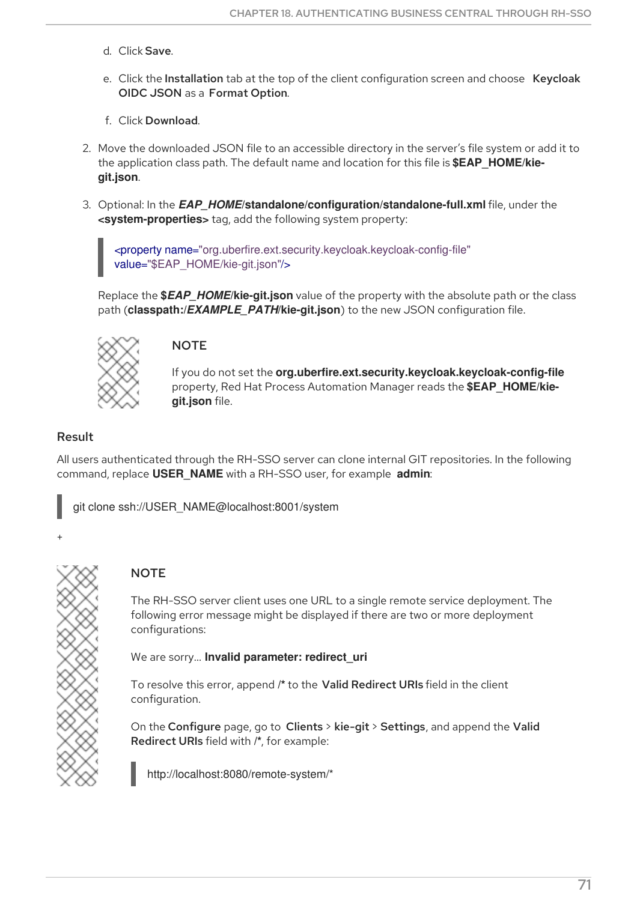d. Click **Save**.

e. Click the **Installation** tab at the top of the client configuration screen and choose **Keycloak OIDC JSON** as a **Format Option**.

f. Click **Download**.

2. Move the downloaded JSON file to an accessible directory in the server's file system or add it to the application class path. The default name and location for this file is **$EAP_HOME/kie-git.json**.

3. Optional: In the ***EAP_HOME*/standalone/configuration/standalone-full.xml** file, under the **<system-properties>** tag, add the following system property:

```
<property name="org.uberfire.ext.security.keycloak.keycloak-config-file"
value="$EAP_HOME/kie-git.json"/>
```

Replace the **$*EAP_HOME*/kie-git.json** value of the property with the absolute path or the class path (**classpath:/*EXAMPLE_PATH*/kie-git.json**) to the new JSON configuration file.

> **NOTE**
>
> If you do not set the **org.uberfire.ext.security.keycloak.keycloak-config-file** property, Red Hat Process Automation Manager reads the **$EAP_HOME/kie-git.json** file.

### Result

All users authenticated through the RH-SSO server can clone internal GIT repositories. In the following command, replace **USER_NAME** with a RH-SSO user, for example **admin**:

```
git clone ssh://USER_NAME@localhost:8001/system
```

+

> **NOTE**
>
> The RH-SSO server client uses one URL to a single remote service deployment. The following error message might be displayed if there are two or more deployment configurations:
>
> We are sorry... **Invalid parameter: redirect_uri**
>
> To resolve this error, append **/*** to the **Valid Redirect URIs** field in the client configuration.
>
> On the **Configure** page, go to **Clients** > **kie-git** > **Settings**, and append the **Valid Redirect URIs** field with **/***, for example:
>
> ```
> http://localhost:8080/remote-system/*
> ```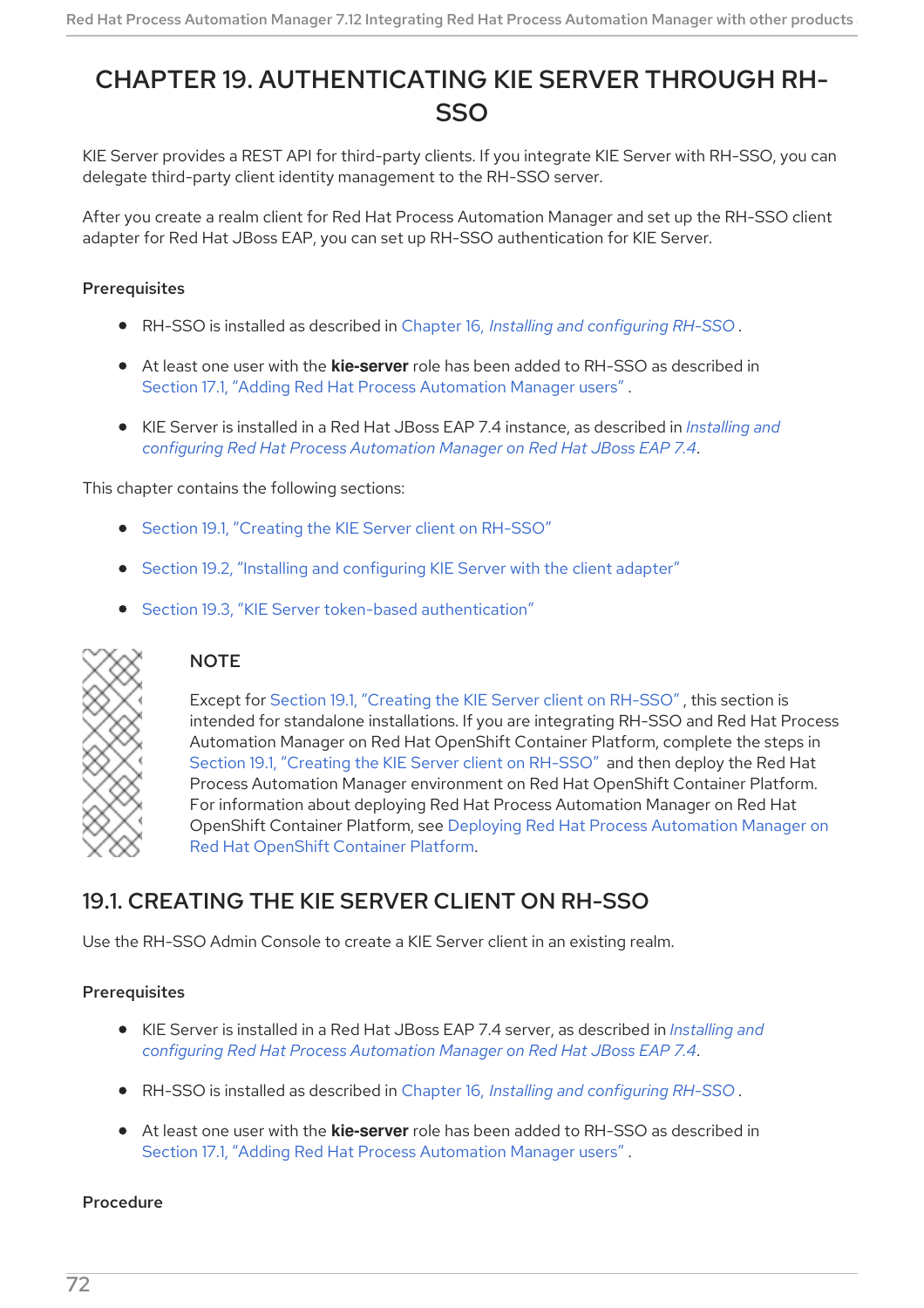# CHAPTER 19. AUTHENTICATING KIE SERVER THROUGH RH-SSO

KIE Server provides a REST API for third-party clients. If you integrate KIE Server with RH-SSO, you can delegate third-party client identity management to the RH-SSO server.

After you create a realm client for Red Hat Process Automation Manager and set up the RH-SSO client adapter for Red Hat JBoss EAP, you can set up RH-SSO authentication for KIE Server.

### Prerequisites

- RH-SSO is installed as described in Chapter 16, *Installing and configuring RH-SSO*.
- At least one user with the **kie-server** role has been added to RH-SSO as described in Section 17.1, "Adding Red Hat Process Automation Manager users".
- KIE Server is installed in a Red Hat JBoss EAP 7.4 instance, as described in *Installing and configuring Red Hat Process Automation Manager on Red Hat JBoss EAP 7.4*.

This chapter contains the following sections:

- Section 19.1, "Creating the KIE Server client on RH-SSO"
- Section 19.2, "Installing and configuring KIE Server with the client adapter"
- Section 19.3, "KIE Server token-based authentication"

> **NOTE**
>
> Except for Section 19.1, "Creating the KIE Server client on RH-SSO", this section is intended for standalone installations. If you are integrating RH-SSO and Red Hat Process Automation Manager on Red Hat OpenShift Container Platform, complete the steps in Section 19.1, "Creating the KIE Server client on RH-SSO" and then deploy the Red Hat Process Automation Manager environment on Red Hat OpenShift Container Platform. For information about deploying Red Hat Process Automation Manager on Red Hat OpenShift Container Platform, see Deploying Red Hat Process Automation Manager on Red Hat OpenShift Container Platform.

## 19.1. CREATING THE KIE SERVER CLIENT ON RH-SSO

Use the RH-SSO Admin Console to create a KIE Server client in an existing realm.

### Prerequisites

- KIE Server is installed in a Red Hat JBoss EAP 7.4 server, as described in *Installing and configuring Red Hat Process Automation Manager on Red Hat JBoss EAP 7.4*.
- RH-SSO is installed as described in Chapter 16, *Installing and configuring RH-SSO*.
- At least one user with the **kie-server** role has been added to RH-SSO as described in Section 17.1, "Adding Red Hat Process Automation Manager users".

### Procedure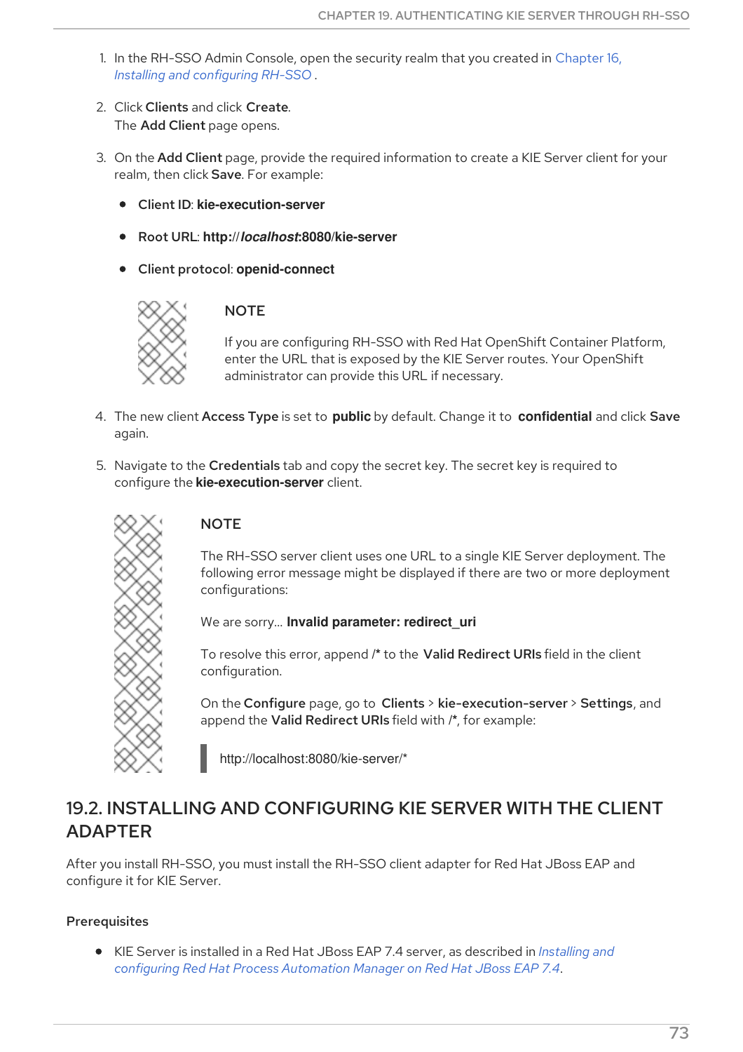1. In the RH-SSO Admin Console, open the security realm that you created in Chapter 16, *Installing and configuring RH-SSO* .

2. Click **Clients** and click **Create**.
   The **Add Client** page opens.

3. On the **Add Client** page, provide the required information to create a KIE Server client for your realm, then click **Save**. For example:

   - Client ID: **kie-execution-server**
   - Root URL: **http://*localhost*:8080/kie-server**
   - Client protocol: **openid-connect**

   > NOTE
   >
   > If you are configuring RH-SSO with Red Hat OpenShift Container Platform, enter the URL that is exposed by the KIE Server routes. Your OpenShift administrator can provide this URL if necessary.

4. The new client **Access Type** is set to **public** by default. Change it to **confidential** and click **Save** again.

5. Navigate to the **Credentials** tab and copy the secret key. The secret key is required to configure the **kie-execution-server** client.

> NOTE
>
> The RH-SSO server client uses one URL to a single KIE Server deployment. The following error message might be displayed if there are two or more deployment configurations:
>
> We are sorry... **Invalid parameter: redirect_uri**
>
> To resolve this error, append **/*** to the **Valid Redirect URIs** field in the client configuration.
>
> On the **Configure** page, go to **Clients** > **kie-execution-server** > **Settings**, and append the **Valid Redirect URIs** field with **/***, for example:
>
> ```
> http://localhost:8080/kie-server/*
> ```

## 19.2. INSTALLING AND CONFIGURING KIE SERVER WITH THE CLIENT ADAPTER

After you install RH-SSO, you must install the RH-SSO client adapter for Red Hat JBoss EAP and configure it for KIE Server.

### Prerequisites

- KIE Server is installed in a Red Hat JBoss EAP 7.4 server, as described in *Installing and configuring Red Hat Process Automation Manager on Red Hat JBoss EAP 7.4*.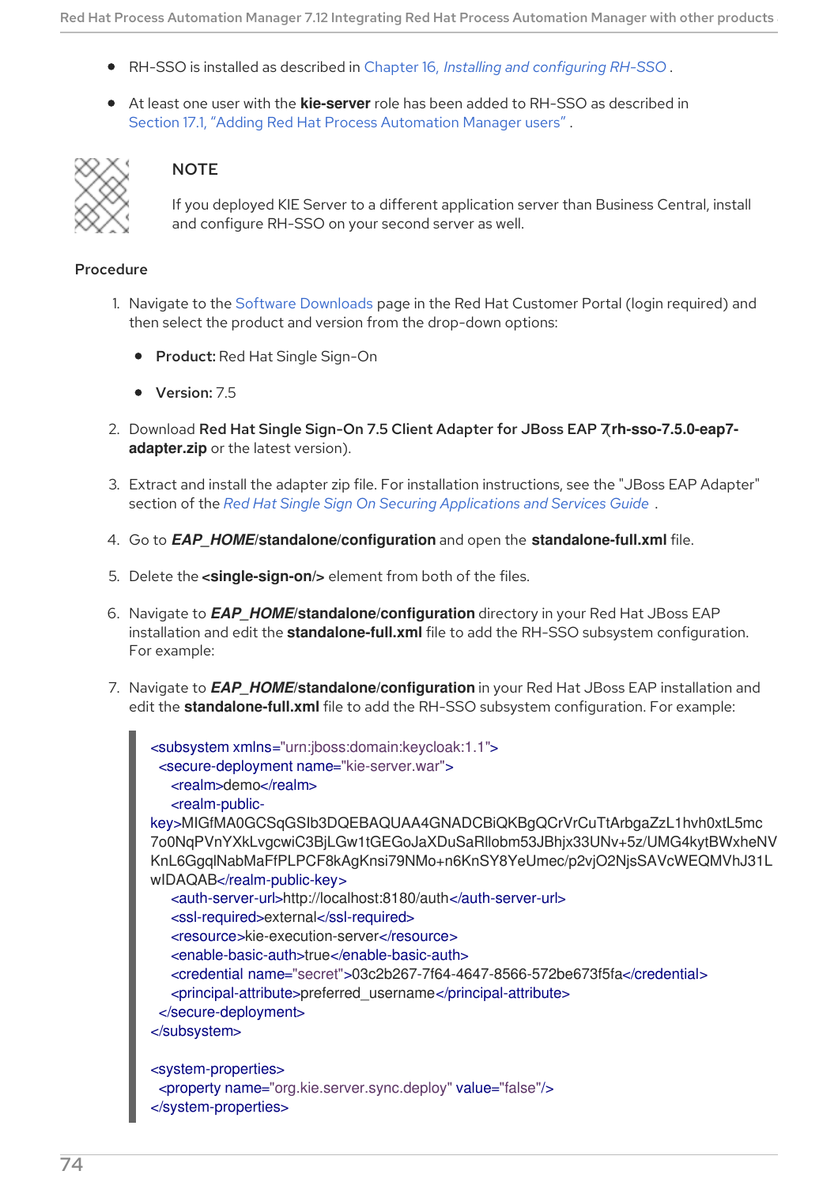- RH-SSO is installed as described in Chapter 16, *Installing and configuring RH-SSO* .
- At least one user with the **kie-server** role has been added to RH-SSO as described in Section 17.1, "Adding Red Hat Process Automation Manager users" .

> **NOTE**
>
> If you deployed KIE Server to a different application server than Business Central, install and configure RH-SSO on your second server as well.

**Procedure**

1. Navigate to the Software Downloads page in the Red Hat Customer Portal (login required) and then select the product and version from the drop-down options:
   - **Product:** Red Hat Single Sign-On
   - **Version:** 7.5
2. Download **Red Hat Single Sign-On 7.5 Client Adapter for JBoss EAP 7**(**rh-sso-7.5.0-eap7-adapter.zip** or the latest version).
3. Extract and install the adapter zip file. For installation instructions, see the "JBoss EAP Adapter" section of the *Red Hat Single Sign On Securing Applications and Services Guide* .
4. Go to ***EAP_HOME*/standalone/configuration** and open the **standalone-full.xml** file.
5. Delete the **<single-sign-on/>** element from both of the files.
6. Navigate to ***EAP_HOME*/standalone/configuration** directory in your Red Hat JBoss EAP installation and edit the **standalone-full.xml** file to add the RH-SSO subsystem configuration. For example:
7. Navigate to ***EAP_HOME*/standalone/configuration** in your Red Hat JBoss EAP installation and edit the **standalone-full.xml** file to add the RH-SSO subsystem configuration. For example:

```
<subsystem xmlns="urn:jboss:domain:keycloak:1.1">
  <secure-deployment name="kie-server.war">
     <realm>demo</realm>
     <realm-public-
key>MIGfMA0GCSqGSIb3DQEBAQUAA4GNADCBiQKBgQCrVrCuTtArbgaZzL1hvh0xtL5mc
7o0NqPVnYXkLvgcwiC3BjLGw1tGEGoJaXDuSaRllobm53JBhjx33UNv+5z/UMG4kytBWxheNV
KnL6GgqlNabMaFfPLPCF8kAgKnsi79NMo+n6KnSY8YeUmec/p2vjO2NjsSAVcWEQMVhJ31L
wIDAQAB</realm-public-key>
     <auth-server-url>http://localhost:8180/auth</auth-server-url>
     <ssl-required>external</ssl-required>
     <resource>kie-execution-server</resource>
     <enable-basic-auth>true</enable-basic-auth>
     <credential name="secret">03c2b267-7f64-4647-8566-572be673f5fa</credential>
     <principal-attribute>preferred_username</principal-attribute>
  </secure-deployment>
</subsystem>

<system-properties>
  <property name="org.kie.server.sync.deploy" value="false"/>
</system-properties>
```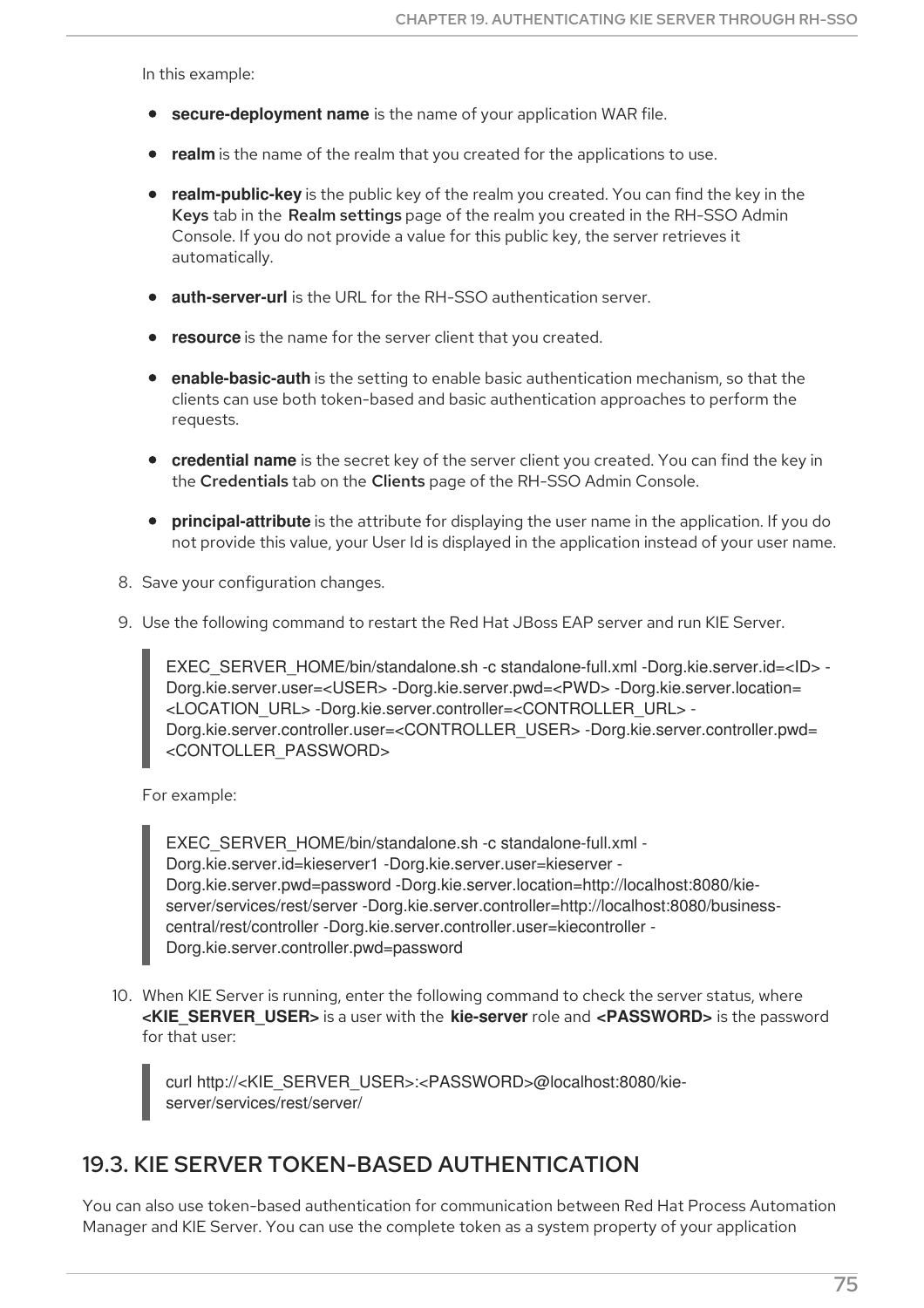In this example:

- **secure-deployment name** is the name of your application WAR file.
- **realm** is the name of the realm that you created for the applications to use.
- **realm-public-key** is the public key of the realm you created. You can find the key in the **Keys** tab in the **Realm settings** page of the realm you created in the RH-SSO Admin Console. If you do not provide a value for this public key, the server retrieves it automatically.
- **auth-server-url** is the URL for the RH-SSO authentication server.
- **resource** is the name for the server client that you created.
- **enable-basic-auth** is the setting to enable basic authentication mechanism, so that the clients can use both token-based and basic authentication approaches to perform the requests.
- **credential name** is the secret key of the server client you created. You can find the key in the **Credentials** tab on the **Clients** page of the RH-SSO Admin Console.
- **principal-attribute** is the attribute for displaying the user name in the application. If you do not provide this value, your User Id is displayed in the application instead of your user name.

8. Save your configuration changes.
9. Use the following command to restart the Red Hat JBoss EAP server and run KIE Server.

```
EXEC_SERVER_HOME/bin/standalone.sh -c standalone-full.xml -Dorg.kie.server.id=<ID> -Dorg.kie.server.user=<USER> -Dorg.kie.server.pwd=<PWD> -Dorg.kie.server.location=<LOCATION_URL> -Dorg.kie.server.controller=<CONTROLLER_URL> -Dorg.kie.server.controller.user=<CONTROLLER_USER> -Dorg.kie.server.controller.pwd=<CONTOLLER_PASSWORD>
```

For example:

```
EXEC_SERVER_HOME/bin/standalone.sh -c standalone-full.xml -Dorg.kie.server.id=kieserver1 -Dorg.kie.server.user=kieserver -Dorg.kie.server.pwd=password -Dorg.kie.server.location=http://localhost:8080/kie-server/services/rest/server -Dorg.kie.server.controller=http://localhost:8080/business-central/rest/controller -Dorg.kie.server.controller.user=kiecontroller -Dorg.kie.server.controller.pwd=password
```

10. When KIE Server is running, enter the following command to check the server status, where **<KIE_SERVER_USER>** is a user with the **kie-server** role and **<PASSWORD>** is the password for that user:

```
curl http://<KIE_SERVER_USER>:<PASSWORD>@localhost:8080/kie-server/services/rest/server/
```

## 19.3. KIE SERVER TOKEN-BASED AUTHENTICATION

You can also use token-based authentication for communication between Red Hat Process Automation Manager and KIE Server. You can use the complete token as a system property of your application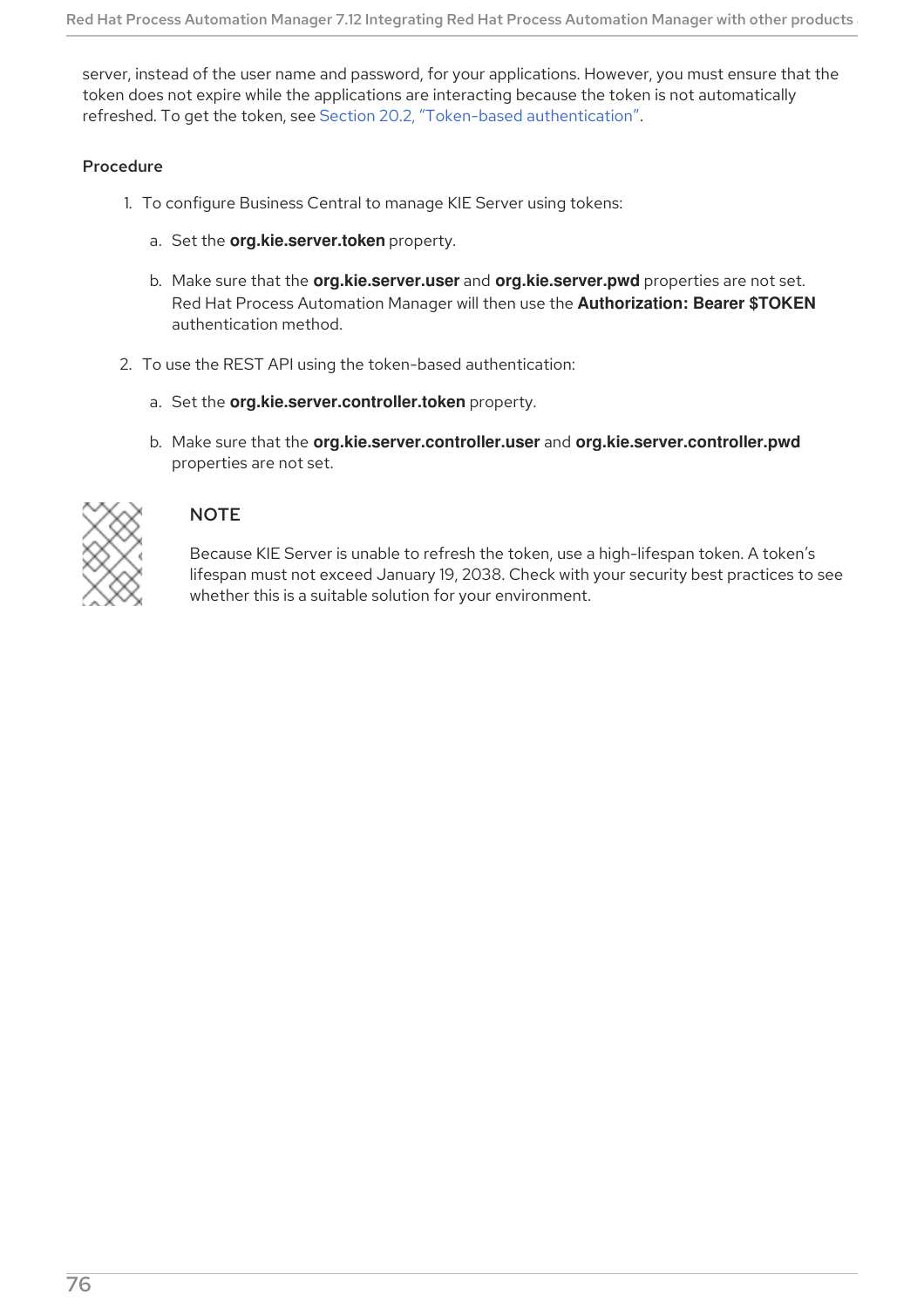server, instead of the user name and password, for your applications. However, you must ensure that the token does not expire while the applications are interacting because the token is not automatically refreshed. To get the token, see Section 20.2, "Token-based authentication".

**Procedure**

1. To configure Business Central to manage KIE Server using tokens:
   a. Set the **org.kie.server.token** property.
   b. Make sure that the **org.kie.server.user** and **org.kie.server.pwd** properties are not set. Red Hat Process Automation Manager will then use the **Authorization: Bearer $TOKEN** authentication method.
2. To use the REST API using the token-based authentication:
   a. Set the **org.kie.server.controller.token** property.
   b. Make sure that the **org.kie.server.controller.user** and **org.kie.server.controller.pwd** properties are not set.

> **NOTE**
>
> Because KIE Server is unable to refresh the token, use a high-lifespan token. A token's lifespan must not exceed January 19, 2038. Check with your security best practices to see whether this is a suitable solution for your environment.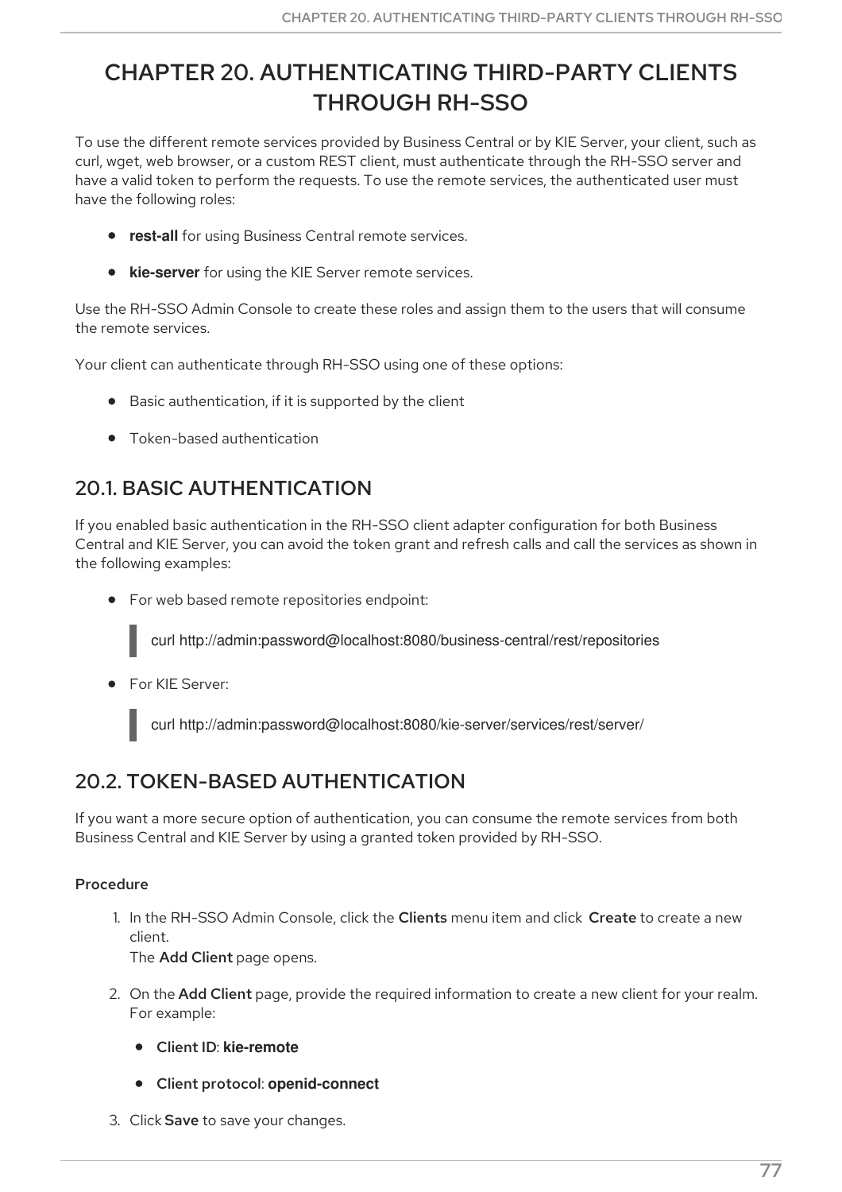# CHAPTER 20. AUTHENTICATING THIRD-PARTY CLIENTS THROUGH RH-SSO

To use the different remote services provided by Business Central or by KIE Server, your client, such as curl, wget, web browser, or a custom REST client, must authenticate through the RH-SSO server and have a valid token to perform the requests. To use the remote services, the authenticated user must have the following roles:

- **rest-all** for using Business Central remote services.
- **kie-server** for using the KIE Server remote services.

Use the RH-SSO Admin Console to create these roles and assign them to the users that will consume the remote services.

Your client can authenticate through RH-SSO using one of these options:

- Basic authentication, if it is supported by the client
- Token-based authentication

## 20.1. BASIC AUTHENTICATION

If you enabled basic authentication in the RH-SSO client adapter configuration for both Business Central and KIE Server, you can avoid the token grant and refresh calls and call the services as shown in the following examples:

- For web based remote repositories endpoint:

```
curl http://admin:password@localhost:8080/business-central/rest/repositories
```

- For KIE Server:

```
curl http://admin:password@localhost:8080/kie-server/services/rest/server/
```

## 20.2. TOKEN-BASED AUTHENTICATION

If you want a more secure option of authentication, you can consume the remote services from both Business Central and KIE Server by using a granted token provided by RH-SSO.

**Procedure**

1. In the RH-SSO Admin Console, click the **Clients** menu item and click **Create** to create a new client.
   The **Add Client** page opens.
2. On the **Add Client** page, provide the required information to create a new client for your realm. For example:
   - **Client ID**: **kie-remote**
   - **Client protocol**: **openid-connect**
3. Click **Save** to save your changes.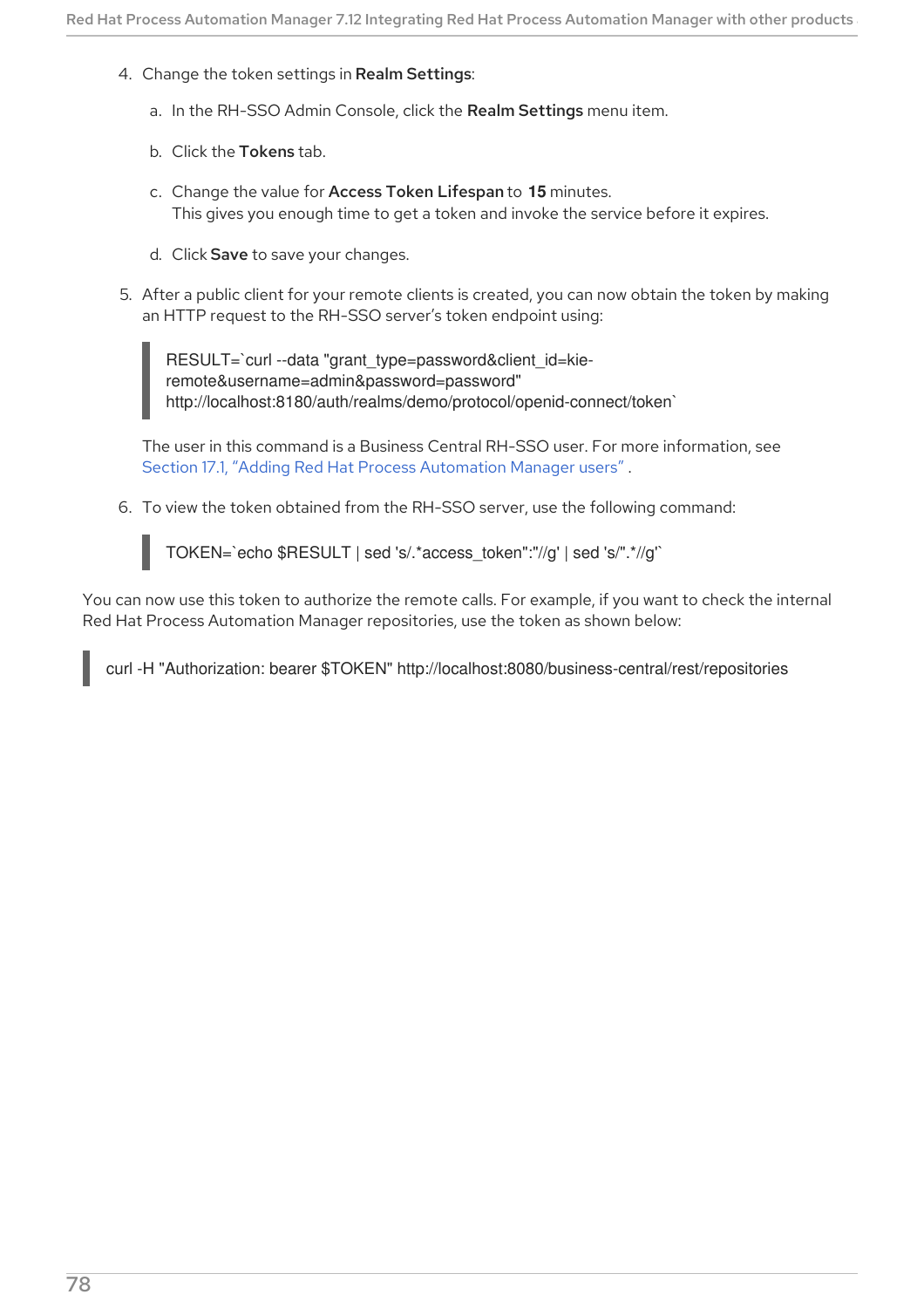4. Change the token settings in **Realm Settings**:

   a. In the RH-SSO Admin Console, click the **Realm Settings** menu item.

   b. Click the **Tokens** tab.

   c. Change the value for **Access Token Lifespan** to **15** minutes.
      This gives you enough time to get a token and invoke the service before it expires.

   d. Click **Save** to save your changes.

5. After a public client for your remote clients is created, you can now obtain the token by making an HTTP request to the RH-SSO server's token endpoint using:

   ```
   RESULT=`curl --data "grant_type=password&client_id=kie-remote&username=admin&password=password" http://localhost:8180/auth/realms/demo/protocol/openid-connect/token`
   ```

   The user in this command is a Business Central RH-SSO user. For more information, see Section 17.1, "Adding Red Hat Process Automation Manager users".

6. To view the token obtained from the RH-SSO server, use the following command:

   ```
   TOKEN=`echo $RESULT | sed 's/.*access_token":"//g' | sed 's/".*//g'`
   ```

You can now use this token to authorize the remote calls. For example, if you want to check the internal Red Hat Process Automation Manager repositories, use the token as shown below:

```
curl -H "Authorization: bearer $TOKEN" http://localhost:8080/business-central/rest/repositories
```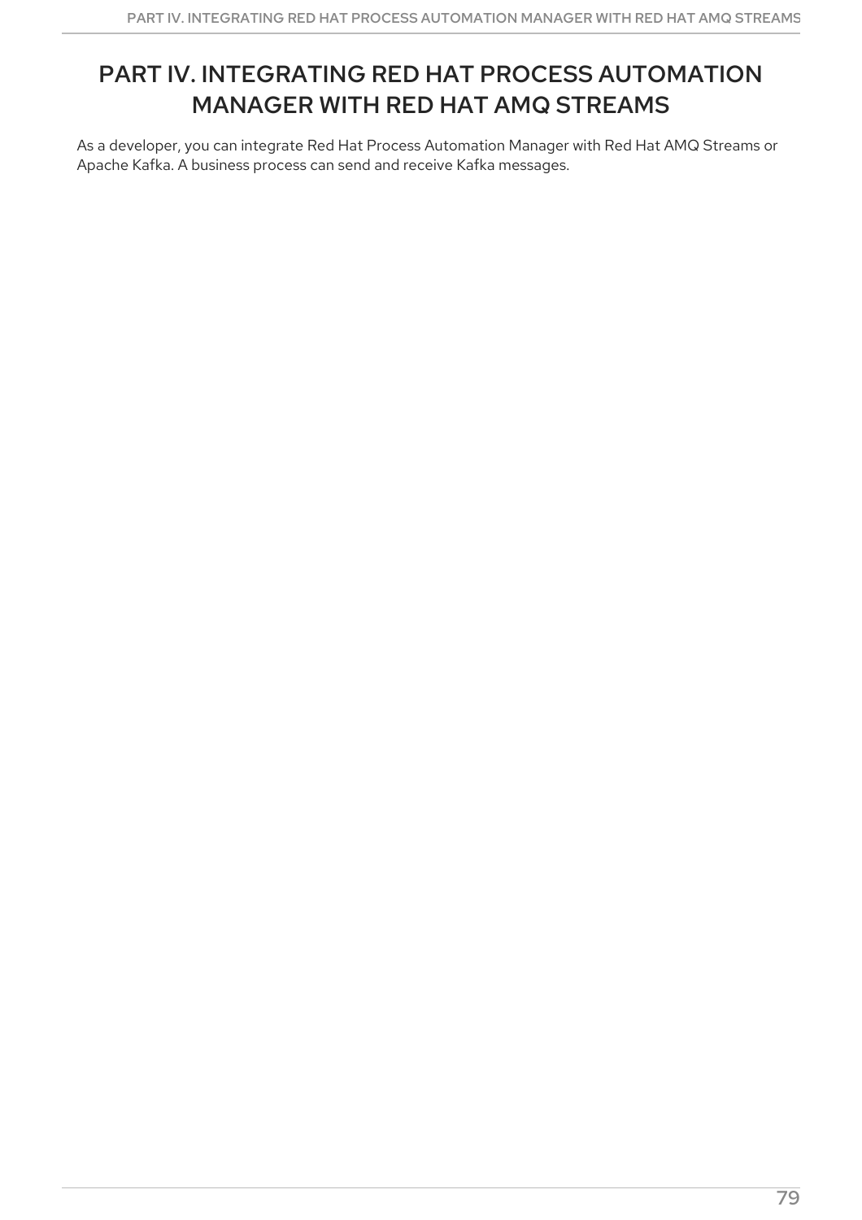# PART IV. INTEGRATING RED HAT PROCESS AUTOMATION MANAGER WITH RED HAT AMQ STREAMS

As a developer, you can integrate Red Hat Process Automation Manager with Red Hat AMQ Streams or Apache Kafka. A business process can send and receive Kafka messages.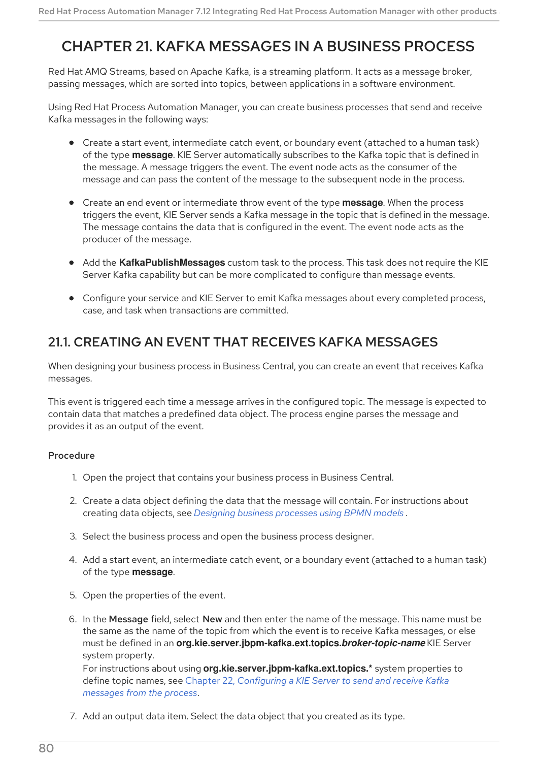# CHAPTER 21. KAFKA MESSAGES IN A BUSINESS PROCESS

Red Hat AMQ Streams, based on Apache Kafka, is a streaming platform. It acts as a message broker, passing messages, which are sorted into topics, between applications in a software environment.

Using Red Hat Process Automation Manager, you can create business processes that send and receive Kafka messages in the following ways:

- Create a start event, intermediate catch event, or boundary event (attached to a human task) of the type **message**. KIE Server automatically subscribes to the Kafka topic that is defined in the message. A message triggers the event. The event node acts as the consumer of the message and can pass the content of the message to the subsequent node in the process.
- Create an end event or intermediate throw event of the type **message**. When the process triggers the event, KIE Server sends a Kafka message in the topic that is defined in the message. The message contains the data that is configured in the event. The event node acts as the producer of the message.
- Add the **KafkaPublishMessages** custom task to the process. This task does not require the KIE Server Kafka capability but can be more complicated to configure than message events.
- Configure your service and KIE Server to emit Kafka messages about every completed process, case, and task when transactions are committed.

## 21.1. CREATING AN EVENT THAT RECEIVES KAFKA MESSAGES

When designing your business process in Business Central, you can create an event that receives Kafka messages.

This event is triggered each time a message arrives in the configured topic. The message is expected to contain data that matches a predefined data object. The process engine parses the message and provides it as an output of the event.

### Procedure

1. Open the project that contains your business process in Business Central.
2. Create a data object defining the data that the message will contain. For instructions about creating data objects, see *Designing business processes using BPMN models* .
3. Select the business process and open the business process designer.
4. Add a start event, an intermediate catch event, or a boundary event (attached to a human task) of the type **message**.
5. Open the properties of the event.
6. In the **Message** field, select **New** and then enter the name of the message. This name must be the same as the name of the topic from which the event is to receive Kafka messages, or else must be defined in an **org.kie.server.jbpm-kafka.ext.topics.*broker-topic-name*** KIE Server system property.
   For instructions about using **org.kie.server.jbpm-kafka.ext.topics.*** system properties to define topic names, see Chapter 22, *Configuring a KIE Server to send and receive Kafka messages from the process*.
7. Add an output data item. Select the data object that you created as its type.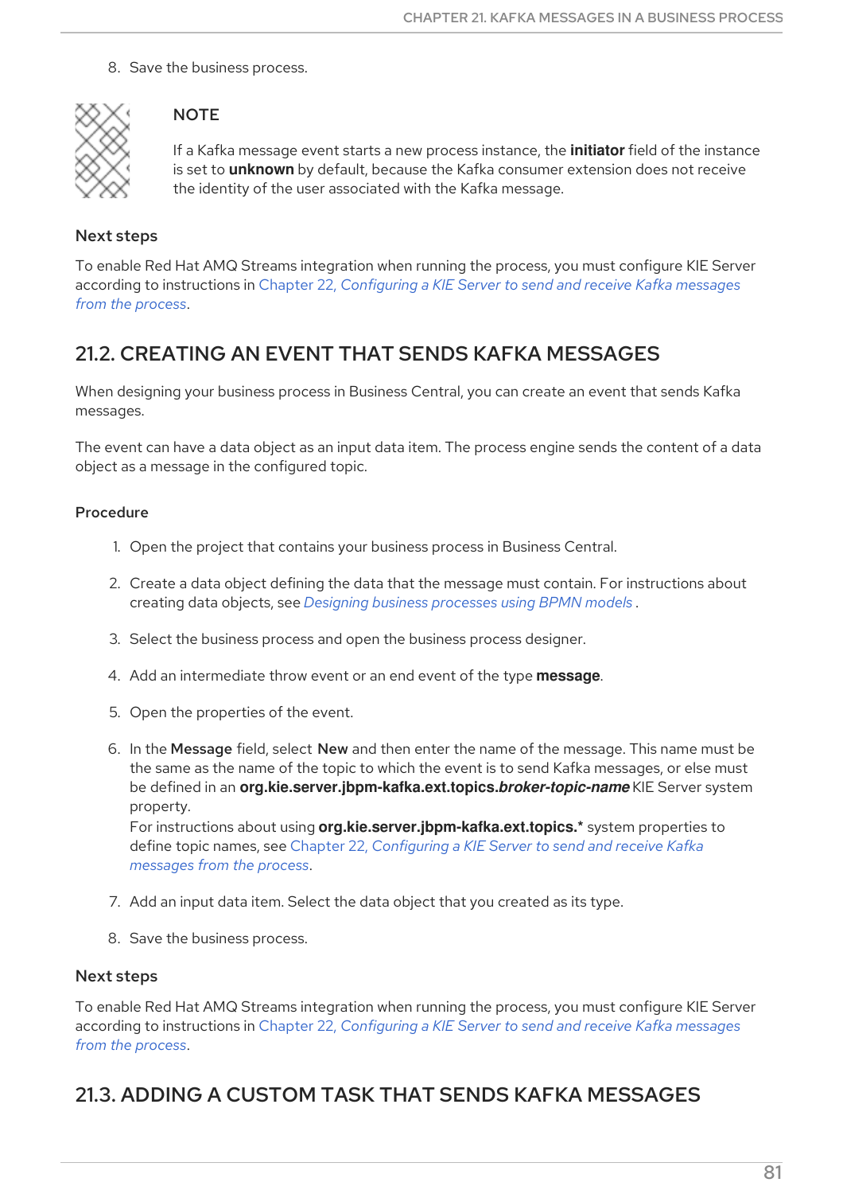8. Save the business process.

> **NOTE**
>
> If a Kafka message event starts a new process instance, the **initiator** field of the instance is set to **unknown** by default, because the Kafka consumer extension does not receive the identity of the user associated with the Kafka message.

### Next steps

To enable Red Hat AMQ Streams integration when running the process, you must configure KIE Server according to instructions in *Chapter 22, Configuring a KIE Server to send and receive Kafka messages from the process*.

## 21.2. CREATING AN EVENT THAT SENDS KAFKA MESSAGES

When designing your business process in Business Central, you can create an event that sends Kafka messages.

The event can have a data object as an input data item. The process engine sends the content of a data object as a message in the configured topic.

### Procedure

1. Open the project that contains your business process in Business Central.
2. Create a data object defining the data that the message must contain. For instructions about creating data objects, see *Designing business processes using BPMN models* .
3. Select the business process and open the business process designer.
4. Add an intermediate throw event or an end event of the type **message**.
5. Open the properties of the event.
6. In the **Message** field, select **New** and then enter the name of the message. This name must be the same as the name of the topic to which the event is to send Kafka messages, or else must be defined in an **org.kie.server.jbpm-kafka.ext.topics.*broker-topic-name*** KIE Server system property.
   For instructions about using **org.kie.server.jbpm-kafka.ext.topics.*** system properties to define topic names, see *Chapter 22, Configuring a KIE Server to send and receive Kafka messages from the process*.
7. Add an input data item. Select the data object that you created as its type.
8. Save the business process.

### Next steps

To enable Red Hat AMQ Streams integration when running the process, you must configure KIE Server according to instructions in *Chapter 22, Configuring a KIE Server to send and receive Kafka messages from the process*.

## 21.3. ADDING A CUSTOM TASK THAT SENDS KAFKA MESSAGES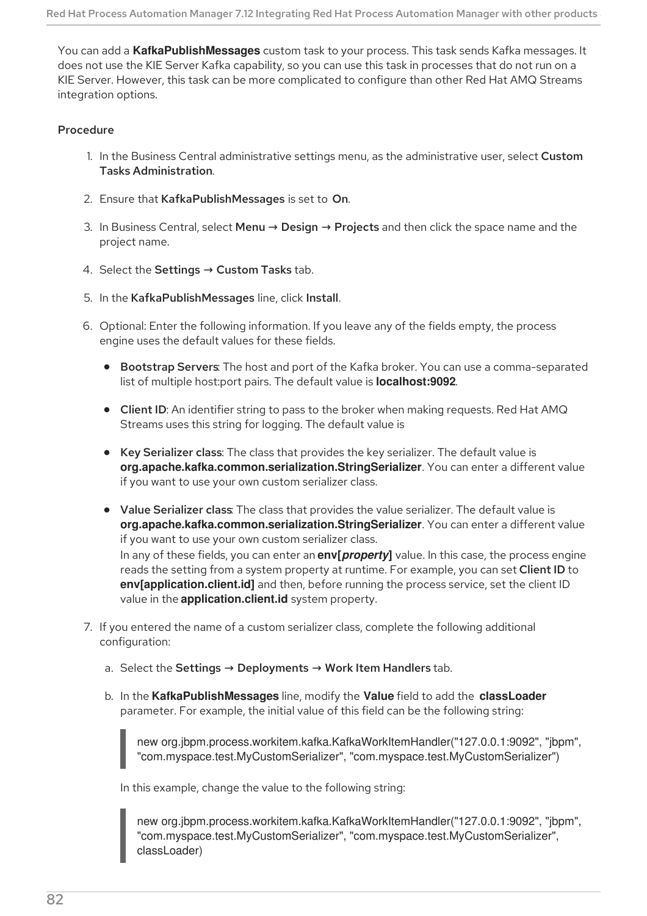You can add a **KafkaPublishMessages** custom task to your process. This task sends Kafka messages. It does not use the KIE Server Kafka capability, so you can use this task in processes that do not run on a KIE Server. However, this task can be more complicated to configure than other Red Hat AMQ Streams integration options.

#### Procedure

1. In the Business Central administrative settings menu, as the administrative user, select **Custom Tasks Administration**.
2. Ensure that **KafkaPublishMessages** is set to **On**.
3. In Business Central, select **Menu** → **Design** → **Projects** and then click the space name and the project name.
4. Select the **Settings** → **Custom Tasks** tab.
5. In the **KafkaPublishMessages** line, click **Install**.
6. Optional: Enter the following information. If you leave any of the fields empty, the process engine uses the default values for these fields.
   - **Bootstrap Servers**: The host and port of the Kafka broker. You can use a comma-separated list of multiple host:port pairs. The default value is **localhost:9092**.
   - **Client ID**: An identifier string to pass to the broker when making requests. Red Hat AMQ Streams uses this string for logging. The default value is
   - **Key Serializer class**: The class that provides the key serializer. The default value is **org.apache.kafka.common.serialization.StringSerializer**. You can enter a different value if you want to use your own custom serializer class.
   - **Value Serializer class**: The class that provides the value serializer. The default value is **org.apache.kafka.common.serialization.StringSerializer**. You can enter a different value if you want to use your own custom serializer class.
     In any of these fields, you can enter an **env[*property*]** value. In this case, the process engine reads the setting from a system property at runtime. For example, you can set **Client ID** to **env[application.client.id]** and then, before running the process service, set the client ID value in the **application.client.id** system property.
7. If you entered the name of a custom serializer class, complete the following additional configuration:
   a. Select the **Settings** → **Deployments** → **Work Item Handlers** tab.
   b. In the **KafkaPublishMessages** line, modify the **Value** field to add the **classLoader** parameter. For example, the initial value of this field can be the following string:

      ```
      new org.jbpm.process.workitem.kafka.KafkaWorkItemHandler("127.0.0.1:9092", "jbpm",
      "com.myspace.test.MyCustomSerializer", "com.myspace.test.MyCustomSerializer")
      ```

      In this example, change the value to the following string:

      ```
      new org.jbpm.process.workitem.kafka.KafkaWorkItemHandler("127.0.0.1:9092", "jbpm",
      "com.myspace.test.MyCustomSerializer", "com.myspace.test.MyCustomSerializer",
      classLoader)
      ```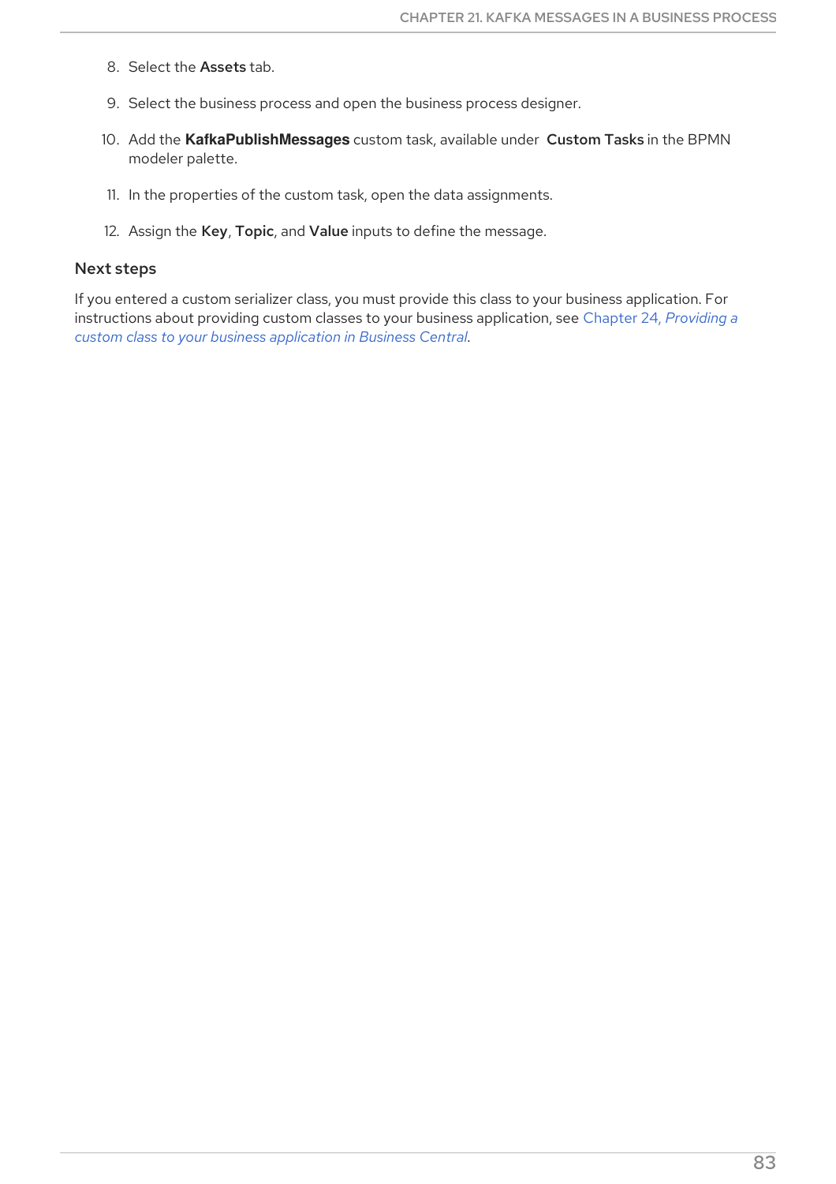8. Select the **Assets** tab.

9. Select the business process and open the business process designer.

10. Add the **KafkaPublishMessages** custom task, available under **Custom Tasks** in the BPMN modeler palette.

11. In the properties of the custom task, open the data assignments.

12. Assign the **Key**, **Topic**, and **Value** inputs to define the message.

### Next steps

If you entered a custom serializer class, you must provide this class to your business application. For instructions about providing custom classes to your business application, see Chapter 24, *Providing a custom class to your business application in Business Central*.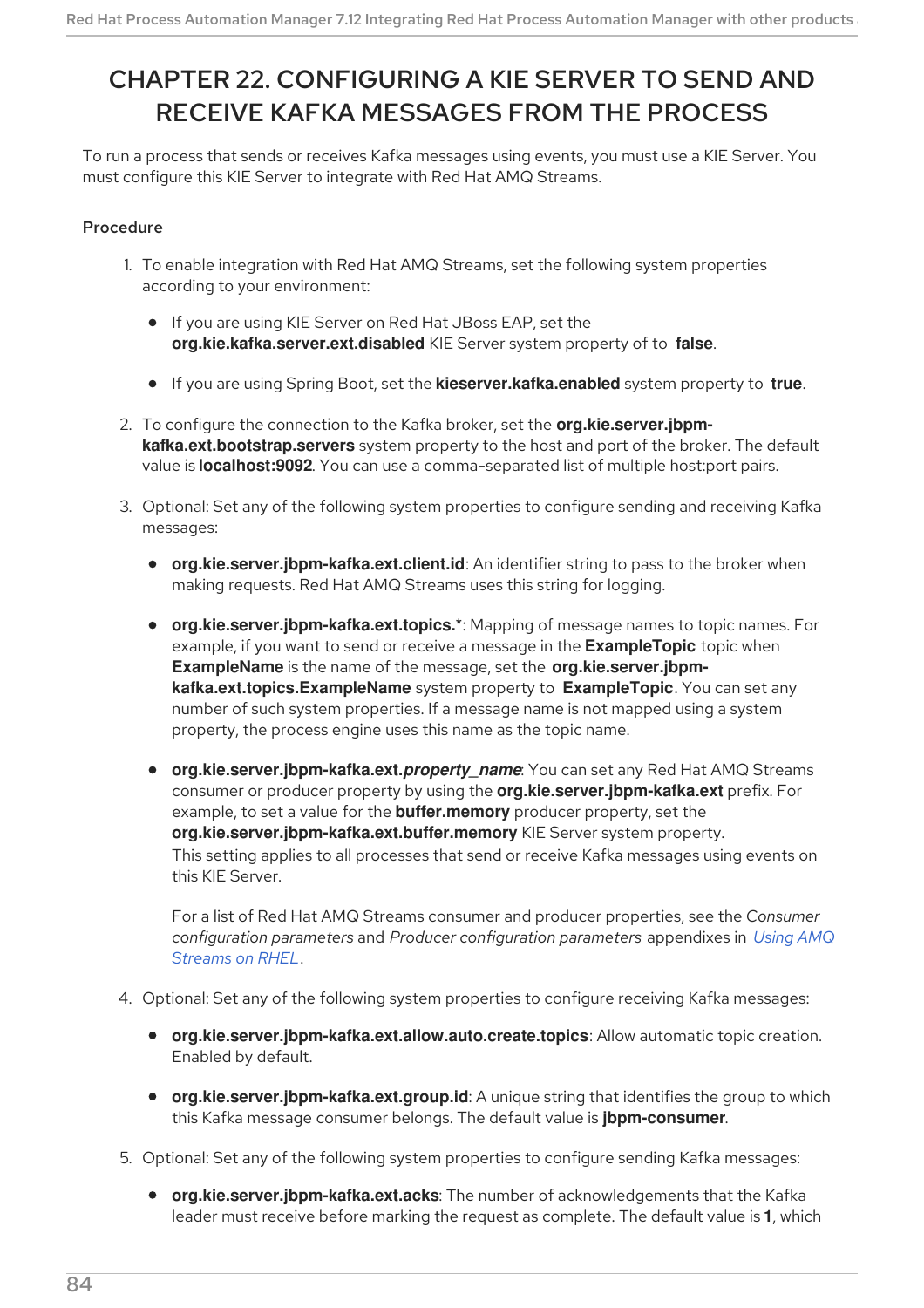# CHAPTER 22. CONFIGURING A KIE SERVER TO SEND AND RECEIVE KAFKA MESSAGES FROM THE PROCESS

To run a process that sends or receives Kafka messages using events, you must use a KIE Server. You must configure this KIE Server to integrate with Red Hat AMQ Streams.

### Procedure

1. To enable integration with Red Hat AMQ Streams, set the following system properties according to your environment:
   - If you are using KIE Server on Red Hat JBoss EAP, set the **org.kie.kafka.server.ext.disabled** KIE Server system property of to **false**.
   - If you are using Spring Boot, set the **kieserver.kafka.enabled** system property to **true**.
2. To configure the connection to the Kafka broker, set the **org.kie.server.jbpm-kafka.ext.bootstrap.servers** system property to the host and port of the broker. The default value is **localhost:9092**. You can use a comma-separated list of multiple host:port pairs.
3. Optional: Set any of the following system properties to configure sending and receiving Kafka messages:
   - **org.kie.server.jbpm-kafka.ext.client.id**: An identifier string to pass to the broker when making requests. Red Hat AMQ Streams uses this string for logging.
   - **org.kie.server.jbpm-kafka.ext.topics.***: Mapping of message names to topic names. For example, if you want to send or receive a message in the **ExampleTopic** topic when **ExampleName** is the name of the message, set the **org.kie.server.jbpm-kafka.ext.topics.ExampleName** system property to **ExampleTopic**. You can set any number of such system properties. If a message name is not mapped using a system property, the process engine uses this name as the topic name.
   - **org.kie.server.jbpm-kafka.ext.*property_name***: You can set any Red Hat AMQ Streams consumer or producer property by using the **org.kie.server.jbpm-kafka.ext** prefix. For example, to set a value for the **buffer.memory** producer property, set the **org.kie.server.jbpm-kafka.ext.buffer.memory** KIE Server system property.
     This setting applies to all processes that send or receive Kafka messages using events on this KIE Server.

     For a list of Red Hat AMQ Streams consumer and producer properties, see the *Consumer configuration parameters* and *Producer configuration parameters* appendixes in [Using AMQ Streams on RHEL](#).
4. Optional: Set any of the following system properties to configure receiving Kafka messages:
   - **org.kie.server.jbpm-kafka.ext.allow.auto.create.topics**: Allow automatic topic creation. Enabled by default.
   - **org.kie.server.jbpm-kafka.ext.group.id**: A unique string that identifies the group to which this Kafka message consumer belongs. The default value is **jbpm-consumer**.
5. Optional: Set any of the following system properties to configure sending Kafka messages:
   - **org.kie.server.jbpm-kafka.ext.acks**: The number of acknowledgements that the Kafka leader must receive before marking the request as complete. The default value is **1**, which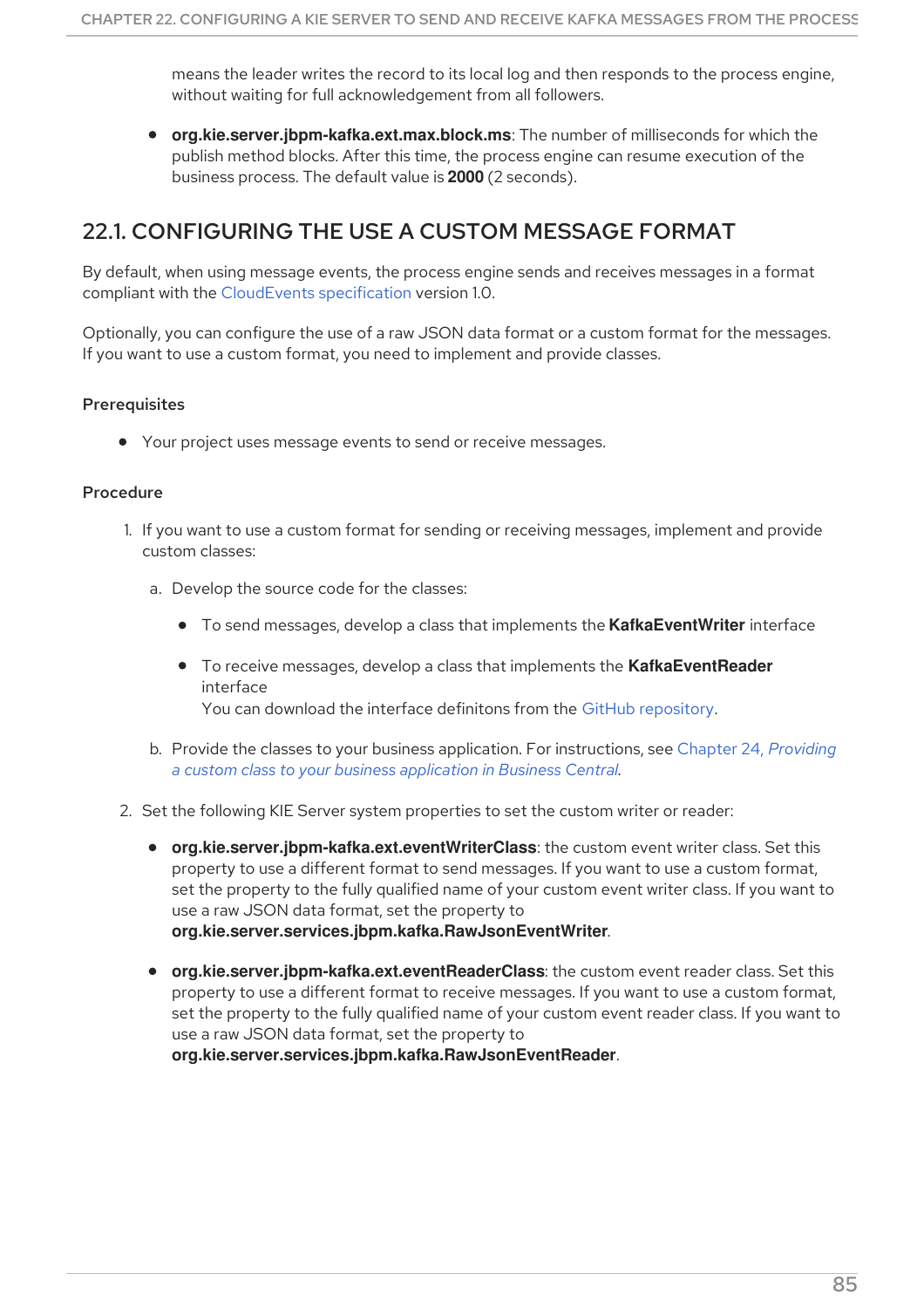means the leader writes the record to its local log and then responds to the process engine, without waiting for full acknowledgement from all followers.

- **org.kie.server.jbpm-kafka.ext.max.block.ms**: The number of milliseconds for which the publish method blocks. After this time, the process engine can resume execution of the business process. The default value is **2000** (2 seconds).

## 22.1. CONFIGURING THE USE A CUSTOM MESSAGE FORMAT

By default, when using message events, the process engine sends and receives messages in a format compliant with the CloudEvents specification version 1.0.

Optionally, you can configure the use of a raw JSON data format or a custom format for the messages. If you want to use a custom format, you need to implement and provide classes.

### Prerequisites

- Your project uses message events to send or receive messages.

### Procedure

1. If you want to use a custom format for sending or receiving messages, implement and provide custom classes:

   a. Develop the source code for the classes:

      - To send messages, develop a class that implements the **KafkaEventWriter** interface
      - To receive messages, develop a class that implements the **KafkaEventReader** interface
        You can download the interface definitons from the GitHub repository.

   b. Provide the classes to your business application. For instructions, see Chapter 24, *Providing a custom class to your business application in Business Central*.

2. Set the following KIE Server system properties to set the custom writer or reader:

   - **org.kie.server.jbpm-kafka.ext.eventWriterClass**: the custom event writer class. Set this property to use a different format to send messages. If you want to use a custom format, set the property to the fully qualified name of your custom event writer class. If you want to use a raw JSON data format, set the property to **org.kie.server.services.jbpm.kafka.RawJsonEventWriter**.
   - **org.kie.server.jbpm-kafka.ext.eventReaderClass**: the custom event reader class. Set this property to use a different format to receive messages. If you want to use a custom format, set the property to the fully qualified name of your custom event reader class. If you want to use a raw JSON data format, set the property to **org.kie.server.services.jbpm.kafka.RawJsonEventReader**.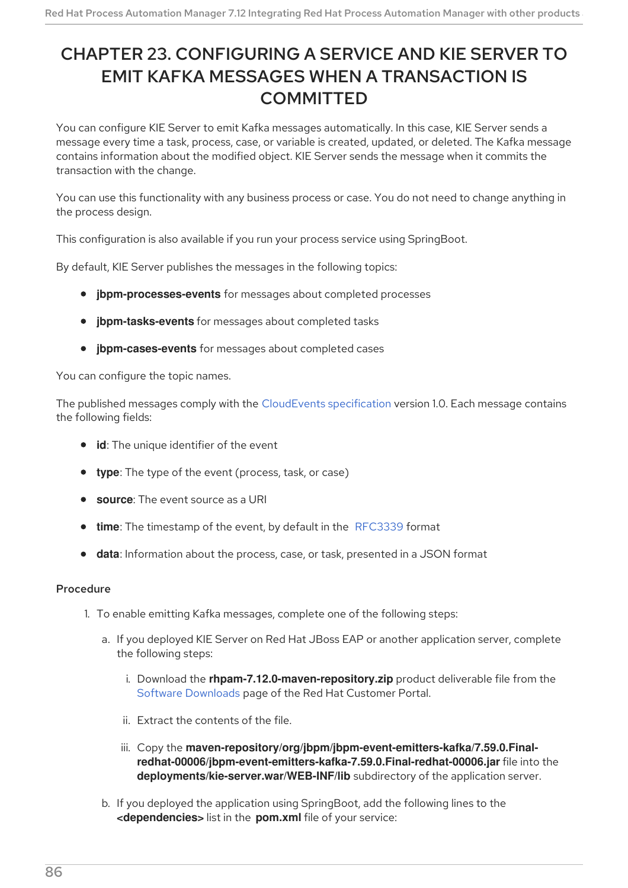# CHAPTER 23. CONFIGURING A SERVICE AND KIE SERVER TO EMIT KAFKA MESSAGES WHEN A TRANSACTION IS COMMITTED

You can configure KIE Server to emit Kafka messages automatically. In this case, KIE Server sends a message every time a task, process, case, or variable is created, updated, or deleted. The Kafka message contains information about the modified object. KIE Server sends the message when it commits the transaction with the change.

You can use this functionality with any business process or case. You do not need to change anything in the process design.

This configuration is also available if you run your process service using SpringBoot.

By default, KIE Server publishes the messages in the following topics:

- **jbpm-processes-events** for messages about completed processes
- **jbpm-tasks-events** for messages about completed tasks
- **jbpm-cases-events** for messages about completed cases

You can configure the topic names.

The published messages comply with the CloudEvents specification version 1.0. Each message contains the following fields:

- **id**: The unique identifier of the event
- **type**: The type of the event (process, task, or case)
- **source**: The event source as a URI
- **time**: The timestamp of the event, by default in the RFC3339 format
- **data**: Information about the process, case, or task, presented in a JSON format

### Procedure

1. To enable emitting Kafka messages, complete one of the following steps:
    a. If you deployed KIE Server on Red Hat JBoss EAP or another application server, complete the following steps:
        i. Download the **rhpam-7.12.0-maven-repository.zip** product deliverable file from the Software Downloads page of the Red Hat Customer Portal.
        ii. Extract the contents of the file.
        iii. Copy the **maven-repository/org/jbpm/jbpm-event-emitters-kafka/7.59.0.Final-redhat-00006/jbpm-event-emitters-kafka-7.59.0.Final-redhat-00006.jar** file into the **deployments/kie-server.war/WEB-INF/lib** subdirectory of the application server.
    b. If you deployed the application using SpringBoot, add the following lines to the **<dependencies>** list in the **pom.xml** file of your service: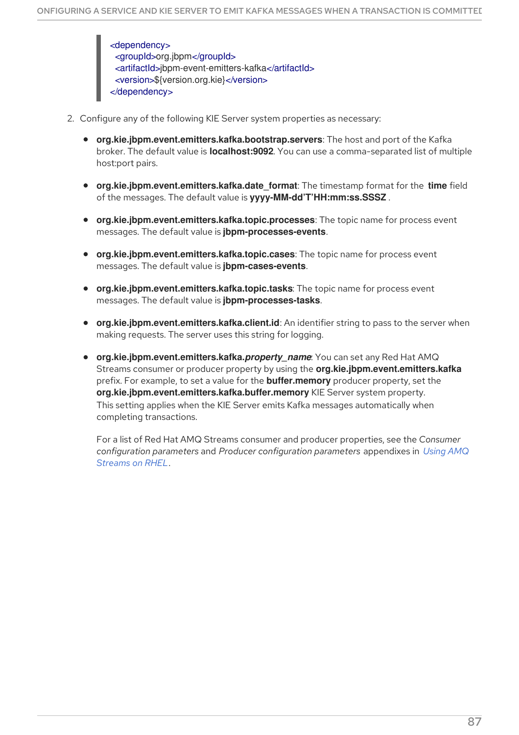```xml
<dependency>
  <groupId>org.jbpm</groupId>
  <artifactId>jbpm-event-emitters-kafka</artifactId>
  <version>${version.org.kie}</version>
</dependency>
```

2. Configure any of the following KIE Server system properties as necessary:

   - **org.kie.jbpm.event.emitters.kafka.bootstrap.servers**: The host and port of the Kafka broker. The default value is **localhost:9092**. You can use a comma-separated list of multiple host:port pairs.

   - **org.kie.jbpm.event.emitters.kafka.date_format**: The timestamp format for the **time** field of the messages. The default value is **yyyy-MM-dd'T'HH:mm:ss.SSSZ** .

   - **org.kie.jbpm.event.emitters.kafka.topic.processes**: The topic name for process event messages. The default value is **jbpm-processes-events**.

   - **org.kie.jbpm.event.emitters.kafka.topic.cases**: The topic name for process event messages. The default value is **jbpm-cases-events**.

   - **org.kie.jbpm.event.emitters.kafka.topic.tasks**: The topic name for process event messages. The default value is **jbpm-processes-tasks**.

   - **org.kie.jbpm.event.emitters.kafka.client.id**: An identifier string to pass to the server when making requests. The server uses this string for logging.

   - **org.kie.jbpm.event.emitters.kafka.*property_name***: You can set any Red Hat AMQ Streams consumer or producer property by using the **org.kie.jbpm.event.emitters.kafka** prefix. For example, to set a value for the **buffer.memory** producer property, set the **org.kie.jbpm.event.emitters.kafka.buffer.memory** KIE Server system property. This setting applies when the KIE Server emits Kafka messages automatically when completing transactions.

     For a list of Red Hat AMQ Streams consumer and producer properties, see the *Consumer configuration parameters* and *Producer configuration parameters* appendixes in *Using AMQ Streams on RHEL*.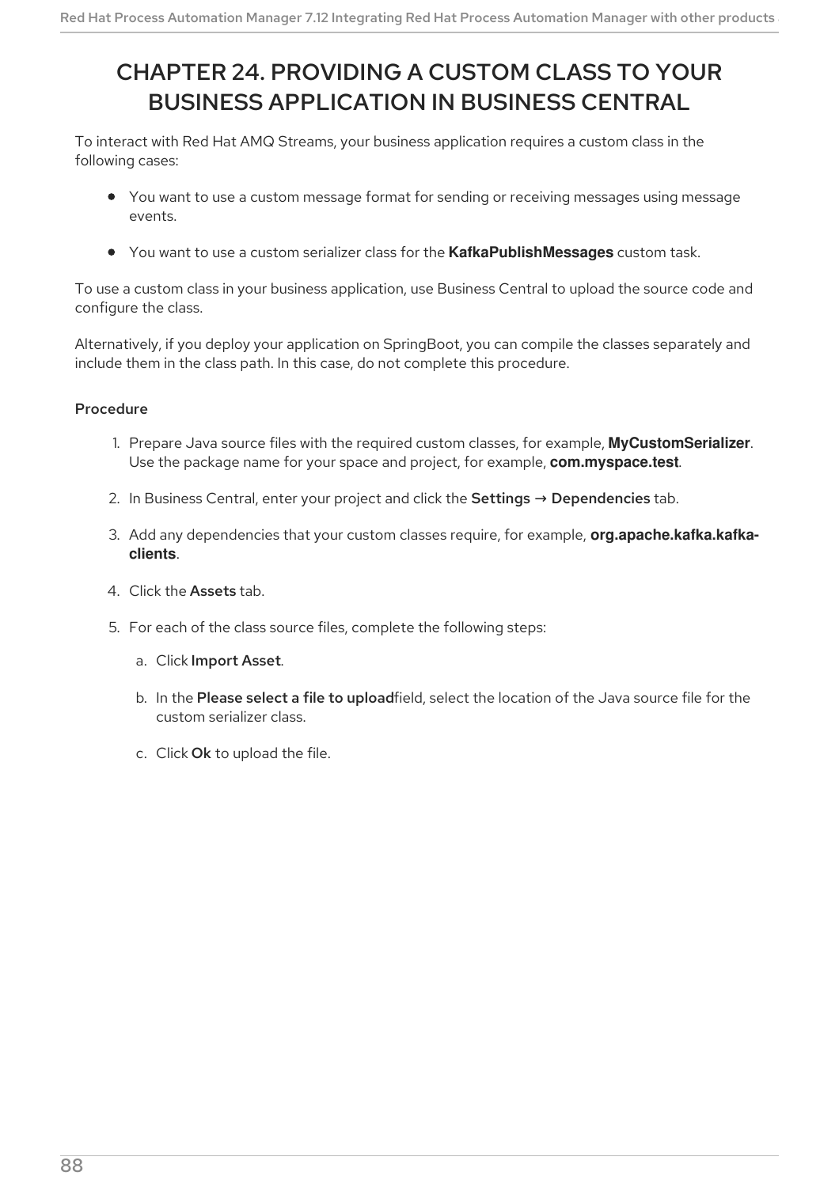# CHAPTER 24. PROVIDING A CUSTOM CLASS TO YOUR BUSINESS APPLICATION IN BUSINESS CENTRAL

To interact with Red Hat AMQ Streams, your business application requires a custom class in the following cases:

- You want to use a custom message format for sending or receiving messages using message events.
- You want to use a custom serializer class for the **KafkaPublishMessages** custom task.

To use a custom class in your business application, use Business Central to upload the source code and configure the class.

Alternatively, if you deploy your application on SpringBoot, you can compile the classes separately and include them in the class path. In this case, do not complete this procedure.

**Procedure**

1. Prepare Java source files with the required custom classes, for example, **MyCustomSerializer**. Use the package name for your space and project, for example, **com.myspace.test**.
2. In Business Central, enter your project and click the **Settings** → **Dependencies** tab.
3. Add any dependencies that your custom classes require, for example, **org.apache.kafka.kafka-clients**.
4. Click the **Assets** tab.
5. For each of the class source files, complete the following steps:
    a. Click **Import Asset**.
    b. In the **Please select a file to upload** field, select the location of the Java source file for the custom serializer class.
    c. Click **Ok** to upload the file.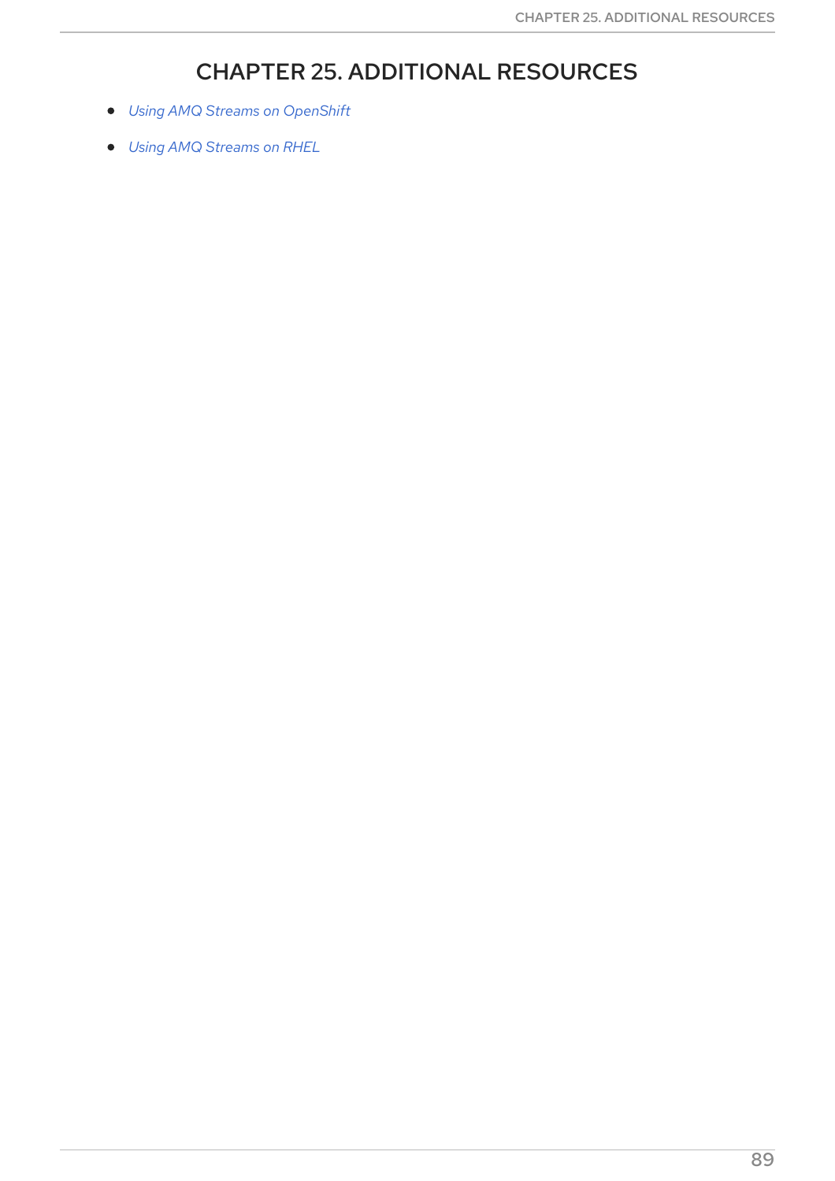# CHAPTER 25. ADDITIONAL RESOURCES

- *Using AMQ Streams on OpenShift*
- *Using AMQ Streams on RHEL*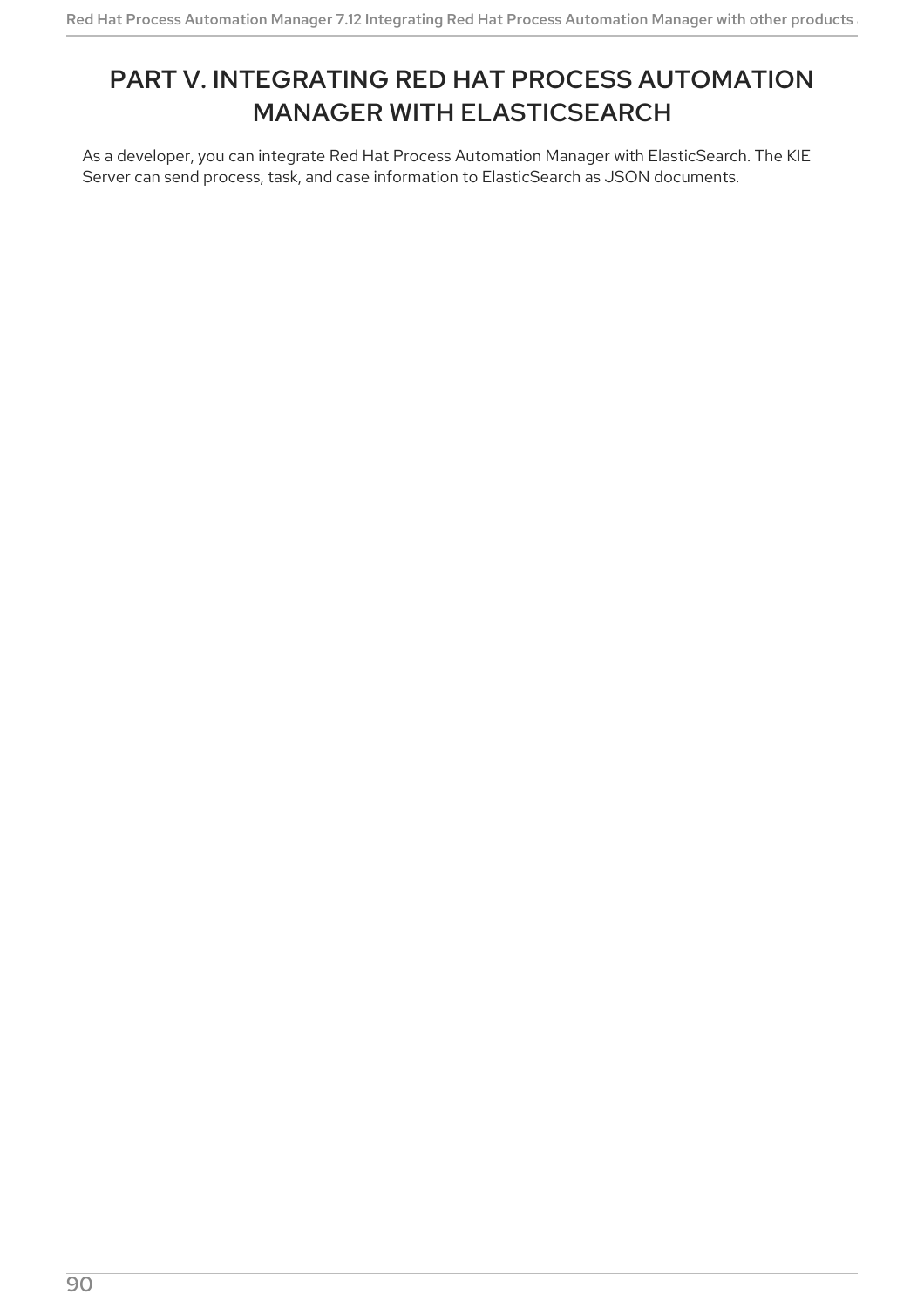# PART V. INTEGRATING RED HAT PROCESS AUTOMATION MANAGER WITH ELASTICSEARCH

As a developer, you can integrate Red Hat Process Automation Manager with ElasticSearch. The KIE Server can send process, task, and case information to ElasticSearch as JSON documents.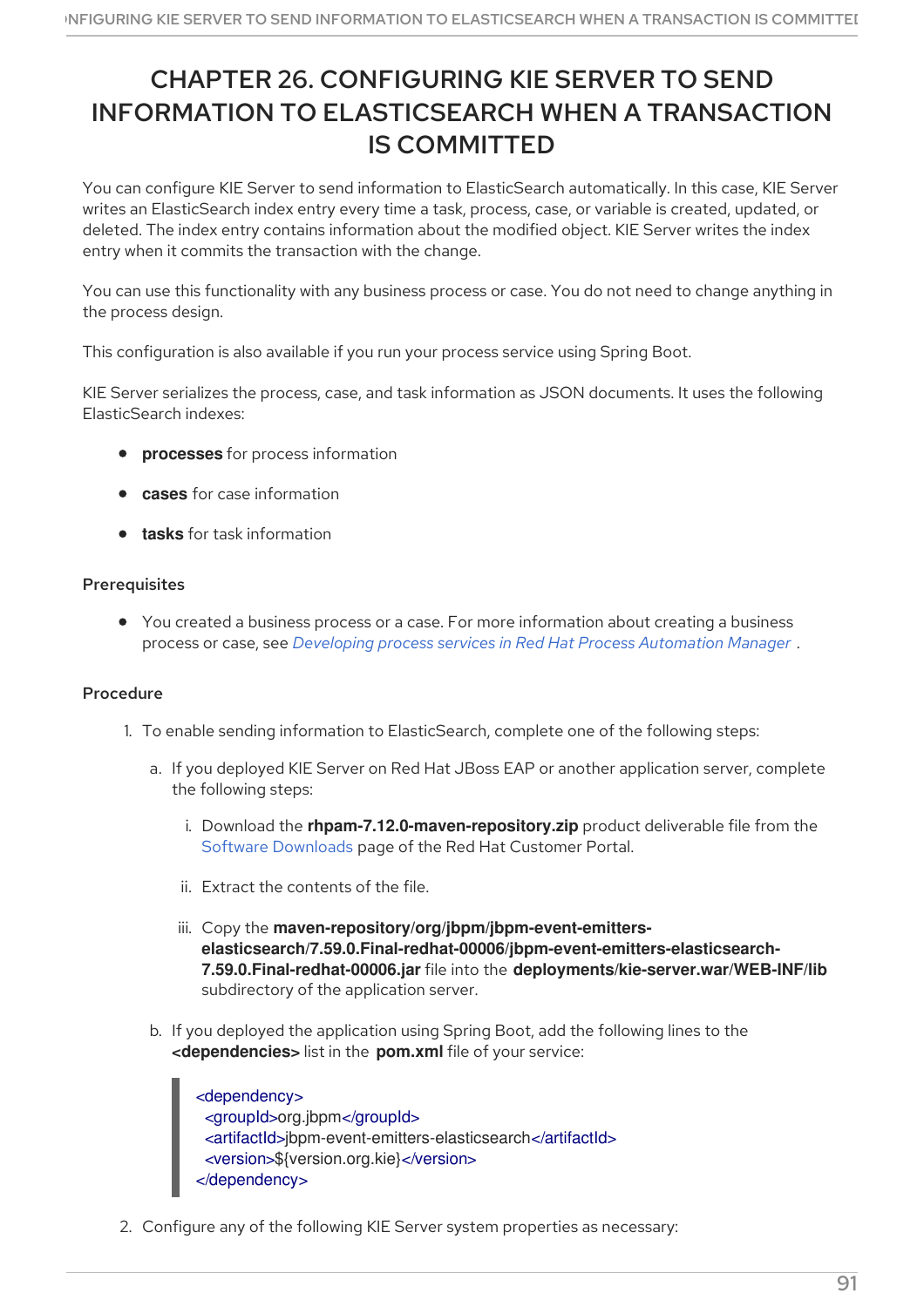# CHAPTER 26. CONFIGURING KIE SERVER TO SEND INFORMATION TO ELASTICSEARCH WHEN A TRANSACTION IS COMMITTED

You can configure KIE Server to send information to ElasticSearch automatically. In this case, KIE Server writes an ElasticSearch index entry every time a task, process, case, or variable is created, updated, or deleted. The index entry contains information about the modified object. KIE Server writes the index entry when it commits the transaction with the change.

You can use this functionality with any business process or case. You do not need to change anything in the process design.

This configuration is also available if you run your process service using Spring Boot.

KIE Server serializes the process, case, and task information as JSON documents. It uses the following ElasticSearch indexes:

- **processes** for process information
- **cases** for case information
- **tasks** for task information

### Prerequisites

- You created a business process or a case. For more information about creating a business process or case, see *Developing process services in Red Hat Process Automation Manager* .

### Procedure

1. To enable sending information to ElasticSearch, complete one of the following steps:
   a. If you deployed KIE Server on Red Hat JBoss EAP or another application server, complete the following steps:
      i. Download the **rhpam-7.12.0-maven-repository.zip** product deliverable file from the Software Downloads page of the Red Hat Customer Portal.
      ii. Extract the contents of the file.
      iii. Copy the **maven-repository/org/jbpm/jbpm-event-emitters-elasticsearch/7.59.0.Final-redhat-00006/jbpm-event-emitters-elasticsearch-7.59.0.Final-redhat-00006.jar** file into the **deployments/kie-server.war/WEB-INF/lib** subdirectory of the application server.
   b. If you deployed the application using Spring Boot, add the following lines to the **<dependencies>** list in the **pom.xml** file of your service:

```
<dependency>
  <groupId>org.jbpm</groupId>
  <artifactId>jbpm-event-emitters-elasticsearch</artifactId>
  <version>${version.org.kie}</version>
</dependency>
```

2. Configure any of the following KIE Server system properties as necessary: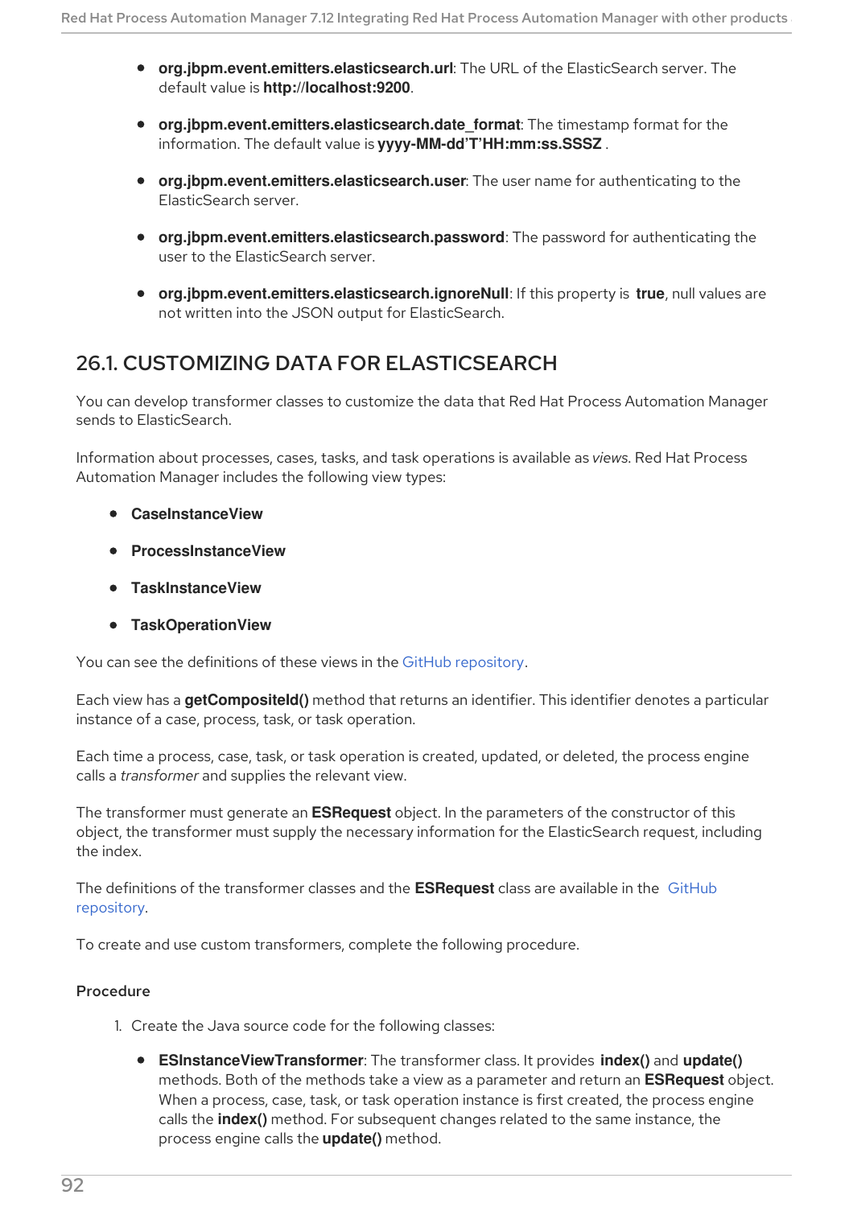- **org.jbpm.event.emitters.elasticsearch.url**: The URL of the ElasticSearch server. The default value is **http://localhost:9200**.

- **org.jbpm.event.emitters.elasticsearch.date_format**: The timestamp format for the information. The default value is **yyyy-MM-dd'T'HH:mm:ss.SSSZ** .

- **org.jbpm.event.emitters.elasticsearch.user**: The user name for authenticating to the ElasticSearch server.

- **org.jbpm.event.emitters.elasticsearch.password**: The password for authenticating the user to the ElasticSearch server.

- **org.jbpm.event.emitters.elasticsearch.ignoreNull**: If this property is **true**, null values are not written into the JSON output for ElasticSearch.

## 26.1. CUSTOMIZING DATA FOR ELASTICSEARCH

You can develop transformer classes to customize the data that Red Hat Process Automation Manager sends to ElasticSearch.

Information about processes, cases, tasks, and task operations is available as *views*. Red Hat Process Automation Manager includes the following view types:

- **CaseInstanceView**
- **ProcessInstanceView**
- **TaskInstanceView**
- **TaskOperationView**

You can see the definitions of these views in the GitHub repository.

Each view has a **getCompositeId()** method that returns an identifier. This identifier denotes a particular instance of a case, process, task, or task operation.

Each time a process, case, task, or task operation is created, updated, or deleted, the process engine calls a *transformer* and supplies the relevant view.

The transformer must generate an **ESRequest** object. In the parameters of the constructor of this object, the transformer must supply the necessary information for the ElasticSearch request, including the index.

The definitions of the transformer classes and the **ESRequest** class are available in the GitHub repository.

To create and use custom transformers, complete the following procedure.

### Procedure

1. Create the Java source code for the following classes:

    - **ESInstanceViewTransformer**: The transformer class. It provides **index()** and **update()** methods. Both of the methods take a view as a parameter and return an **ESRequest** object. When a process, case, task, or task operation instance is first created, the process engine calls the **index()** method. For subsequent changes related to the same instance, the process engine calls the **update()** method.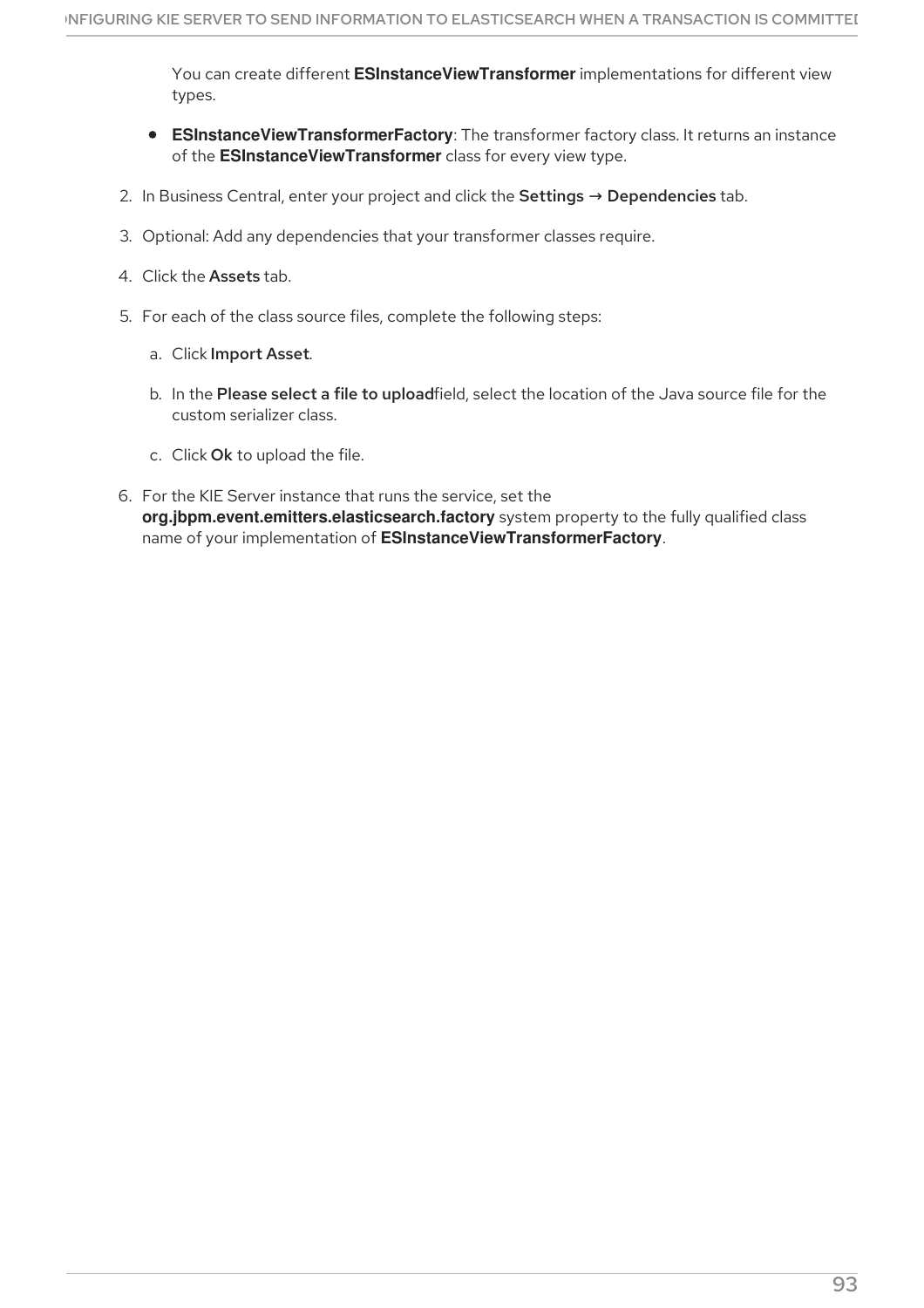You can create different **ESInstanceViewTransformer** implementations for different view types.

- **ESInstanceViewTransformerFactory**: The transformer factory class. It returns an instance of the **ESInstanceViewTransformer** class for every view type.

2. In Business Central, enter your project and click the **Settings** → **Dependencies** tab.

3. Optional: Add any dependencies that your transformer classes require.

4. Click the **Assets** tab.

5. For each of the class source files, complete the following steps:

   a. Click **Import Asset**.

   b. In the **Please select a file to upload**field, select the location of the Java source file for the custom serializer class.

   c. Click **Ok** to upload the file.

6. For the KIE Server instance that runs the service, set the **org.jbpm.event.emitters.elasticsearch.factory** system property to the fully qualified class name of your implementation of **ESInstanceViewTransformerFactory**.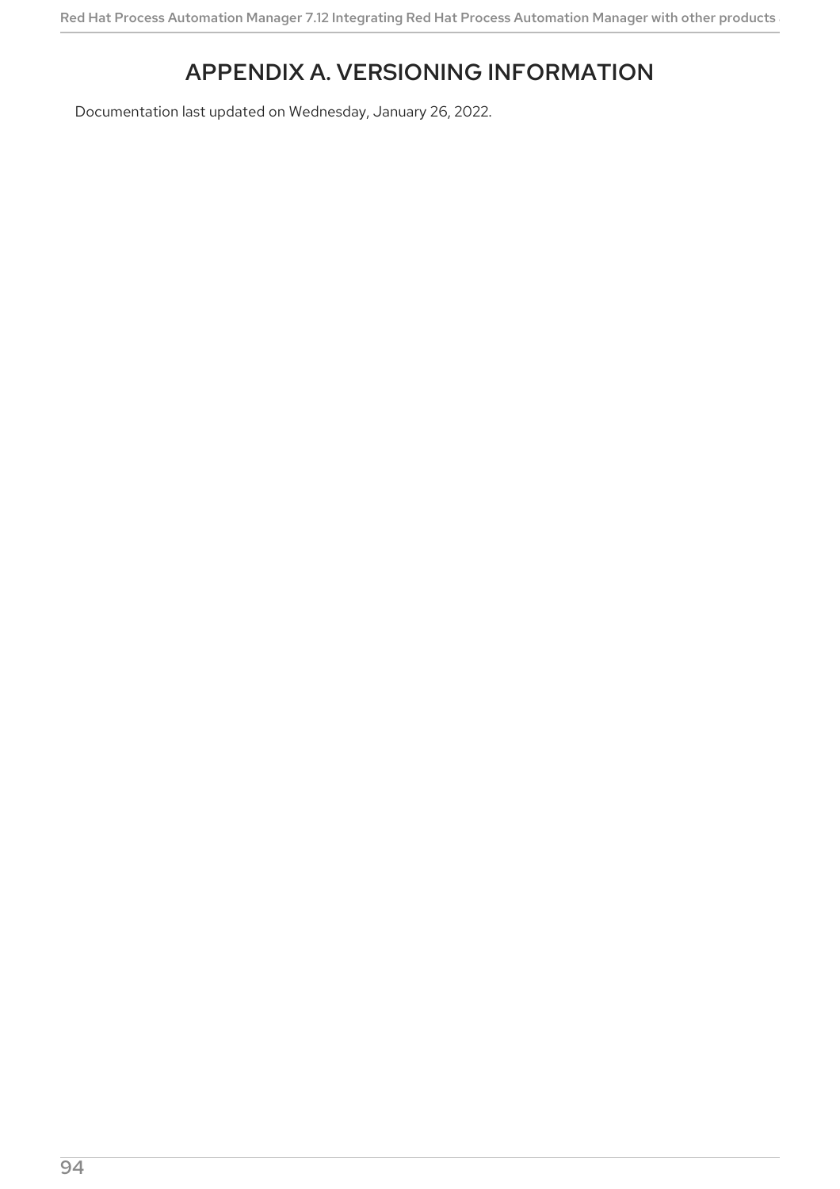# APPENDIX A. VERSIONING INFORMATION

Documentation last updated on Wednesday, January 26, 2022.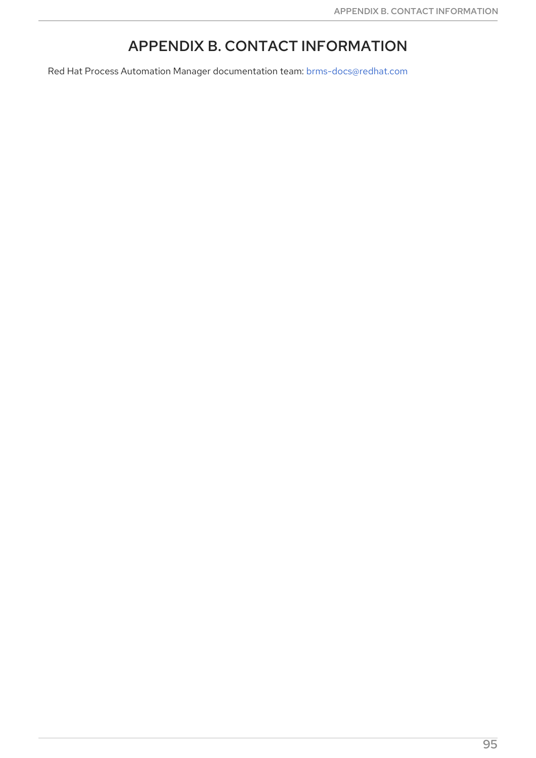# APPENDIX B. CONTACT INFORMATION

Red Hat Process Automation Manager documentation team: brms-docs@redhat.com